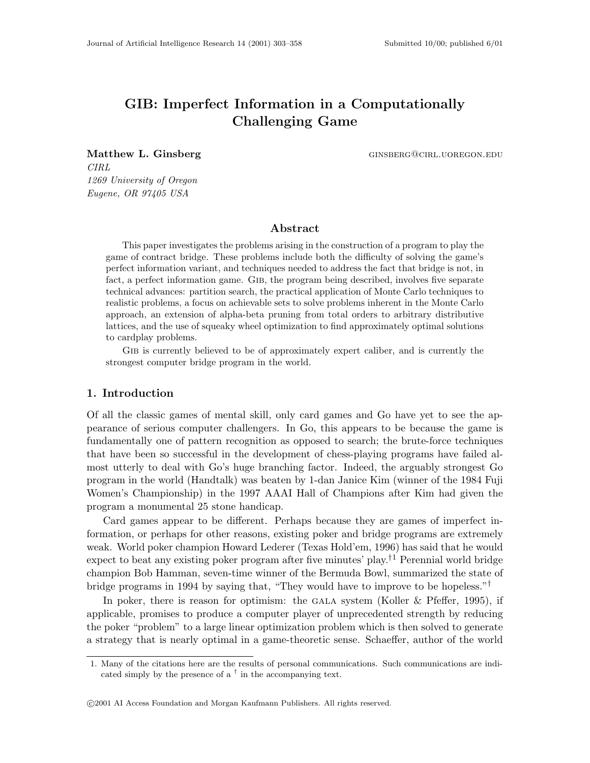# GIB: Imperfect Information in a Computationally Challenging Game

**Matthew L. Ginsberg** ginsberg@cirl.uoregon.edu
*CIRL*
*1269 University of Oregon*
*Eugene, OR 97405 USA*

## Abstract

This paper investigates the problems arising in the construction of a program to play the game of contract bridge. These problems include both the difficulty of solving the game's perfect information variant, and techniques needed to address the fact that bridge is not, in fact, a perfect information game. Gib, the program being described, involves five separate technical advances: partition search, the practical application of Monte Carlo techniques to realistic problems, a focus on achievable sets to solve problems inherent in the Monte Carlo approach, an extension of alpha-beta pruning from total orders to arbitrary distributive lattices, and the use of squeaky wheel optimization to find approximately optimal solutions to cardplay problems.

Gib is currently believed to be of approximately expert caliber, and is currently the strongest computer bridge program in the world.

## 1. Introduction

Of all the classic games of mental skill, only card games and Go have yet to see the appearance of serious computer challengers. In Go, this appears to be because the game is fundamentally one of pattern recognition as opposed to search; the brute-force techniques that have been so successful in the development of chess-playing programs have failed almost utterly to deal with Go's huge branching factor. Indeed, the arguably strongest Go program in the world (Handtalk) was beaten by 1-dan Janice Kim (winner of the 1984 Fuji Women's Championship) in the 1997 AAAI Hall of Champions after Kim had given the program a monumental 25 stone handicap.

Card games appear to be different. Perhaps because they are games of imperfect information, or perhaps for other reasons, existing poker and bridge programs are extremely weak. World poker champion Howard Lederer (Texas Hold'em, 1996) has said that he would expect to beat any existing poker program after five minutes' play.†[1] Perennial world bridge champion Bob Hamman, seven-time winner of the Bermuda Bowl, summarized the state of bridge programs in 1994 by saying that, "They would have to improve to be hopeless."†

In poker, there is reason for optimism: the gala system (Koller & Pfeffer, 1995), if applicable, promises to produce a computer player of unprecedented strength by reducing the poker "problem" to a large linear optimization problem which is then solved to generate a strategy that is nearly optimal in a game-theoretic sense. Schaeffer, author of the world

1. Many of the citations here are the results of personal communications. Such communications are indicated simply by the presence of a † in the accompanying text.

©2001 AI Access Foundation and Morgan Kaufmann Publishers. All rights reserved.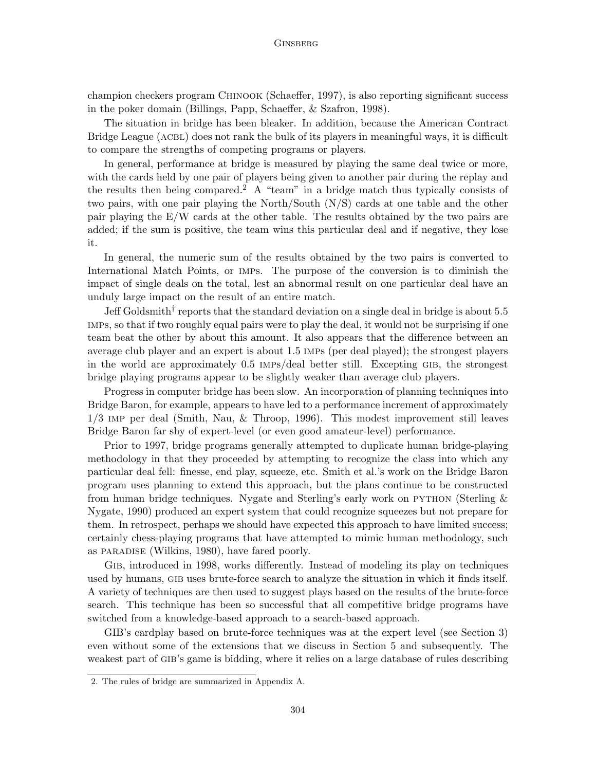champion checkers program Chinook (Schaeffer, 1997), is also reporting significant success in the poker domain (Billings, Papp, Schaeffer, & Szafron, 1998).

The situation in bridge has been bleaker. In addition, because the American Contract Bridge League (ACBL) does not rank the bulk of its players in meaningful ways, it is difficult to compare the strengths of competing programs or players.

In general, performance at bridge is measured by playing the same deal twice or more, with the cards held by one pair of players being given to another pair during the replay and the results then being compared.[2] A "team" in a bridge match thus typically consists of two pairs, with one pair playing the North/South (N/S) cards at one table and the other pair playing the E/W cards at the other table. The results obtained by the two pairs are added; if the sum is positive, the team wins this particular deal and if negative, they lose it.

In general, the numeric sum of the results obtained by the two pairs is converted to International Match Points, or IMPs. The purpose of the conversion is to diminish the impact of single deals on the total, lest an abnormal result on one particular deal have an unduly large impact on the result of an entire match.

Jeff Goldsmith[†] reports that the standard deviation on a single deal in bridge is about 5.5 IMPs, so that if two roughly equal pairs were to play the deal, it would not be surprising if one team beat the other by about this amount. It also appears that the difference between an average club player and an expert is about 1.5 IMPs (per deal played); the strongest players in the world are approximately 0.5 IMPs/deal better still. Excepting GIB, the strongest bridge playing programs appear to be slightly weaker than average club players.

Progress in computer bridge has been slow. An incorporation of planning techniques into Bridge Baron, for example, appears to have led to a performance increment of approximately 1/3 IMP per deal (Smith, Nau, & Throop, 1996). This modest improvement still leaves Bridge Baron far shy of expert-level (or even good amateur-level) performance.

Prior to 1997, bridge programs generally attempted to duplicate human bridge-playing methodology in that they proceeded by attempting to recognize the class into which any particular deal fell: finesse, end play, squeeze, etc. Smith et al.'s work on the Bridge Baron program uses planning to extend this approach, but the plans continue to be constructed from human bridge techniques. Nygate and Sterling's early work on PYTHON (Sterling & Nygate, 1990) produced an expert system that could recognize squeezes but not prepare for them. In retrospect, perhaps we should have expected this approach to have limited success; certainly chess-playing programs that have attempted to mimic human methodology, such as PARADISE (Wilkins, 1980), have fared poorly.

Gib, introduced in 1998, works differently. Instead of modeling its play on techniques used by humans, GIB uses brute-force search to analyze the situation in which it finds itself. A variety of techniques are then used to suggest plays based on the results of the brute-force search. This technique has been so successful that all competitive bridge programs have switched from a knowledge-based approach to a search-based approach.

GIB's cardplay based on brute-force techniques was at the expert level (see Section 3) even without some of the extensions that we discuss in Section 5 and subsequently. The weakest part of GIB's game is bidding, where it relies on a large database of rules describing

2. The rules of bridge are summarized in Appendix A.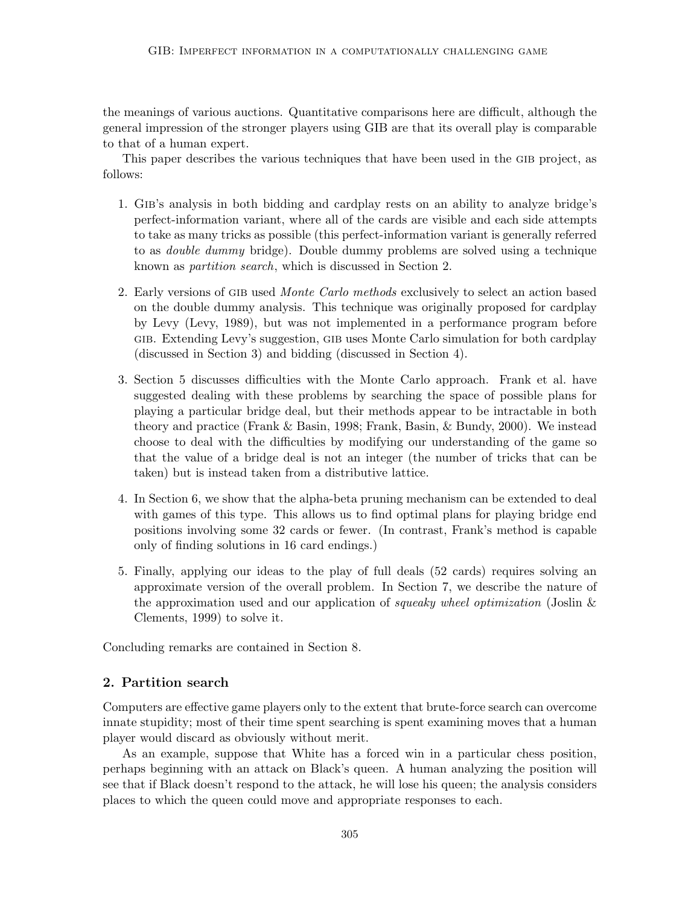the meanings of various auctions. Quantitative comparisons here are difficult, although the general impression of the stronger players using GIB are that its overall play is comparable to that of a human expert.

This paper describes the various techniques that have been used in the GIB project, as follows:

1. GIB's analysis in both bidding and cardplay rests on an ability to analyze bridge's perfect-information variant, where all of the cards are visible and each side attempts to take as many tricks as possible (this perfect-information variant is generally referred to as *double dummy* bridge). Double dummy problems are solved using a technique known as *partition search*, which is discussed in Section 2.
2. Early versions of GIB used *Monte Carlo methods* exclusively to select an action based on the double dummy analysis. This technique was originally proposed for cardplay by Levy (Levy, 1989), but was not implemented in a performance program before GIB. Extending Levy's suggestion, GIB uses Monte Carlo simulation for both cardplay (discussed in Section 3) and bidding (discussed in Section 4).
3. Section 5 discusses difficulties with the Monte Carlo approach. Frank et al. have suggested dealing with these problems by searching the space of possible plans for playing a particular bridge deal, but their methods appear to be intractable in both theory and practice (Frank & Basin, 1998; Frank, Basin, & Bundy, 2000). We instead choose to deal with the difficulties by modifying our understanding of the game so that the value of a bridge deal is not an integer (the number of tricks that can be taken) but is instead taken from a distributive lattice.
4. In Section 6, we show that the alpha-beta pruning mechanism can be extended to deal with games of this type. This allows us to find optimal plans for playing bridge end positions involving some 32 cards or fewer. (In contrast, Frank's method is capable only of finding solutions in 16 card endings.)
5. Finally, applying our ideas to the play of full deals (52 cards) requires solving an approximate version of the overall problem. In Section 7, we describe the nature of the approximation used and our application of *squeaky wheel optimization* (Joslin & Clements, 1999) to solve it.

Concluding remarks are contained in Section 8.

## 2. Partition search

Computers are effective game players only to the extent that brute-force search can overcome innate stupidity; most of their time spent searching is spent examining moves that a human player would discard as obviously without merit.

As an example, suppose that White has a forced win in a particular chess position, perhaps beginning with an attack on Black's queen. A human analyzing the position will see that if Black doesn't respond to the attack, he will lose his queen; the analysis considers places to which the queen could move and appropriate responses to each.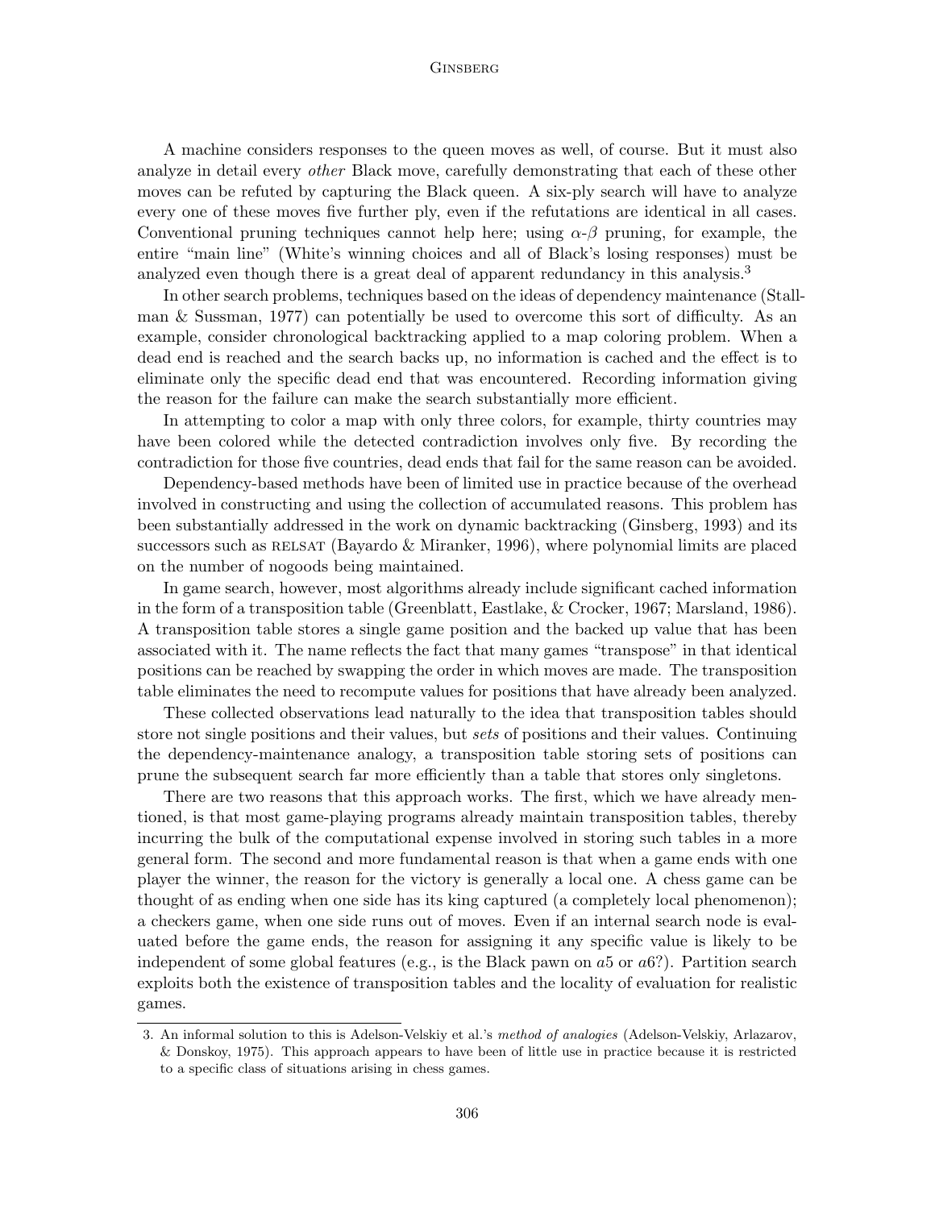A machine considers responses to the queen moves as well, of course. But it must also analyze in detail every *other* Black move, carefully demonstrating that each of these other moves can be refuted by capturing the Black queen. A six-ply search will have to analyze every one of these moves five further ply, even if the refutations are identical in all cases. Conventional pruning techniques cannot help here; using $\alpha$-$\beta$ pruning, for example, the entire "main line" (White's winning choices and all of Black's losing responses) must be analyzed even though there is a great deal of apparent redundancy in this analysis.[3]

In other search problems, techniques based on the ideas of dependency maintenance (Stallman & Sussman, 1977) can potentially be used to overcome this sort of difficulty. As an example, consider chronological backtracking applied to a map coloring problem. When a dead end is reached and the search backs up, no information is cached and the effect is to eliminate only the specific dead end that was encountered. Recording information giving the reason for the failure can make the search substantially more efficient.

In attempting to color a map with only three colors, for example, thirty countries may have been colored while the detected contradiction involves only five. By recording the contradiction for those five countries, dead ends that fail for the same reason can be avoided.

Dependency-based methods have been of limited use in practice because of the overhead involved in constructing and using the collection of accumulated reasons. This problem has been substantially addressed in the work on dynamic backtracking (Ginsberg, 1993) and its successors such as RELSAT (Bayardo & Miranker, 1996), where polynomial limits are placed on the number of nogoods being maintained.

In game search, however, most algorithms already include significant cached information in the form of a transposition table (Greenblatt, Eastlake, & Crocker, 1967; Marsland, 1986). A transposition table stores a single game position and the backed up value that has been associated with it. The name reflects the fact that many games "transpose" in that identical positions can be reached by swapping the order in which moves are made. The transposition table eliminates the need to recompute values for positions that have already been analyzed.

These collected observations lead naturally to the idea that transposition tables should store not single positions and their values, but *sets* of positions and their values. Continuing the dependency-maintenance analogy, a transposition table storing sets of positions can prune the subsequent search far more efficiently than a table that stores only singletons.

There are two reasons that this approach works. The first, which we have already mentioned, is that most game-playing programs already maintain transposition tables, thereby incurring the bulk of the computational expense involved in storing such tables in a more general form. The second and more fundamental reason is that when a game ends with one player the winner, the reason for the victory is generally a local one. A chess game can be thought of as ending when one side has its king captured (a completely local phenomenon); a checkers game, when one side runs out of moves. Even if an internal search node is evaluated before the game ends, the reason for assigning it any specific value is likely to be independent of some global features (e.g., is the Black pawn on *a*5 or *a*6?). Partition search exploits both the existence of transposition tables and the locality of evaluation for realistic games.

---

3. An informal solution to this is Adelson-Velskiy et al.'s *method of analogies* (Adelson-Velskiy, Arlazarov, & Donskoy, 1975). This approach appears to have been of little use in practice because it is restricted to a specific class of situations arising in chess games.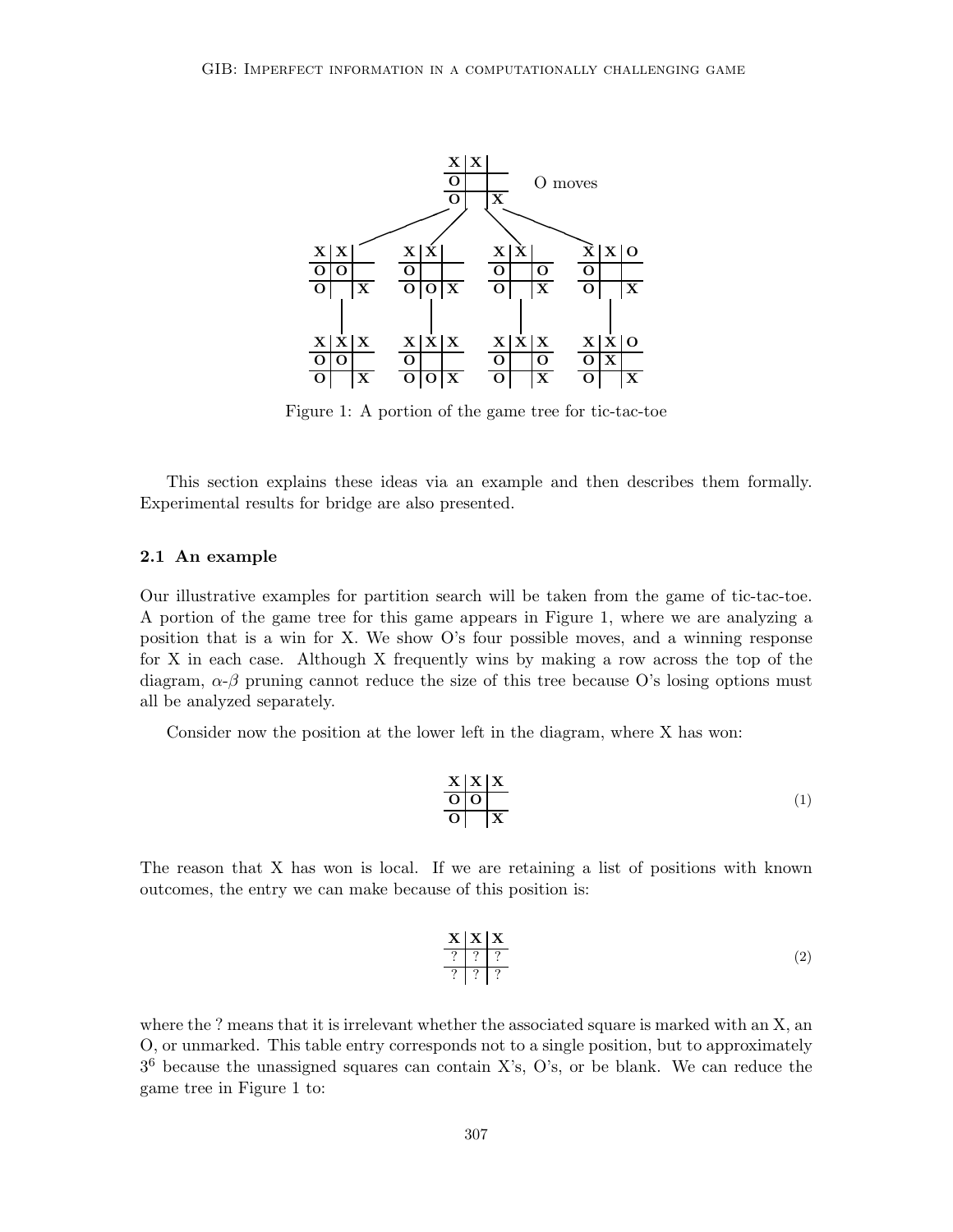Figure 1: A portion of the game tree for tic-tac-toe

This section explains these ideas via an example and then describes them formally. Experimental results for bridge are also presented.

### 2.1 An example

Our illustrative examples for partition search will be taken from the game of tic-tac-toe. A portion of the game tree for this game appears in Figure 1, where we are analyzing a position that is a win for X. We show O's four possible moves, and a winning response for X in each case. Although X frequently wins by making a row across the top of the diagram, $\alpha$-$\beta$ pruning cannot reduce the size of this tree because O's losing options must all be analyzed separately.

Consider now the position at the lower left in the diagram, where X has won:

| X | X | X |
|---|---|---|
| O | O |   |
| O |   | X |

(1)

The reason that X has won is local. If we are retaining a list of positions with known outcomes, the entry we can make because of this position is:

| X | X | X |
|---|---|---|
| ? | ? | ? |
| ? | ? | ? |

(2)

where the ? means that it is irrelevant whether the associated square is marked with an X, an O, or unmarked. This table entry corresponds not to a single position, but to approximately $3^6$ because the unassigned squares can contain X's, O's, or be blank. We can reduce the game tree in Figure 1 to: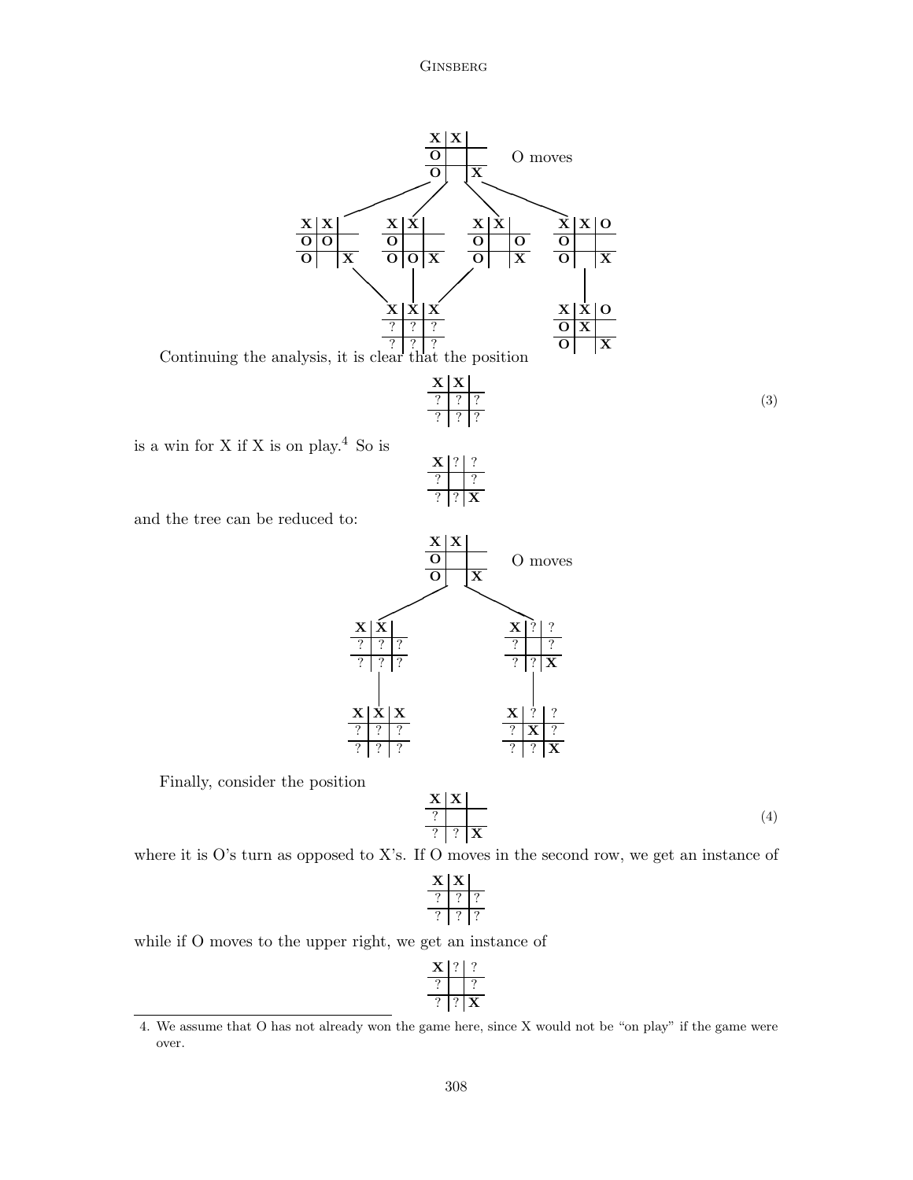|   |   |   |
|---|---|---|
| X | X |   |
| O |   |   |
| O |   | X |

O moves

|   |   |   |
|---|---|---|
| X | X |   |
| O | O |   |
| O |   | X |

|   |   |   |
|---|---|---|
| X | X |   |
| O |   |   |
| O | O | X |

|   |   |   |
|---|---|---|
| X | X |   |
| O |   | O |
| O |   | X |

|   |   |   |
|---|---|---|
| X | X | O |
| O |   |   |
| O |   | X |

|   |   |   |
|---|---|---|
| X | X | X |
| ? | ? | ? |
| ? | ? | ? |

|   |   |   |
|---|---|---|
| X | X | O |
| O | X |   |
| O |   | X |

Continuing the analysis, it is clear that the position

|   |   |   |     |
|---|---|---|-----|
| X | X |   |     |
| ? | ? | ? | (3) |
| ? | ? | ? |     |

is a win for X if X is on play.[4] So is

|   |   |   |
|---|---|---|
| X | ? | ? |
| ? |   | ? |
| ? | ? | X |

and the tree can be reduced to:

|   |   |   |
|---|---|---|
| X | X |   |
| O |   |   |
| O |   | X |

O moves

|   |   |   |
|---|---|---|
| X | X |   |
| ? | ? | ? |
| ? | ? | ? |

|   |   |   |
|---|---|---|
| X | ? | ? |
| ? |   | ? |
| ? | ? | X |

|   |   |   |
|---|---|---|
| X | X | X |
| ? | ? | ? |
| ? | ? | ? |

|   |   |   |
|---|---|---|
| X | ? | ? |
| ? | X | ? |
| ? | ? | X |

Finally, consider the position

|   |   |   |     |
|---|---|---|-----|
| X | X |   |     |
| ? |   |   | (4) |
| ? | ? | X |     |

where it is O's turn as opposed to X's. If O moves in the second row, we get an instance of

|   |   |   |
|---|---|---|
| X | X |   |
| ? | ? | ? |
| ? | ? | ? |

while if O moves to the upper right, we get an instance of

|   |   |   |
|---|---|---|
| X | ? | ? |
| ? |   | ? |
| ? | ? | X |

4. We assume that O has not already won the game here, since X would not be "on play" if the game were over.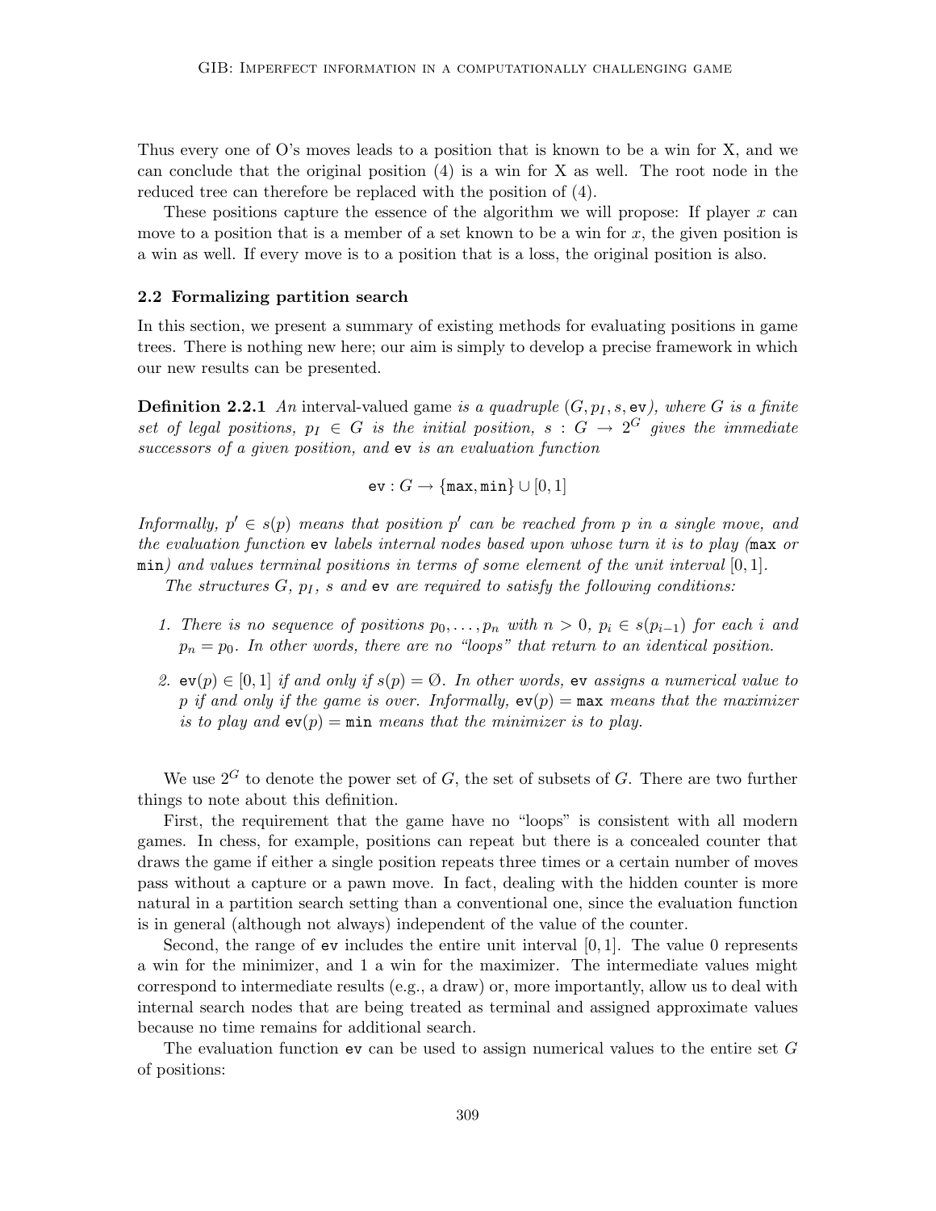Thus every one of O's moves leads to a position that is known to be a win for X, and we can conclude that the original position (4) is a win for X as well. The root node in the reduced tree can therefore be replaced with the position of (4).

These positions capture the essence of the algorithm we will propose: If player $x$ can move to a position that is a member of a set known to be a win for $x$, the given position is a win as well. If every move is to a position that is a loss, the original position is also.

### 2.2 Formalizing partition search

In this section, we present a summary of existing methods for evaluating positions in game trees. There is nothing new here; our aim is simply to develop a precise framework in which our new results can be presented.

**Definition 2.2.1** *An* interval-valued game *is a quadruple* $(G, p_I, s, \mathtt{ev})$*, where* $G$ *is a finite set of legal positions,* $p_I \in G$ *is the initial position,* $s : G \to 2^G$ *gives the immediate successors of a given position, and* ev *is an evaluation function*

$$\mathtt{ev} : G \to \{\mathtt{max}, \mathtt{min}\} \cup [0, 1]$$

*Informally,* $p' \in s(p)$ *means that position* $p'$ *can be reached from* $p$ *in a single move, and the evaluation function* ev *labels internal nodes based upon whose turn it is to play (*max *or* min*) and values terminal positions in terms of some element of the unit interval* $[0, 1]$.

*The structures* $G$*,* $p_I$*,* $s$ *and* ev *are required to satisfy the following conditions:*

1. *There is no sequence of positions* $p_0, \ldots, p_n$ *with* $n > 0$*,* $p_i \in s(p_{i-1})$ *for each* $i$ *and* $p_n = p_0$*. In other words, there are no "loops" that return to an identical position.*
2. $\mathtt{ev}(p) \in [0, 1]$ *if and only if* $s(p) = \emptyset$*. In other words,* ev *assigns a numerical value to* $p$ *if and only if the game is over. Informally,* $\mathtt{ev}(p) = \mathtt{max}$ *means that the maximizer is to play and* $\mathtt{ev}(p) = \mathtt{min}$ *means that the minimizer is to play.*

We use $2^G$ to denote the power set of $G$, the set of subsets of $G$. There are two further things to note about this definition.

First, the requirement that the game have no "loops" is consistent with all modern games. In chess, for example, positions can repeat but there is a concealed counter that draws the game if either a single position repeats three times or a certain number of moves pass without a capture or a pawn move. In fact, dealing with the hidden counter is more natural in a partition search setting than a conventional one, since the evaluation function is in general (although not always) independent of the value of the counter.

Second, the range of ev includes the entire unit interval $[0, 1]$. The value 0 represents a win for the minimizer, and 1 a win for the maximizer. The intermediate values might correspond to intermediate results (e.g., a draw) or, more importantly, allow us to deal with internal search nodes that are being treated as terminal and assigned approximate values because no time remains for additional search.

The evaluation function ev can be used to assign numerical values to the entire set $G$ of positions: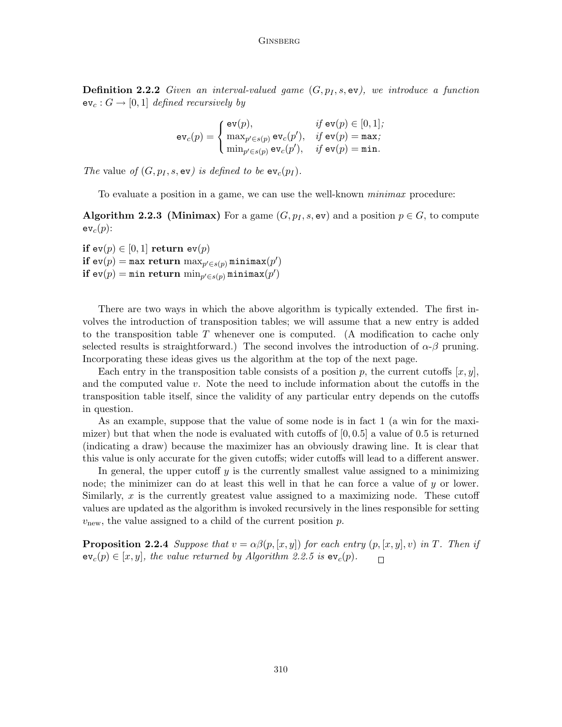**Definition 2.2.2** *Given an interval-valued game* $(G, p_I, s, \mathtt{ev})$*, we introduce a function* $\mathtt{ev}_c : G \to [0, 1]$ *defined recursively by*

$$\mathtt{ev}_c(p) = \begin{cases} \mathtt{ev}(p), & \text{if } \mathtt{ev}(p) \in [0,1]; \\ \max_{p' \in s(p)} \mathtt{ev}_c(p'), & \text{if } \mathtt{ev}(p) = \mathtt{max}; \\ \min_{p' \in s(p)} \mathtt{ev}_c(p'), & \text{if } \mathtt{ev}(p) = \mathtt{min}. \end{cases}$$

*The* value *of* $(G, p_I, s, \mathtt{ev})$ *is defined to be* $\mathtt{ev}_c(p_I)$.

To evaluate a position in a game, we can use the well-known *minimax* procedure:

**Algorithm 2.2.3 (Minimax)** For a game $(G, p_I, s, \mathtt{ev})$ and a position $p \in G$, to compute $\mathtt{ev}_c(p)$:

**if** $\mathtt{ev}(p) \in [0, 1]$ **return** $\mathtt{ev}(p)$
**if** $\mathtt{ev}(p) = \mathtt{max}$ **return** $\max_{p' \in s(p)} \mathtt{minimax}(p')$
**if** $\mathtt{ev}(p) = \mathtt{min}$ **return** $\min_{p' \in s(p)} \mathtt{minimax}(p')$

There are two ways in which the above algorithm is typically extended. The first involves the introduction of transposition tables; we will assume that a new entry is added to the transposition table $T$ whenever one is computed. (A modification to cache only selected results is straightforward.) The second involves the introduction of $\alpha$-$\beta$ pruning. Incorporating these ideas gives us the algorithm at the top of the next page.

Each entry in the transposition table consists of a position $p$, the current cutoffs $[x, y]$, and the computed value $v$. Note the need to include information about the cutoffs in the transposition table itself, since the validity of any particular entry depends on the cutoffs in question.

As an example, suppose that the value of some node is in fact 1 (a win for the maximizer) but that when the node is evaluated with cutoffs of $[0, 0.5]$ a value of 0.5 is returned (indicating a draw) because the maximizer has an obviously drawing line. It is clear that this value is only accurate for the given cutoffs; wider cutoffs will lead to a different answer.

In general, the upper cutoff $y$ is the currently smallest value assigned to a minimizing node; the minimizer can do at least this well in that he can force a value of $y$ or lower. Similarly, $x$ is the currently greatest value assigned to a maximizing node. These cutoff values are updated as the algorithm is invoked recursively in the lines responsible for setting $v_{\text{new}}$, the value assigned to a child of the current position $p$.

**Proposition 2.2.4** *Suppose that* $v = \alpha\beta(p, [x, y])$ *for each entry* $(p, [x, y], v)$ *in* $T$*. Then if* $\mathtt{ev}_c(p) \in [x, y]$*, the value returned by Algorithm 2.2.5 is* $\mathtt{ev}_c(p)$. □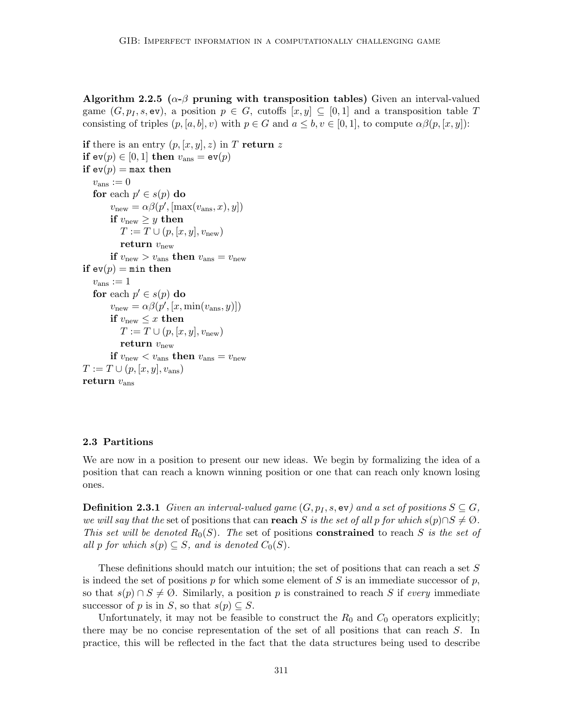**Algorithm 2.2.5 ($\alpha$-$\beta$ pruning with transposition tables)** Given an interval-valued game $(G, p_I, s, \texttt{ev})$, a position $p \in G$, cutoffs $[x, y] \subseteq [0, 1]$ and a transposition table $T$ consisting of triples $(p, [a, b], v)$ with $p \in G$ and $a \leq b, v \in [0, 1]$, to compute $\alpha\beta(p, [x, y])$:

```
if there is an entry (p, [x, y], z) in T return z
if ev(p) ∈ [0, 1] then v_ans = ev(p)
if ev(p) = max then
    v_ans := 0
    for each p' ∈ s(p) do
        v_new = αβ(p', [max(v_ans, x), y])
        if v_new ≥ y then
            T := T ∪ (p, [x, y], v_new)
            return v_new
        if v_new > v_ans then v_ans = v_new
if ev(p) = min then
    v_ans := 1
    for each p' ∈ s(p) do
        v_new = αβ(p', [x, min(v_ans, y)])
        if v_new ≤ x then
            T := T ∪ (p, [x, y], v_new)
            return v_new
        if v_new < v_ans then v_ans = v_new
T := T ∪ (p, [x, y], v_ans)
return v_ans
```

### 2.3 Partitions

We are now in a position to present our new ideas. We begin by formalizing the idea of a position that can reach a known winning position or one that can reach only known losing ones.

**Definition 2.3.1** *Given an interval-valued game $(G, p_I, s, \texttt{ev})$ and a set of positions $S \subseteq G$, we will say that the* set of positions that can **reach** $S$ *is the set of all $p$ for which $s(p) \cap S \neq \emptyset$. This set will be denoted $R_0(S)$. The* set of positions **constrained** to reach $S$ *is the set of all $p$ for which $s(p) \subseteq S$, and is denoted $C_0(S)$.*

These definitions should match our intuition; the set of positions that can reach a set $S$ is indeed the set of positions $p$ for which some element of $S$ is an immediate successor of $p$, so that $s(p) \cap S \neq \emptyset$. Similarly, a position $p$ is constrained to reach $S$ if *every* immediate successor of $p$ is in $S$, so that $s(p) \subseteq S$.

Unfortunately, it may not be feasible to construct the $R_0$ and $C_0$ operators explicitly; there may be no concise representation of the set of all positions that can reach $S$. In practice, this will be reflected in the fact that the data structures being used to describe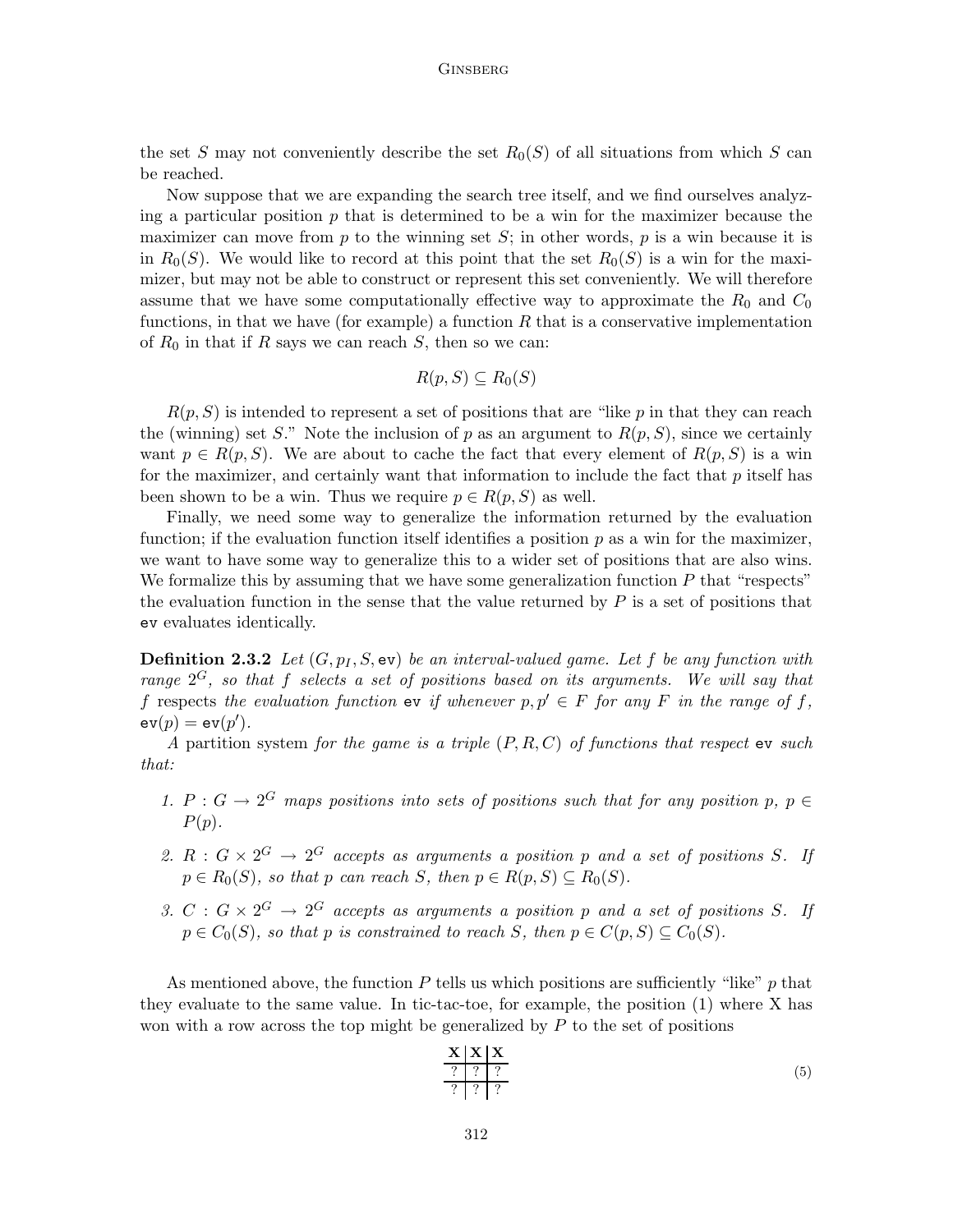the set $S$ may not conveniently describe the set $R_0(S)$ of all situations from which $S$ can be reached.

Now suppose that we are expanding the search tree itself, and we find ourselves analyzing a particular position $p$ that is determined to be a win for the maximizer because the maximizer can move from $p$ to the winning set $S$; in other words, $p$ is a win because it is in $R_0(S)$. We would like to record at this point that the set $R_0(S)$ is a win for the maximizer, but may not be able to construct or represent this set conveniently. We will therefore assume that we have some computationally effective way to approximate the $R_0$ and $C_0$ functions, in that we have (for example) a function $R$ that is a conservative implementation of $R_0$ in that if $R$ says we can reach $S$, then so we can:

$$R(p, S) \subseteq R_0(S)$$

$R(p, S)$ is intended to represent a set of positions that are "like $p$ in that they can reach the (winning) set $S$." Note the inclusion of $p$ as an argument to $R(p, S)$, since we certainly want $p \in R(p, S)$. We are about to cache the fact that every element of $R(p, S)$ is a win for the maximizer, and certainly want that information to include the fact that $p$ itself has been shown to be a win. Thus we require $p \in R(p, S)$ as well.

Finally, we need some way to generalize the information returned by the evaluation function; if the evaluation function itself identifies a position $p$ as a win for the maximizer, we want to have some way to generalize this to a wider set of positions that are also wins. We formalize this by assuming that we have some generalization function $P$ that "respects" the evaluation function in the sense that the value returned by $P$ is a set of positions that ev evaluates identically.

**Definition 2.3.2** *Let $(G, p_I, S, \texttt{ev})$ be an interval-valued game. Let $f$ be any function with range $2^G$, so that $f$ selects a set of positions based on its arguments. We will say that $f$ respects the evaluation function ev if whenever $p, p' \in F$ for any $F$ in the range of $f$, $\texttt{ev}(p) = \texttt{ev}(p')$.*

*A partition system for the game is a triple $(P, R, C)$ of functions that respect ev such that:*

1. *$P : G \rightarrow 2^G$ maps positions into sets of positions such that for any position $p$, $p \in P(p)$.*
2. *$R : G \times 2^G \rightarrow 2^G$ accepts as arguments a position $p$ and a set of positions $S$. If $p \in R_0(S)$, so that $p$ can reach $S$, then $p \in R(p, S) \subseteq R_0(S)$.*
3. *$C : G \times 2^G \rightarrow 2^G$ accepts as arguments a position $p$ and a set of positions $S$. If $p \in C_0(S)$, so that $p$ is constrained to reach $S$, then $p \in C(p, S) \subseteq C_0(S)$.*

As mentioned above, the function $P$ tells us which positions are sufficiently "like" $p$ that they evaluate to the same value. In tic-tac-toe, for example, the position (1) where X has won with a row across the top might be generalized by $P$ to the set of positions

| X | X | X |
|---|---|---|
| ? | ? | ? |
| ? | ? | ? |

(5)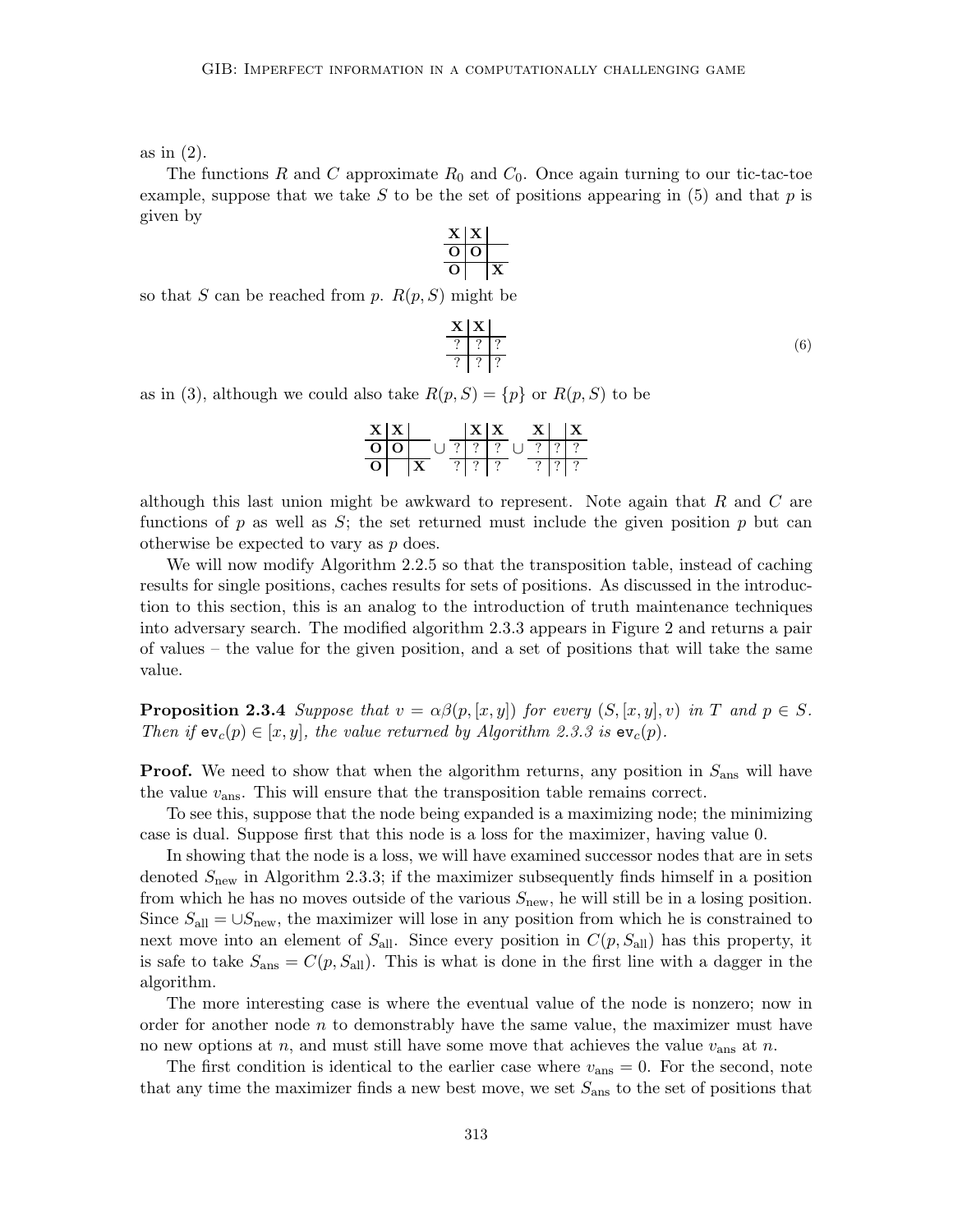as in (2).

The functions $R$ and $C$ approximate $R_0$ and $C_0$. Once again turning to our tic-tac-toe example, suppose that we take $S$ to be the set of positions appearing in (5) and that $p$ is given by

| X | X |   |
|---|---|---|
| O | O |   |
| O |   | X |

so that $S$ can be reached from $p$. $R(p, S)$ might be

| X | X |   |
|---|---|---|
| ? | ? | ? |
| ? | ? | ? |

(6)

as in (3), although we could also take $R(p, S) = \{p\}$ or $R(p, S)$ to be

| X | X |   |
|---|---|---|
| O | O |   |
| O |   | X |

$\cup$

|   | X | X |
|---|---|---|
| ? | ? | ? |
| ? | ? | ? |

$\cup$

| X |   | X |
|---|---|---|
| ? | ? | ? |
| ? | ? | ? |

although this last union might be awkward to represent. Note again that $R$ and $C$ are functions of $p$ as well as $S$; the set returned must include the given position $p$ but can otherwise be expected to vary as $p$ does.

We will now modify Algorithm 2.2.5 so that the transposition table, instead of caching results for single positions, caches results for sets of positions. As discussed in the introduction to this section, this is an analog to the introduction of truth maintenance techniques into adversary search. The modified algorithm 2.3.3 appears in Figure 2 and returns a pair of values – the value for the given position, and a set of positions that will take the same value.

**Proposition 2.3.4** *Suppose that $v = \alpha\beta(p, [x, y])$ for every $(S, [x, y], v)$ in $T$ and $p \in S$. Then if $\mathtt{ev}_c(p) \in [x, y]$, the value returned by Algorithm 2.3.3 is $\mathtt{ev}_c(p)$.*

**Proof.** We need to show that when the algorithm returns, any position in $S_{\text{ans}}$ will have the value $v_{\text{ans}}$. This will ensure that the transposition table remains correct.

To see this, suppose that the node being expanded is a maximizing node; the minimizing case is dual. Suppose first that this node is a loss for the maximizer, having value 0.

In showing that the node is a loss, we will have examined successor nodes that are in sets denoted $S_{\text{new}}$ in Algorithm 2.3.3; if the maximizer subsequently finds himself in a position from which he has no moves outside of the various $S_{\text{new}}$, he will still be in a losing position. Since $S_{\text{all}} = \cup S_{\text{new}}$, the maximizer will lose in any position from which he is constrained to next move into an element of $S_{\text{all}}$. Since every position in $C(p, S_{\text{all}})$ has this property, it is safe to take $S_{\text{ans}} = C(p, S_{\text{all}})$. This is what is done in the first line with a dagger in the algorithm.

The more interesting case is where the eventual value of the node is nonzero; now in order for another node $n$ to demonstrably have the same value, the maximizer must have no new options at $n$, and must still have some move that achieves the value $v_{\text{ans}}$ at $n$.

The first condition is identical to the earlier case where $v_{\text{ans}} = 0$. For the second, note that any time the maximizer finds a new best move, we set $S_{\text{ans}}$ to the set of positions that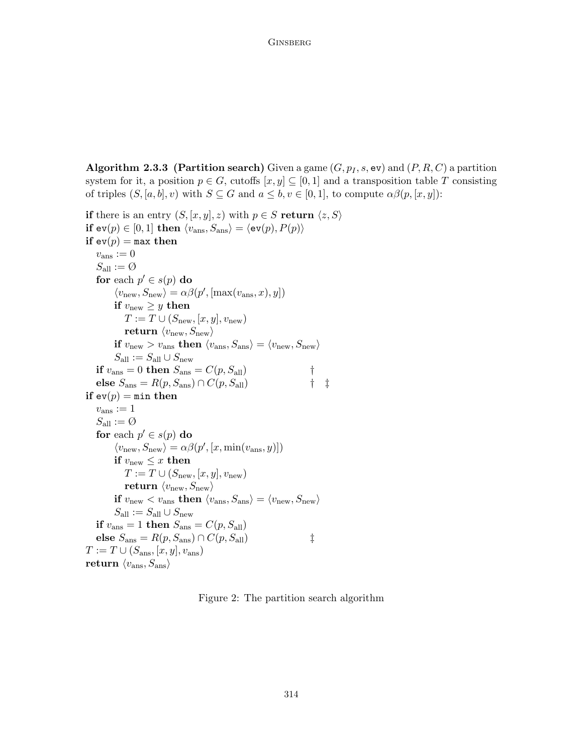**Algorithm 2.3.3 (Partition search)** Given a game $(G, p_I, s, \texttt{ev})$ and $(P, R, C)$ a partition system for it, a position $p \in G$, cutoffs $[x, y] \subseteq [0, 1]$ and a transposition table $T$ consisting of triples $(S, [a, b], v)$ with $S \subseteq G$ and $a \leq b, v \in [0, 1]$, to compute $\alpha\beta(p, [x, y])$:

**if** there is an entry $(S, [x, y], z)$ with $p \in S$ **return** $\langle z, S \rangle$
**if** $\texttt{ev}(p) \in [0, 1]$ **then** $\langle v_{\text{ans}}, S_{\text{ans}} \rangle = \langle \texttt{ev}(p), P(p) \rangle$
**if** $\texttt{ev}(p) = \texttt{max}$ **then**
&nbsp;&nbsp;&nbsp;&nbsp;$v_{\text{ans}} := 0$
&nbsp;&nbsp;&nbsp;&nbsp;$S_{\text{all}} := \emptyset$
&nbsp;&nbsp;&nbsp;&nbsp;**for** each $p' \in s(p)$ **do**
&nbsp;&nbsp;&nbsp;&nbsp;&nbsp;&nbsp;&nbsp;&nbsp;$\langle v_{\text{new}}, S_{\text{new}} \rangle = \alpha\beta(p', [\max(v_{\text{ans}}, x), y])$
&nbsp;&nbsp;&nbsp;&nbsp;&nbsp;&nbsp;&nbsp;&nbsp;**if** $v_{\text{new}} \geq y$ **then**
&nbsp;&nbsp;&nbsp;&nbsp;&nbsp;&nbsp;&nbsp;&nbsp;&nbsp;&nbsp;&nbsp;&nbsp;$T := T \cup (S_{\text{new}}, [x, y], v_{\text{new}})$
&nbsp;&nbsp;&nbsp;&nbsp;&nbsp;&nbsp;&nbsp;&nbsp;&nbsp;&nbsp;&nbsp;&nbsp;**return** $\langle v_{\text{new}}, S_{\text{new}} \rangle$
&nbsp;&nbsp;&nbsp;&nbsp;&nbsp;&nbsp;&nbsp;&nbsp;**if** $v_{\text{new}} > v_{\text{ans}}$ **then** $\langle v_{\text{ans}}, S_{\text{ans}} \rangle = \langle v_{\text{new}}, S_{\text{new}} \rangle$
&nbsp;&nbsp;&nbsp;&nbsp;&nbsp;&nbsp;&nbsp;&nbsp;$S_{\text{all}} := S_{\text{all}} \cup S_{\text{new}}$
&nbsp;&nbsp;&nbsp;&nbsp;**if** $v_{\text{ans}} = 0$ **then** $S_{\text{ans}} = C(p, S_{\text{all}})$ &nbsp;&nbsp;&nbsp;&nbsp;&nbsp;&nbsp;&nbsp;&nbsp;†
&nbsp;&nbsp;&nbsp;&nbsp;**else** $S_{\text{ans}} = R(p, S_{\text{ans}}) \cap C(p, S_{\text{all}})$ &nbsp;&nbsp;&nbsp;&nbsp;&nbsp;&nbsp;&nbsp;&nbsp;† &nbsp;‡
**if** $\texttt{ev}(p) = \texttt{min}$ **then**
&nbsp;&nbsp;&nbsp;&nbsp;$v_{\text{ans}} := 1$
&nbsp;&nbsp;&nbsp;&nbsp;$S_{\text{all}} := \emptyset$
&nbsp;&nbsp;&nbsp;&nbsp;**for** each $p' \in s(p)$ **do**
&nbsp;&nbsp;&nbsp;&nbsp;&nbsp;&nbsp;&nbsp;&nbsp;$\langle v_{\text{new}}, S_{\text{new}} \rangle = \alpha\beta(p', [x, \min(v_{\text{ans}}, y)])$
&nbsp;&nbsp;&nbsp;&nbsp;&nbsp;&nbsp;&nbsp;&nbsp;**if** $v_{\text{new}} \leq x$ **then**
&nbsp;&nbsp;&nbsp;&nbsp;&nbsp;&nbsp;&nbsp;&nbsp;&nbsp;&nbsp;&nbsp;&nbsp;$T := T \cup (S_{\text{new}}, [x, y], v_{\text{new}})$
&nbsp;&nbsp;&nbsp;&nbsp;&nbsp;&nbsp;&nbsp;&nbsp;&nbsp;&nbsp;&nbsp;&nbsp;**return** $\langle v_{\text{new}}, S_{\text{new}} \rangle$
&nbsp;&nbsp;&nbsp;&nbsp;&nbsp;&nbsp;&nbsp;&nbsp;**if** $v_{\text{new}} < v_{\text{ans}}$ **then** $\langle v_{\text{ans}}, S_{\text{ans}} \rangle = \langle v_{\text{new}}, S_{\text{new}} \rangle$
&nbsp;&nbsp;&nbsp;&nbsp;&nbsp;&nbsp;&nbsp;&nbsp;$S_{\text{all}} := S_{\text{all}} \cup S_{\text{new}}$
&nbsp;&nbsp;&nbsp;&nbsp;**if** $v_{\text{ans}} = 1$ **then** $S_{\text{ans}} = C(p, S_{\text{all}})$
&nbsp;&nbsp;&nbsp;&nbsp;**else** $S_{\text{ans}} = R(p, S_{\text{ans}}) \cap C(p, S_{\text{all}})$ &nbsp;&nbsp;&nbsp;&nbsp;&nbsp;&nbsp;&nbsp;&nbsp;‡
$T := T \cup (S_{\text{ans}}, [x, y], v_{\text{ans}})$
**return** $\langle v_{\text{ans}}, S_{\text{ans}} \rangle$

Figure 2: The partition search algorithm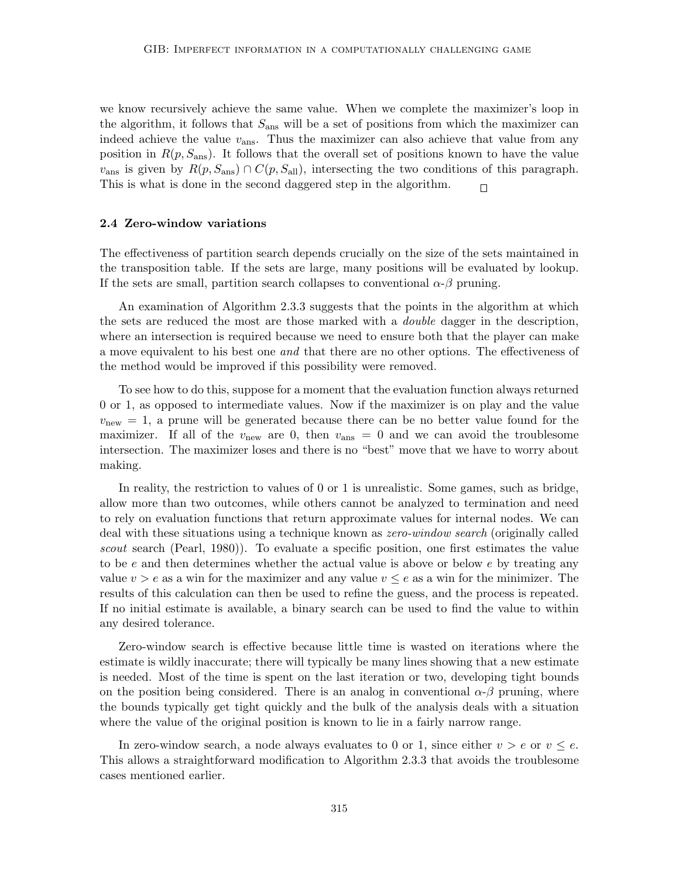we know recursively achieve the same value. When we complete the maximizer's loop in the algorithm, it follows that $S_{\text{ans}}$ will be a set of positions from which the maximizer can indeed achieve the value $v_{\text{ans}}$. Thus the maximizer can also achieve that value from any position in $R(p, S_{\text{ans}})$. It follows that the overall set of positions known to have the value $v_{\text{ans}}$ is given by $R(p, S_{\text{ans}}) \cap C(p, S_{\text{all}})$, intersecting the two conditions of this paragraph. This is what is done in the second daggered step in the algorithm. □

### 2.4 Zero-window variations

The effectiveness of partition search depends crucially on the size of the sets maintained in the transposition table. If the sets are large, many positions will be evaluated by lookup. If the sets are small, partition search collapses to conventional $\alpha$-$\beta$ pruning.

An examination of Algorithm 2.3.3 suggests that the points in the algorithm at which the sets are reduced the most are those marked with a *double* dagger in the description, where an intersection is required because we need to ensure both that the player can make a move equivalent to his best one *and* that there are no other options. The effectiveness of the method would be improved if this possibility were removed.

To see how to do this, suppose for a moment that the evaluation function always returned 0 or 1, as opposed to intermediate values. Now if the maximizer is on play and the value $v_{\text{new}} = 1$, a prune will be generated because there can be no better value found for the maximizer. If all of the $v_{\text{new}}$ are 0, then $v_{\text{ans}} = 0$ and we can avoid the troublesome intersection. The maximizer loses and there is no "best" move that we have to worry about making.

In reality, the restriction to values of 0 or 1 is unrealistic. Some games, such as bridge, allow more than two outcomes, while others cannot be analyzed to termination and need to rely on evaluation functions that return approximate values for internal nodes. We can deal with these situations using a technique known as *zero-window search* (originally called *scout* search (Pearl, 1980)). To evaluate a specific position, one first estimates the value to be $e$ and then determines whether the actual value is above or below $e$ by treating any value $v > e$ as a win for the maximizer and any value $v \leq e$ as a win for the minimizer. The results of this calculation can then be used to refine the guess, and the process is repeated. If no initial estimate is available, a binary search can be used to find the value to within any desired tolerance.

Zero-window search is effective because little time is wasted on iterations where the estimate is wildly inaccurate; there will typically be many lines showing that a new estimate is needed. Most of the time is spent on the last iteration or two, developing tight bounds on the position being considered. There is an analog in conventional $\alpha$-$\beta$ pruning, where the bounds typically get tight quickly and the bulk of the analysis deals with a situation where the value of the original position is known to lie in a fairly narrow range.

In zero-window search, a node always evaluates to 0 or 1, since either $v > e$ or $v \leq e$. This allows a straightforward modification to Algorithm 2.3.3 that avoids the troublesome cases mentioned earlier.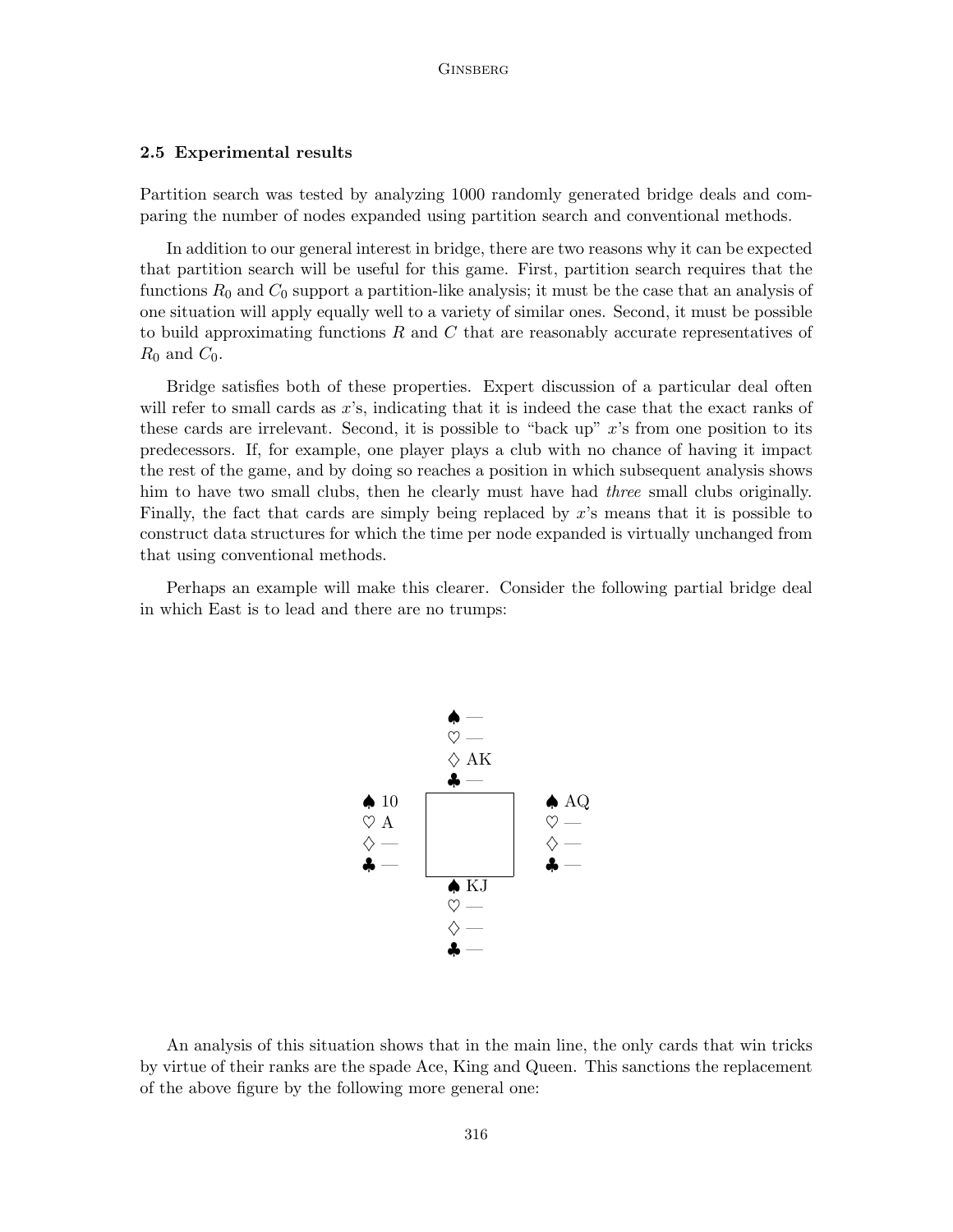### 2.5 Experimental results

Partition search was tested by analyzing 1000 randomly generated bridge deals and comparing the number of nodes expanded using partition search and conventional methods.

In addition to our general interest in bridge, there are two reasons why it can be expected that partition search will be useful for this game. First, partition search requires that the functions $R_0$ and $C_0$ support a partition-like analysis; it must be the case that an analysis of one situation will apply equally well to a variety of similar ones. Second, it must be possible to build approximating functions $R$ and $C$ that are reasonably accurate representatives of $R_0$ and $C_0$.

Bridge satisfies both of these properties. Expert discussion of a particular deal often will refer to small cards as $x$'s, indicating that it is indeed the case that the exact ranks of these cards are irrelevant. Second, it is possible to "back up" $x$'s from one position to its predecessors. If, for example, one player plays a club with no chance of having it impact the rest of the game, and by doing so reaches a position in which subsequent analysis shows him to have two small clubs, then he clearly must have had *three* small clubs originally. Finally, the fact that cards are simply being replaced by $x$'s means that it is possible to construct data structures for which the time per node expanded is virtually unchanged from that using conventional methods.

Perhaps an example will make this clearer. Consider the following partial bridge deal in which East is to lead and there are no trumps:

| | North | |
|---|---|---|
| | ♠ —<br>♡ —<br>♢ AK<br>♣ — | |
| **West**<br>♠ 10<br>♡ A<br>♢ —<br>♣ — | | **East**<br>♠ AQ<br>♡ —<br>♢ —<br>♣ — |
| | ♠ KJ<br>♡ —<br>♢ —<br>♣ — | |
| | South | |

An analysis of this situation shows that in the main line, the only cards that win tricks by virtue of their ranks are the spade Ace, King and Queen. This sanctions the replacement of the above figure by the following more general one: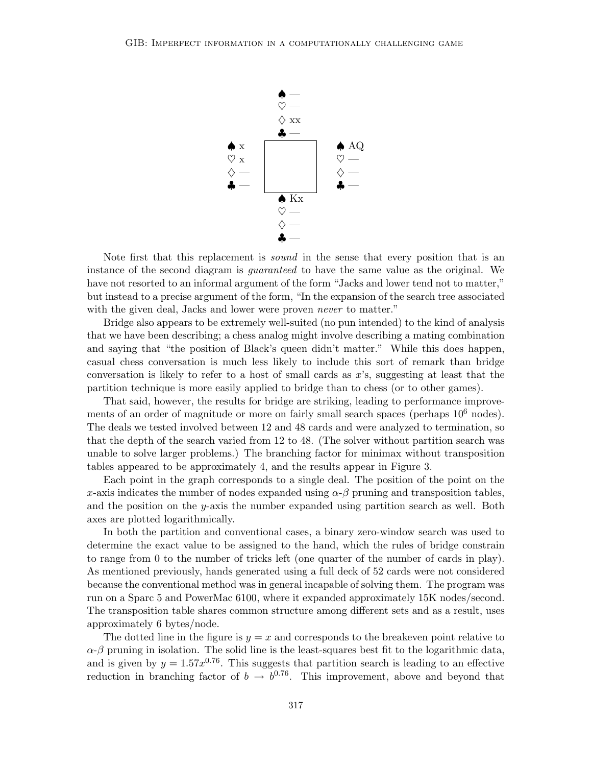♠ —
♡ —
♢ xx
♣ —

| West | East |
|---|---|
| ♠ x | ♠ AQ |
| ♡ x | ♡ — |
| ♢ — | ♢ — |
| ♣ — | ♣ — |

♠ Kx
♡ —
♢ —
♣ —

Note first that this replacement is *sound* in the sense that every position that is an instance of the second diagram is *guaranteed* to have the same value as the original. We have not resorted to an informal argument of the form "Jacks and lower tend not to matter," but instead to a precise argument of the form, "In the expansion of the search tree associated with the given deal, Jacks and lower were proven *never* to matter."

Bridge also appears to be extremely well-suited (no pun intended) to the kind of analysis that we have been describing; a chess analog might involve describing a mating combination and saying that "the position of Black's queen didn't matter." While this does happen, casual chess conversation is much less likely to include this sort of remark than bridge conversation is likely to refer to a host of small cards as $x$'s, suggesting at least that the partition technique is more easily applied to bridge than to chess (or to other games).

That said, however, the results for bridge are striking, leading to performance improvements of an order of magnitude or more on fairly small search spaces (perhaps $10^6$ nodes). The deals we tested involved between 12 and 48 cards and were analyzed to termination, so that the depth of the search varied from 12 to 48. (The solver without partition search was unable to solve larger problems.) The branching factor for minimax without transposition tables appeared to be approximately 4, and the results appear in Figure 3.

Each point in the graph corresponds to a single deal. The position of the point on the $x$-axis indicates the number of nodes expanded using $\alpha$-$\beta$ pruning and transposition tables, and the position on the $y$-axis the number expanded using partition search as well. Both axes are plotted logarithmically.

In both the partition and conventional cases, a binary zero-window search was used to determine the exact value to be assigned to the hand, which the rules of bridge constrain to range from 0 to the number of tricks left (one quarter of the number of cards in play). As mentioned previously, hands generated using a full deck of 52 cards were not considered because the conventional method was in general incapable of solving them. The program was run on a Sparc 5 and PowerMac 6100, where it expanded approximately 15K nodes/second. The transposition table shares common structure among different sets and as a result, uses approximately 6 bytes/node.

The dotted line in the figure is $y = x$ and corresponds to the breakeven point relative to $\alpha$-$\beta$ pruning in isolation. The solid line is the least-squares best fit to the logarithmic data, and is given by $y = 1.57x^{0.76}$. This suggests that partition search is leading to an effective reduction in branching factor of $b \rightarrow b^{0.76}$. This improvement, above and beyond that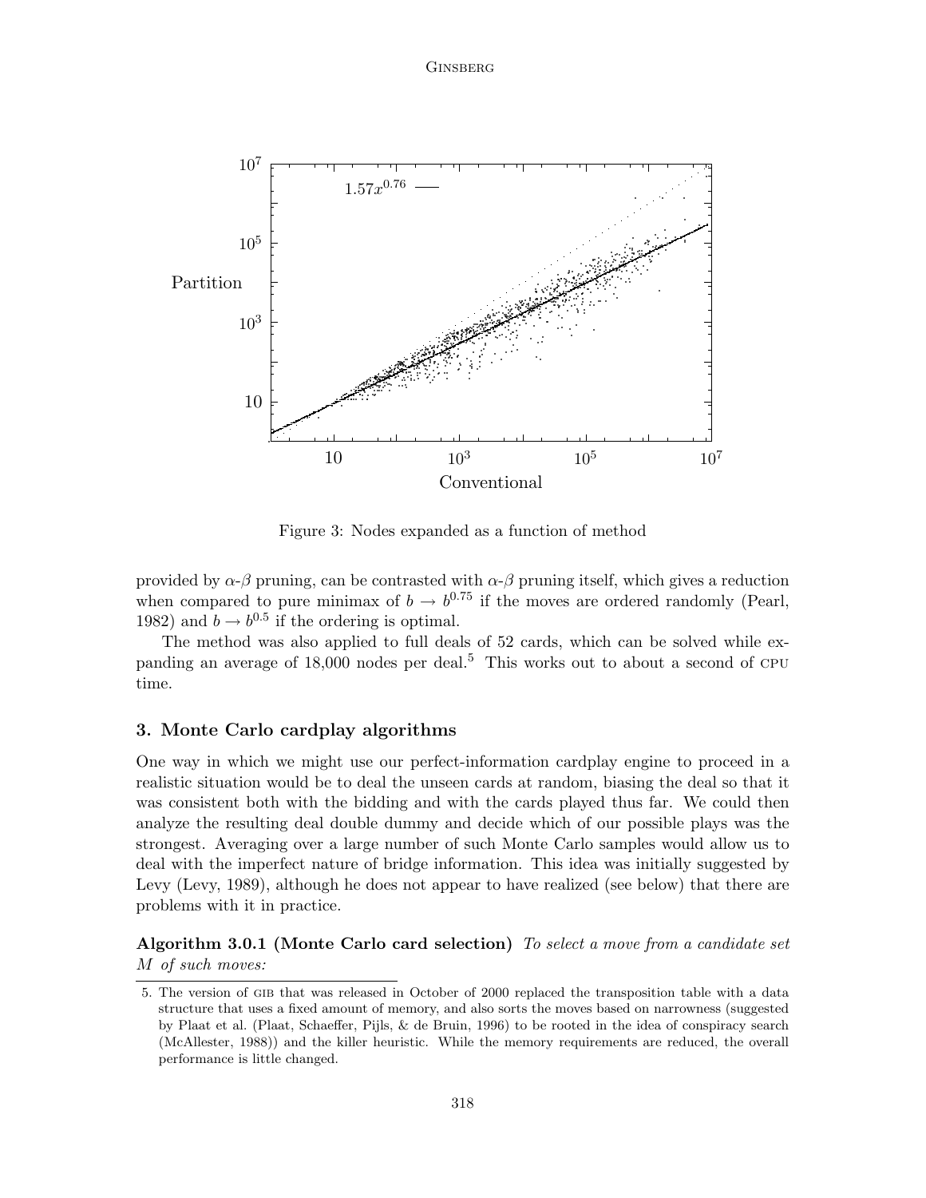Figure 3: Nodes expanded as a function of method

provided by $\alpha$-$\beta$ pruning, can be contrasted with $\alpha$-$\beta$ pruning itself, which gives a reduction when compared to pure minimax of $b \to b^{0.75}$ if the moves are ordered randomly (Pearl, 1982) and $b \to b^{0.5}$ if the ordering is optimal.

The method was also applied to full deals of 52 cards, which can be solved while expanding an average of 18,000 nodes per deal.[5] This works out to about a second of CPU time.

## 3. Monte Carlo cardplay algorithms

One way in which we might use our perfect-information cardplay engine to proceed in a realistic situation would be to deal the unseen cards at random, biasing the deal so that it was consistent both with the bidding and with the cards played thus far. We could then analyze the resulting deal double dummy and decide which of our possible plays was the strongest. Averaging over a large number of such Monte Carlo samples would allow us to deal with the imperfect nature of bridge information. This idea was initially suggested by Levy (Levy, 1989), although he does not appear to have realized (see below) that there are problems with it in practice.

**Algorithm 3.0.1 (Monte Carlo card selection)** *To select a move from a candidate set $M$ of such moves:*

5. The version of GIB that was released in October of 2000 replaced the transposition table with a data structure that uses a fixed amount of memory, and also sorts the moves based on narrowness (suggested by Plaat et al. (Plaat, Schaeffer, Pijls, & de Bruin, 1996) to be rooted in the idea of conspiracy search (McAllester, 1988)) and the killer heuristic. While the memory requirements are reduced, the overall performance is little changed.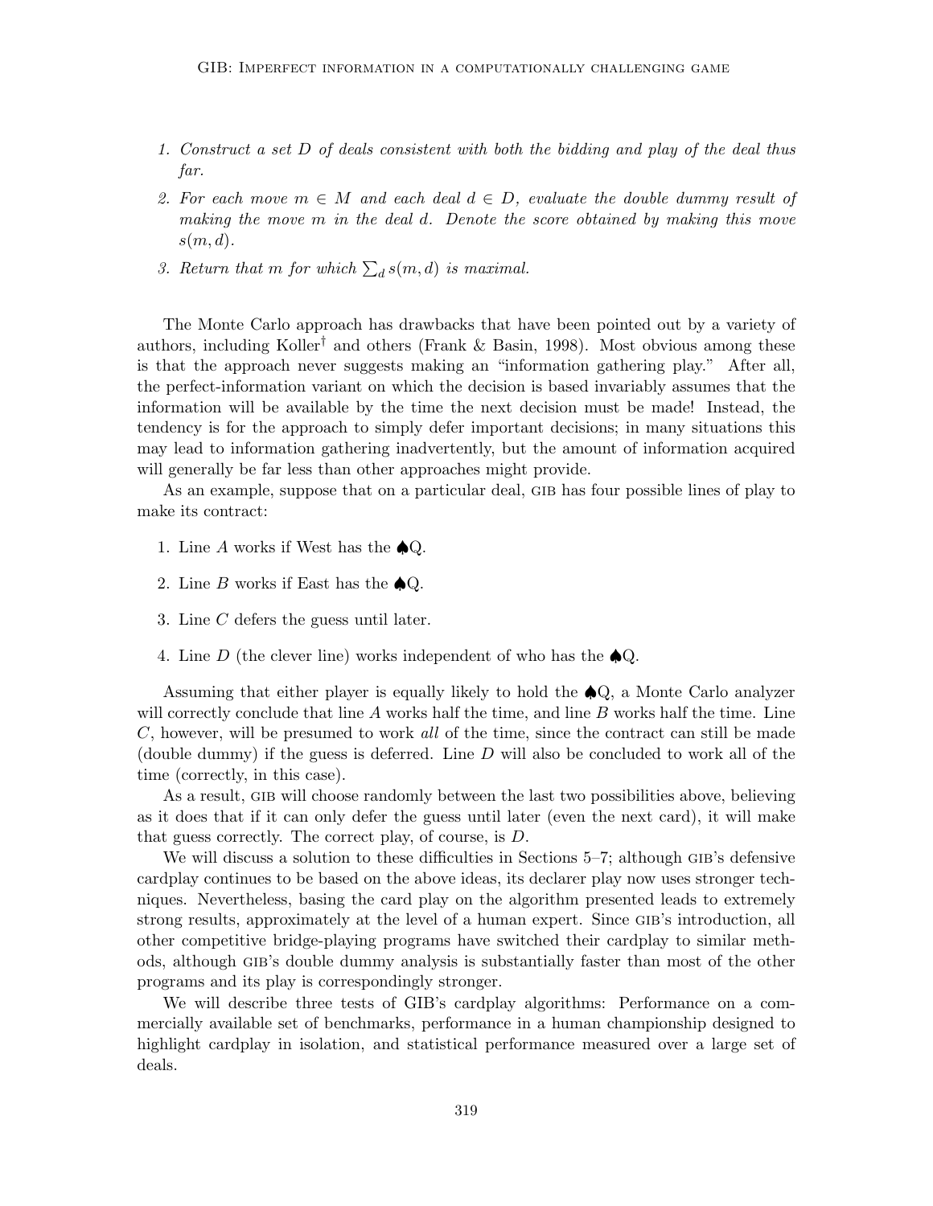1. *Construct a set $D$ of deals consistent with both the bidding and play of the deal thus far.*
2. *For each move $m \in M$ and each deal $d \in D$, evaluate the double dummy result of making the move $m$ in the deal $d$. Denote the score obtained by making this move $s(m, d)$.*
3. *Return that $m$ for which $\sum_d s(m, d)$ is maximal.*

The Monte Carlo approach has drawbacks that have been pointed out by a variety of authors, including Koller† and others (Frank & Basin, 1998). Most obvious among these is that the approach never suggests making an "information gathering play." After all, the perfect-information variant on which the decision is based invariably assumes that the information will be available by the time the next decision must be made! Instead, the tendency is for the approach to simply defer important decisions; in many situations this may lead to information gathering inadvertently, but the amount of information acquired will generally be far less than other approaches might provide.

As an example, suppose that on a particular deal, GIB has four possible lines of play to make its contract:

1. Line $A$ works if West has the ♠Q.
2. Line $B$ works if East has the ♠Q.
3. Line $C$ defers the guess until later.
4. Line $D$ (the clever line) works independent of who has the ♠Q.

Assuming that either player is equally likely to hold the ♠Q, a Monte Carlo analyzer will correctly conclude that line $A$ works half the time, and line $B$ works half the time. Line $C$, however, will be presumed to work *all* of the time, since the contract can still be made (double dummy) if the guess is deferred. Line $D$ will also be concluded to work all of the time (correctly, in this case).

As a result, GIB will choose randomly between the last two possibilities above, believing as it does that if it can only defer the guess until later (even the next card), it will make that guess correctly. The correct play, of course, is $D$.

We will discuss a solution to these difficulties in Sections 5–7; although GIB's defensive cardplay continues to be based on the above ideas, its declarer play now uses stronger techniques. Nevertheless, basing the card play on the algorithm presented leads to extremely strong results, approximately at the level of a human expert. Since GIB's introduction, all other competitive bridge-playing programs have switched their cardplay to similar methods, although GIB's double dummy analysis is substantially faster than most of the other programs and its play is correspondingly stronger.

We will describe three tests of GIB's cardplay algorithms: Performance on a commercially available set of benchmarks, performance in a human championship designed to highlight cardplay in isolation, and statistical performance measured over a large set of deals.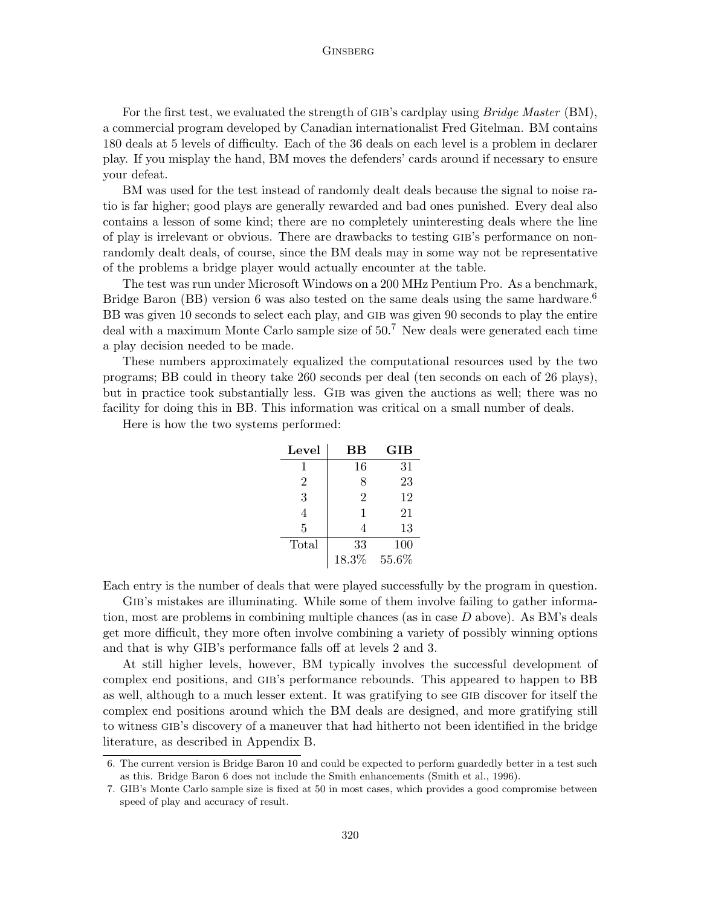For the first test, we evaluated the strength of GIB's cardplay using *Bridge Master* (BM), a commercial program developed by Canadian internationalist Fred Gitelman. BM contains 180 deals at 5 levels of difficulty. Each of the 36 deals on each level is a problem in declarer play. If you misplay the hand, BM moves the defenders' cards around if necessary to ensure your defeat.

BM was used for the test instead of randomly dealt deals because the signal to noise ratio is far higher; good plays are generally rewarded and bad ones punished. Every deal also contains a lesson of some kind; there are no completely uninteresting deals where the line of play is irrelevant or obvious. There are drawbacks to testing GIB's performance on non-randomly dealt deals, of course, since the BM deals may in some way not be representative of the problems a bridge player would actually encounter at the table.

The test was run under Microsoft Windows on a 200 MHz Pentium Pro. As a benchmark, Bridge Baron (BB) version 6 was also tested on the same deals using the same hardware.[6] BB was given 10 seconds to select each play, and GIB was given 90 seconds to play the entire deal with a maximum Monte Carlo sample size of 50.[7] New deals were generated each time a play decision needed to be made.

These numbers approximately equalized the computational resources used by the two programs; BB could in theory take 260 seconds per deal (ten seconds on each of 26 plays), but in practice took substantially less. GIB was given the auctions as well; there was no facility for doing this in BB. This information was critical on a small number of deals.

Here is how the two systems performed:

| Level | BB | GIB |
|---|---|---|
| 1 | 16 | 31 |
| 2 | 8 | 23 |
| 3 | 2 | 12 |
| 4 | 1 | 21 |
| 5 | 4 | 13 |
| Total | 33 | 100 |
| | 18.3% | 55.6% |

Each entry is the number of deals that were played successfully by the program in question.

GIB's mistakes are illuminating. While some of them involve failing to gather information, most are problems in combining multiple chances (as in case *D* above). As BM's deals get more difficult, they more often involve combining a variety of possibly winning options and that is why GIB's performance falls off at levels 2 and 3.

At still higher levels, however, BM typically involves the successful development of complex end positions, and GIB's performance rebounds. This appeared to happen to BB as well, although to a much lesser extent. It was gratifying to see GIB discover for itself the complex end positions around which the BM deals are designed, and more gratifying still to witness GIB's discovery of a maneuver that had hitherto not been identified in the bridge literature, as described in Appendix B.

6. The current version is Bridge Baron 10 and could be expected to perform guardedly better in a test such as this. Bridge Baron 6 does not include the Smith enhancements (Smith et al., 1996).

7. GIB's Monte Carlo sample size is fixed at 50 in most cases, which provides a good compromise between speed of play and accuracy of result.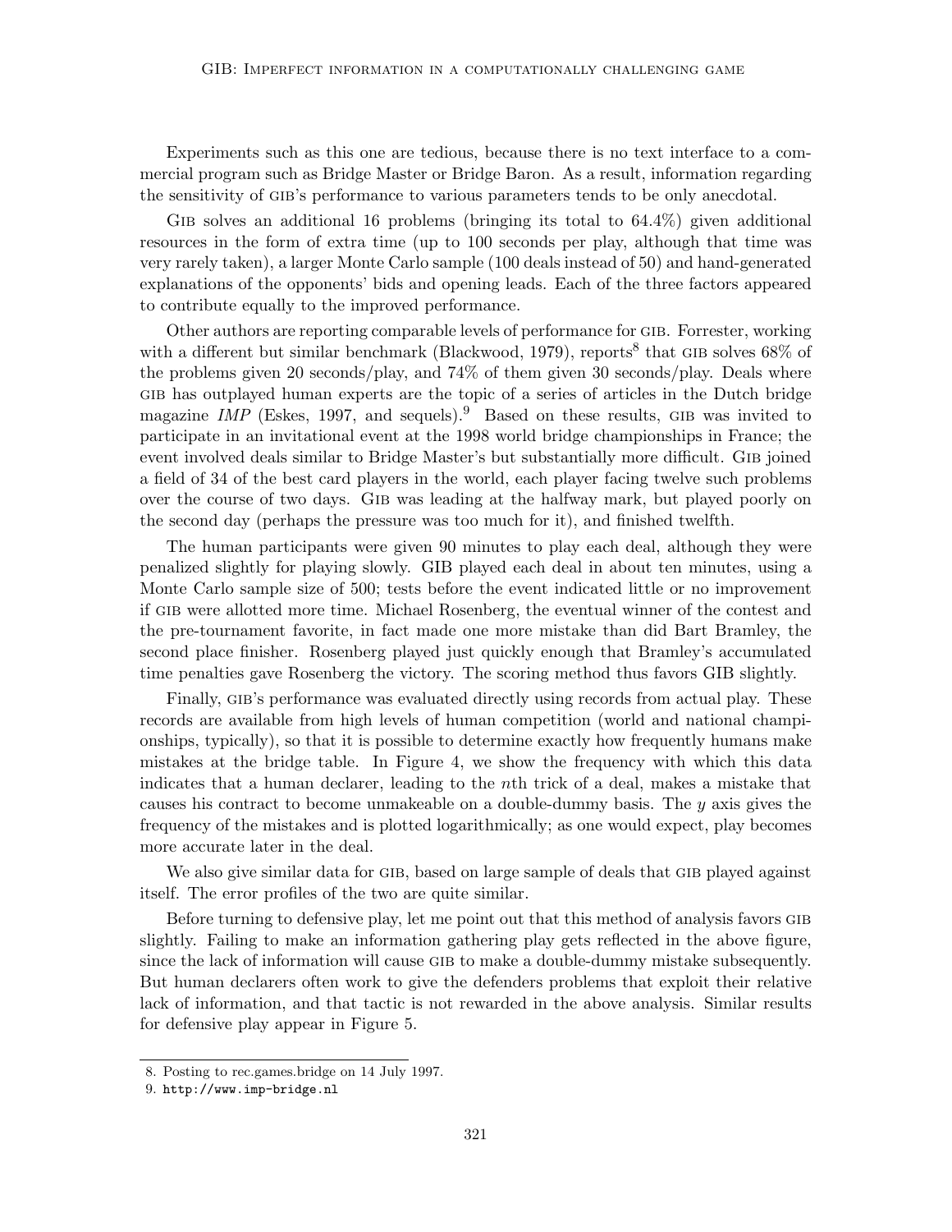Experiments such as this one are tedious, because there is no text interface to a commercial program such as Bridge Master or Bridge Baron. As a result, information regarding the sensitivity of GIB's performance to various parameters tends to be only anecdotal.

GIB solves an additional 16 problems (bringing its total to 64.4%) given additional resources in the form of extra time (up to 100 seconds per play, although that time was very rarely taken), a larger Monte Carlo sample (100 deals instead of 50) and hand-generated explanations of the opponents' bids and opening leads. Each of the three factors appeared to contribute equally to the improved performance.

Other authors are reporting comparable levels of performance for GIB. Forrester, working with a different but similar benchmark (Blackwood, 1979), reports[8] that GIB solves 68% of the problems given 20 seconds/play, and 74% of them given 30 seconds/play. Deals where GIB has outplayed human experts are the topic of a series of articles in the Dutch bridge magazine *IMP* (Eskes, 1997, and sequels).[9] Based on these results, GIB was invited to participate in an invitational event at the 1998 world bridge championships in France; the event involved deals similar to Bridge Master's but substantially more difficult. GIB joined a field of 34 of the best card players in the world, each player facing twelve such problems over the course of two days. GIB was leading at the halfway mark, but played poorly on the second day (perhaps the pressure was too much for it), and finished twelfth.

The human participants were given 90 minutes to play each deal, although they were penalized slightly for playing slowly. GIB played each deal in about ten minutes, using a Monte Carlo sample size of 500; tests before the event indicated little or no improvement if GIB were allotted more time. Michael Rosenberg, the eventual winner of the contest and the pre-tournament favorite, in fact made one more mistake than did Bart Bramley, the second place finisher. Rosenberg played just quickly enough that Bramley's accumulated time penalties gave Rosenberg the victory. The scoring method thus favors GIB slightly.

Finally, GIB's performance was evaluated directly using records from actual play. These records are available from high levels of human competition (world and national championships, typically), so that it is possible to determine exactly how frequently humans make mistakes at the bridge table. In Figure 4, we show the frequency with which this data indicates that a human declarer, leading to the $n$th trick of a deal, makes a mistake that causes his contract to become unmakeable on a double-dummy basis. The $y$ axis gives the frequency of the mistakes and is plotted logarithmically; as one would expect, play becomes more accurate later in the deal.

We also give similar data for GIB, based on large sample of deals that GIB played against itself. The error profiles of the two are quite similar.

Before turning to defensive play, let me point out that this method of analysis favors GIB slightly. Failing to make an information gathering play gets reflected in the above figure, since the lack of information will cause GIB to make a double-dummy mistake subsequently. But human declarers often work to give the defenders problems that exploit their relative lack of information, and that tactic is not rewarded in the above analysis. Similar results for defensive play appear in Figure 5.

8. Posting to rec.games.bridge on 14 July 1997.

9. http://www.imp-bridge.nl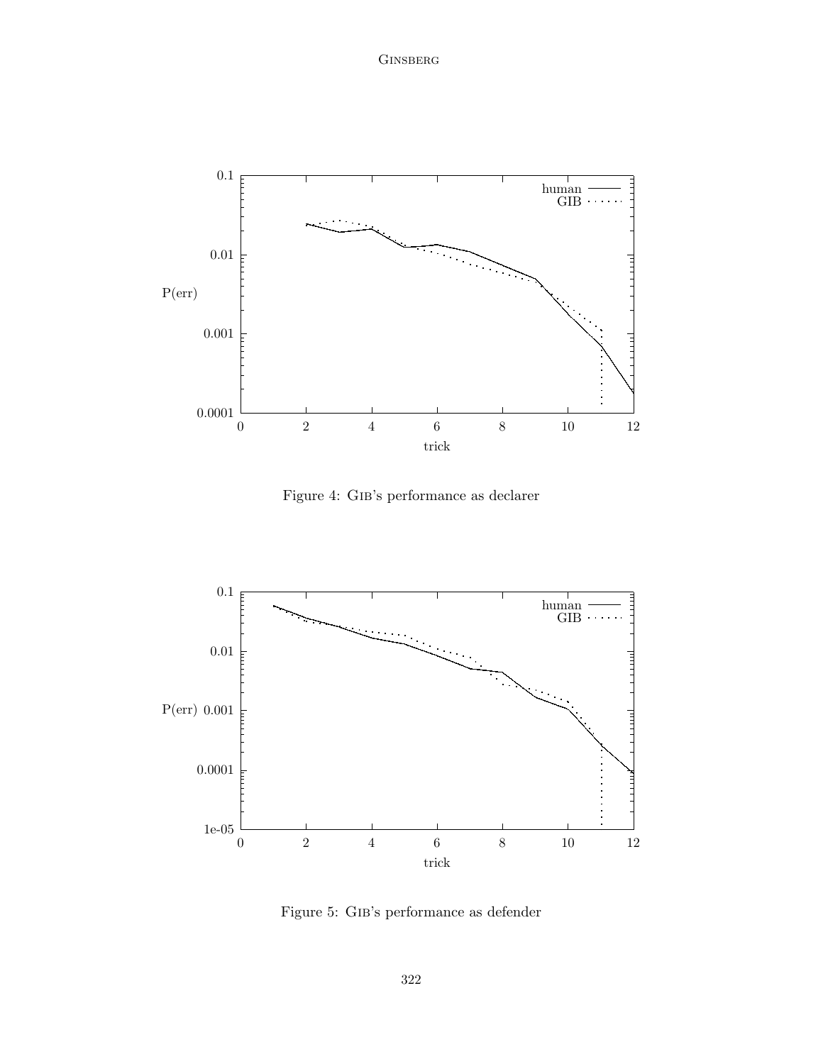Figure 4: GIB's performance as declarer

Figure 5: GIB's performance as defender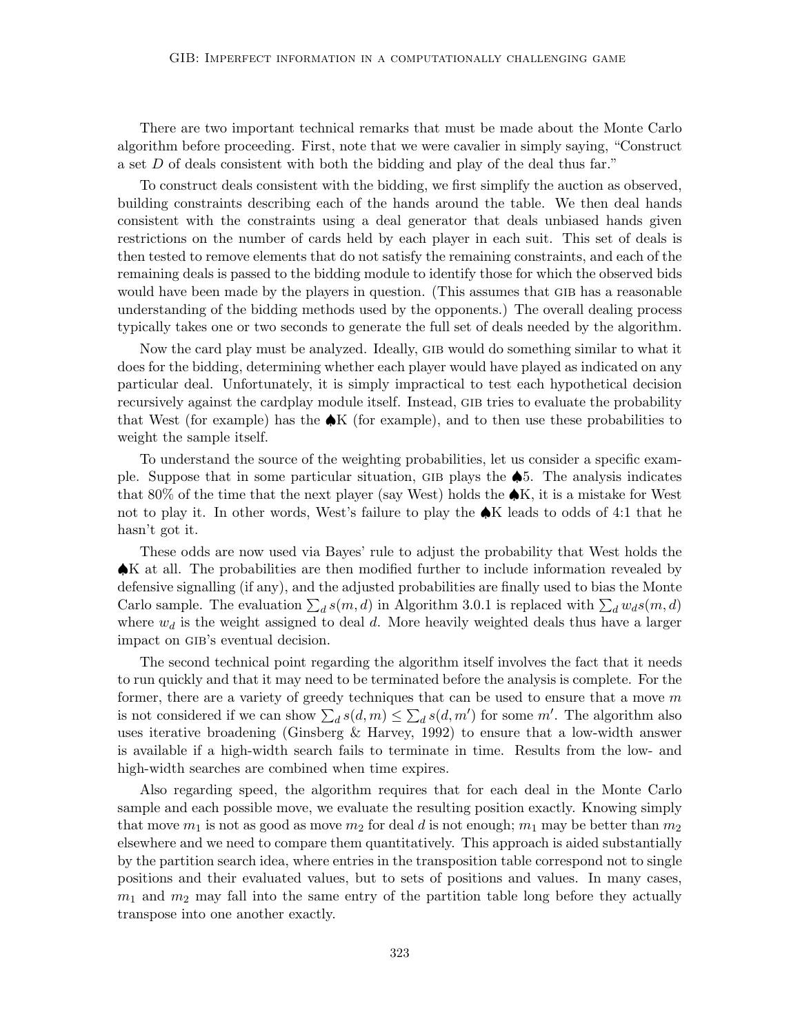There are two important technical remarks that must be made about the Monte Carlo algorithm before proceeding. First, note that we were cavalier in simply saying, "Construct a set $D$ of deals consistent with both the bidding and play of the deal thus far."

To construct deals consistent with the bidding, we first simplify the auction as observed, building constraints describing each of the hands around the table. We then deal hands consistent with the constraints using a deal generator that deals unbiased hands given restrictions on the number of cards held by each player in each suit. This set of deals is then tested to remove elements that do not satisfy the remaining constraints, and each of the remaining deals is passed to the bidding module to identify those for which the observed bids would have been made by the players in question. (This assumes that GIB has a reasonable understanding of the bidding methods used by the opponents.) The overall dealing process typically takes one or two seconds to generate the full set of deals needed by the algorithm.

Now the card play must be analyzed. Ideally, GIB would do something similar to what it does for the bidding, determining whether each player would have played as indicated on any particular deal. Unfortunately, it is simply impractical to test each hypothetical decision recursively against the cardplay module itself. Instead, GIB tries to evaluate the probability that West (for example) has the ♠K (for example), and to then use these probabilities to weight the sample itself.

To understand the source of the weighting probabilities, let us consider a specific example. Suppose that in some particular situation, GIB plays the ♠5. The analysis indicates that 80% of the time that the next player (say West) holds the ♠K, it is a mistake for West not to play it. In other words, West's failure to play the ♠K leads to odds of 4:1 that he hasn't got it.

These odds are now used via Bayes' rule to adjust the probability that West holds the ♠K at all. The probabilities are then modified further to include information revealed by defensive signalling (if any), and the adjusted probabilities are finally used to bias the Monte Carlo sample. The evaluation $\sum_d s(m, d)$ in Algorithm 3.0.1 is replaced with $\sum_d w_d s(m, d)$ where $w_d$ is the weight assigned to deal $d$. More heavily weighted deals thus have a larger impact on GIB's eventual decision.

The second technical point regarding the algorithm itself involves the fact that it needs to run quickly and that it may need to be terminated before the analysis is complete. For the former, there are a variety of greedy techniques that can be used to ensure that a move $m$ is not considered if we can show $\sum_d s(d, m) \leq \sum_d s(d, m')$ for some $m'$. The algorithm also uses iterative broadening (Ginsberg & Harvey, 1992) to ensure that a low-width answer is available if a high-width search fails to terminate in time. Results from the low- and high-width searches are combined when time expires.

Also regarding speed, the algorithm requires that for each deal in the Monte Carlo sample and each possible move, we evaluate the resulting position exactly. Knowing simply that move $m_1$ is not as good as move $m_2$ for deal $d$ is not enough; $m_1$ may be better than $m_2$ elsewhere and we need to compare them quantitatively. This approach is aided substantially by the partition search idea, where entries in the transposition table correspond not to single positions and their evaluated values, but to sets of positions and values. In many cases, $m_1$ and $m_2$ may fall into the same entry of the partition table long before they actually transpose into one another exactly.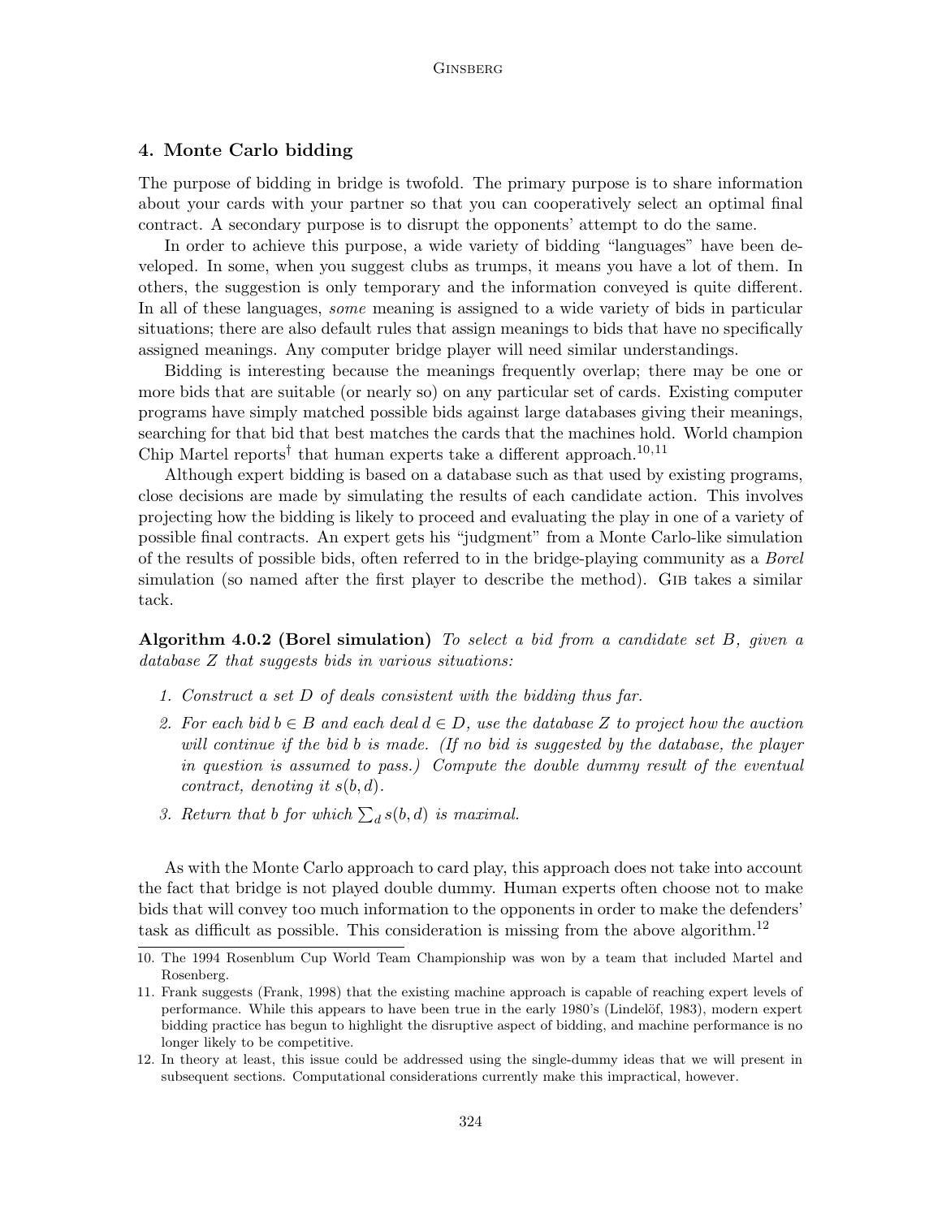## 4. Monte Carlo bidding

The purpose of bidding in bridge is twofold. The primary purpose is to share information about your cards with your partner so that you can cooperatively select an optimal final contract. A secondary purpose is to disrupt the opponents' attempt to do the same.

In order to achieve this purpose, a wide variety of bidding "languages" have been developed. In some, when you suggest clubs as trumps, it means you have a lot of them. In others, the suggestion is only temporary and the information conveyed is quite different. In all of these languages, *some* meaning is assigned to a wide variety of bids in particular situations; there are also default rules that assign meanings to bids that have no specifically assigned meanings. Any computer bridge player will need similar understandings.

Bidding is interesting because the meanings frequently overlap; there may be one or more bids that are suitable (or nearly so) on any particular set of cards. Existing computer programs have simply matched possible bids against large databases giving their meanings, searching for that bid that best matches the cards that the machines hold. World champion Chip Martel reports† that human experts take a different approach.[10,11]

Although expert bidding is based on a database such as that used by existing programs, close decisions are made by simulating the results of each candidate action. This involves projecting how the bidding is likely to proceed and evaluating the play in one of a variety of possible final contracts. An expert gets his "judgment" from a Monte Carlo-like simulation of the results of possible bids, often referred to in the bridge-playing community as a *Borel* simulation (so named after the first player to describe the method). GIB takes a similar tack.

**Algorithm 4.0.2 (Borel simulation)** *To select a bid from a candidate set $B$, given a database $Z$ that suggests bids in various situations:*

1. *Construct a set $D$ of deals consistent with the bidding thus far.*
2. *For each bid $b \in B$ and each deal $d \in D$, use the database $Z$ to project how the auction will continue if the bid $b$ is made. (If no bid is suggested by the database, the player in question is assumed to pass.) Compute the double dummy result of the eventual contract, denoting it $s(b, d)$.*
3. *Return that $b$ for which $\sum_d s(b, d)$ is maximal.*

As with the Monte Carlo approach to card play, this approach does not take into account the fact that bridge is not played double dummy. Human experts often choose not to make bids that will convey too much information to the opponents in order to make the defenders' task as difficult as possible. This consideration is missing from the above algorithm.[12]

10. The 1994 Rosenblum Cup World Team Championship was won by a team that included Martel and Rosenberg.

11. Frank suggests (Frank, 1998) that the existing machine approach is capable of reaching expert levels of performance. While this appears to have been true in the early 1980's (Lindelöf, 1983), modern expert bidding practice has begun to highlight the disruptive aspect of bidding, and machine performance is no longer likely to be competitive.

12. In theory at least, this issue could be addressed using the single-dummy ideas that we will present in subsequent sections. Computational considerations currently make this impractical, however.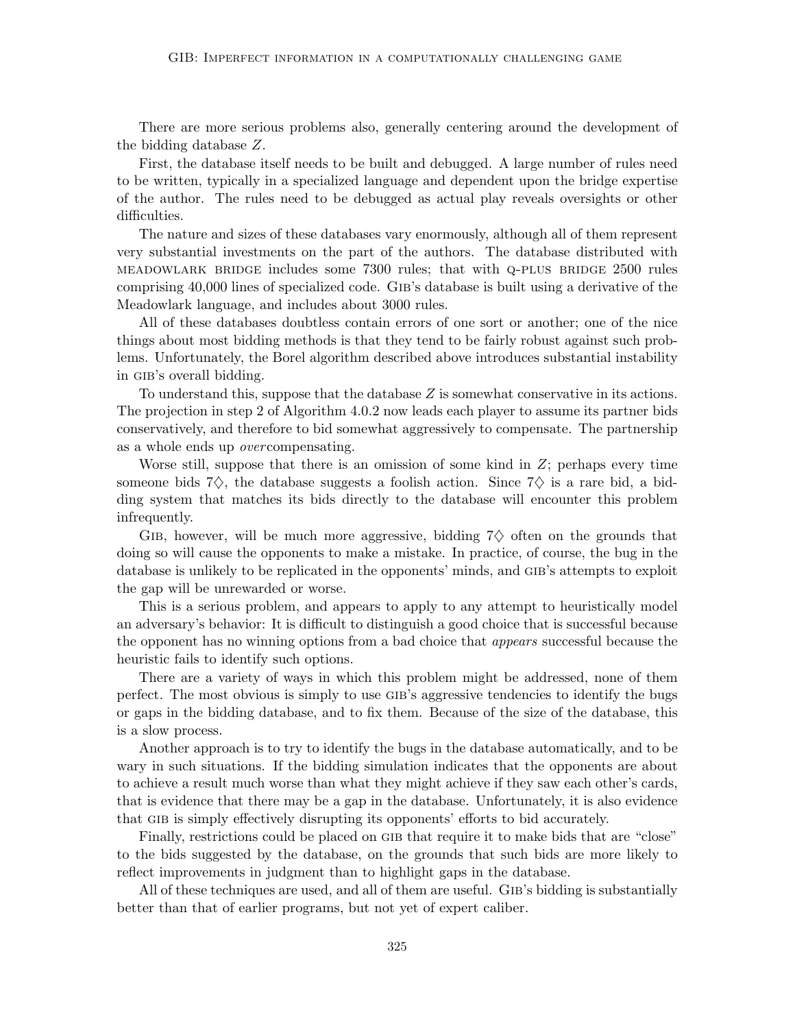There are more serious problems also, generally centering around the development of the bidding database $Z$.

First, the database itself needs to be built and debugged. A large number of rules need to be written, typically in a specialized language and dependent upon the bridge expertise of the author. The rules need to be debugged as actual play reveals oversights or other difficulties.

The nature and sizes of these databases vary enormously, although all of them represent very substantial investments on the part of the authors. The database distributed with MEADOWLARK BRIDGE includes some 7300 rules; that with Q-PLUS BRIDGE 2500 rules comprising 40,000 lines of specialized code. GIB's database is built using a derivative of the Meadowlark language, and includes about 3000 rules.

All of these databases doubtless contain errors of one sort or another; one of the nice things about most bidding methods is that they tend to be fairly robust against such problems. Unfortunately, the Borel algorithm described above introduces substantial instability in GIB's overall bidding.

To understand this, suppose that the database $Z$ is somewhat conservative in its actions. The projection in step 2 of Algorithm 4.0.2 now leads each player to assume its partner bids conservatively, and therefore to bid somewhat aggressively to compensate. The partnership as a whole ends up *over*compensating.

Worse still, suppose that there is an omission of some kind in $Z$; perhaps every time someone bids 7♢, the database suggests a foolish action. Since 7♢ is a rare bid, a bidding system that matches its bids directly to the database will encounter this problem infrequently.

GIB, however, will be much more aggressive, bidding 7♢ often on the grounds that doing so will cause the opponents to make a mistake. In practice, of course, the bug in the database is unlikely to be replicated in the opponents' minds, and GIB's attempts to exploit the gap will be unrewarded or worse.

This is a serious problem, and appears to apply to any attempt to heuristically model an adversary's behavior: It is difficult to distinguish a good choice that is successful because the opponent has no winning options from a bad choice that *appears* successful because the heuristic fails to identify such options.

There are a variety of ways in which this problem might be addressed, none of them perfect. The most obvious is simply to use GIB's aggressive tendencies to identify the bugs or gaps in the bidding database, and to fix them. Because of the size of the database, this is a slow process.

Another approach is to try to identify the bugs in the database automatically, and to be wary in such situations. If the bidding simulation indicates that the opponents are about to achieve a result much worse than what they might achieve if they saw each other's cards, that is evidence that there may be a gap in the database. Unfortunately, it is also evidence that GIB is simply effectively disrupting its opponents' efforts to bid accurately.

Finally, restrictions could be placed on GIB that require it to make bids that are "close" to the bids suggested by the database, on the grounds that such bids are more likely to reflect improvements in judgment than to highlight gaps in the database.

All of these techniques are used, and all of them are useful. GIB's bidding is substantially better than that of earlier programs, but not yet of expert caliber.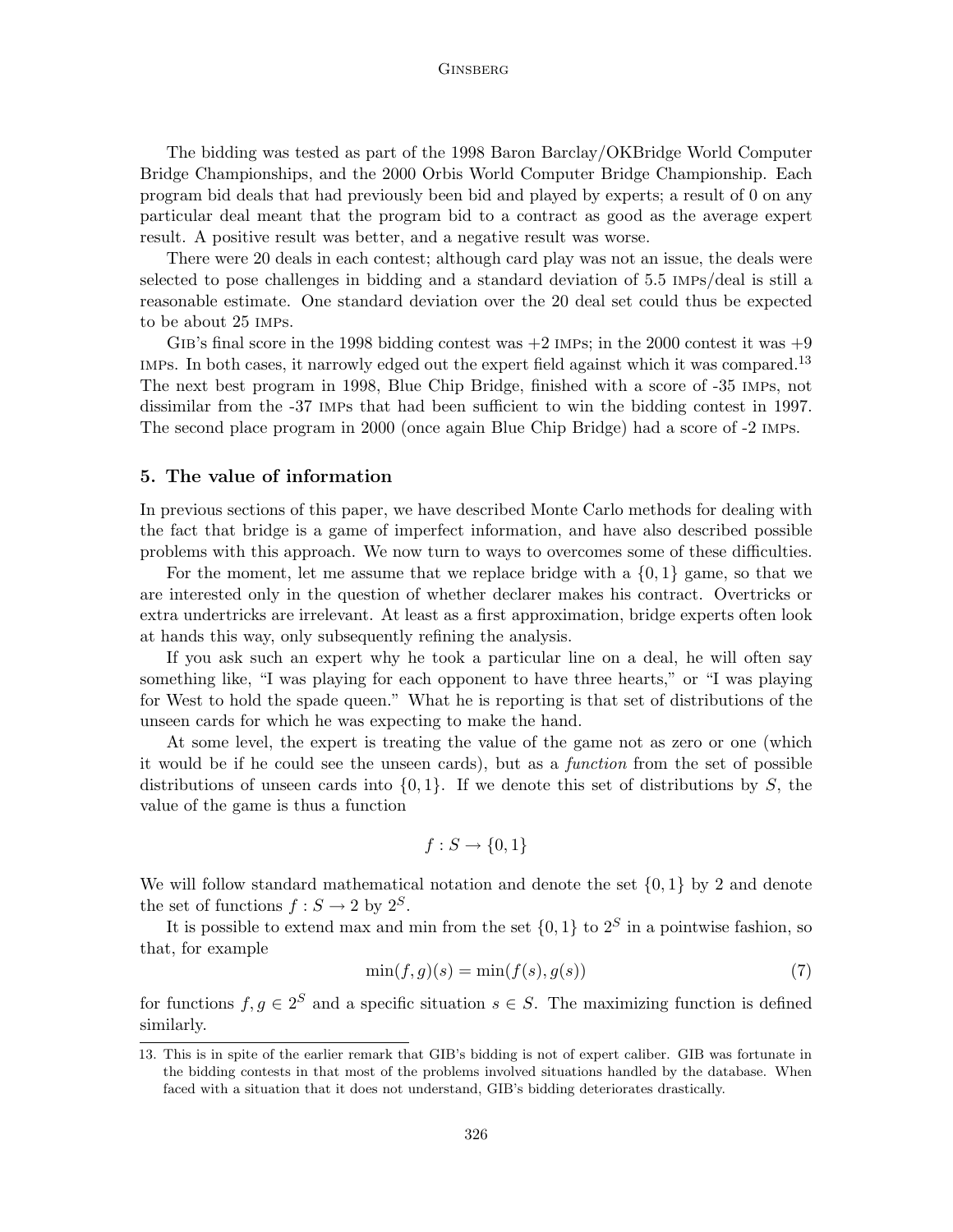The bidding was tested as part of the 1998 Baron Barclay/OKBridge World Computer Bridge Championships, and the 2000 Orbis World Computer Bridge Championship. Each program bid deals that had previously been bid and played by experts; a result of 0 on any particular deal meant that the program bid to a contract as good as the average expert result. A positive result was better, and a negative result was worse.

There were 20 deals in each contest; although card play was not an issue, the deals were selected to pose challenges in bidding and a standard deviation of 5.5 IMPs/deal is still a reasonable estimate. One standard deviation over the 20 deal set could thus be expected to be about 25 IMPs.

GIB's final score in the 1998 bidding contest was +2 IMPs; in the 2000 contest it was +9 IMPs. In both cases, it narrowly edged out the expert field against which it was compared.[13] The next best program in 1998, Blue Chip Bridge, finished with a score of -35 IMPs, not dissimilar from the -37 IMPs that had been sufficient to win the bidding contest in 1997. The second place program in 2000 (once again Blue Chip Bridge) had a score of -2 IMPs.

## 5. The value of information

In previous sections of this paper, we have described Monte Carlo methods for dealing with the fact that bridge is a game of imperfect information, and have also described possible problems with this approach. We now turn to ways to overcomes some of these difficulties.

For the moment, let me assume that we replace bridge with a $\{0, 1\}$ game, so that we are interested only in the question of whether declarer makes his contract. Overtricks or extra undertricks are irrelevant. At least as a first approximation, bridge experts often look at hands this way, only subsequently refining the analysis.

If you ask such an expert why he took a particular line on a deal, he will often say something like, "I was playing for each opponent to have three hearts," or "I was playing for West to hold the spade queen." What he is reporting is that set of distributions of the unseen cards for which he was expecting to make the hand.

At some level, the expert is treating the value of the game not as zero or one (which it would be if he could see the unseen cards), but as a *function* from the set of possible distributions of unseen cards into $\{0, 1\}$. If we denote this set of distributions by $S$, the value of the game is thus a function

$$f : S \to \{0, 1\}$$

We will follow standard mathematical notation and denote the set $\{0, 1\}$ by 2 and denote the set of functions $f : S \to 2$ by $2^S$.

It is possible to extend max and min from the set $\{0, 1\}$ to $2^S$ in a pointwise fashion, so that, for example

$$\min(f, g)(s) = \min(f(s), g(s)) \tag{7}$$

for functions $f, g \in 2^S$ and a specific situation $s \in S$. The maximizing function is defined similarly.

---

13. This is in spite of the earlier remark that GIB's bidding is not of expert caliber. GIB was fortunate in the bidding contests in that most of the problems involved situations handled by the database. When faced with a situation that it does not understand, GIB's bidding deteriorates drastically.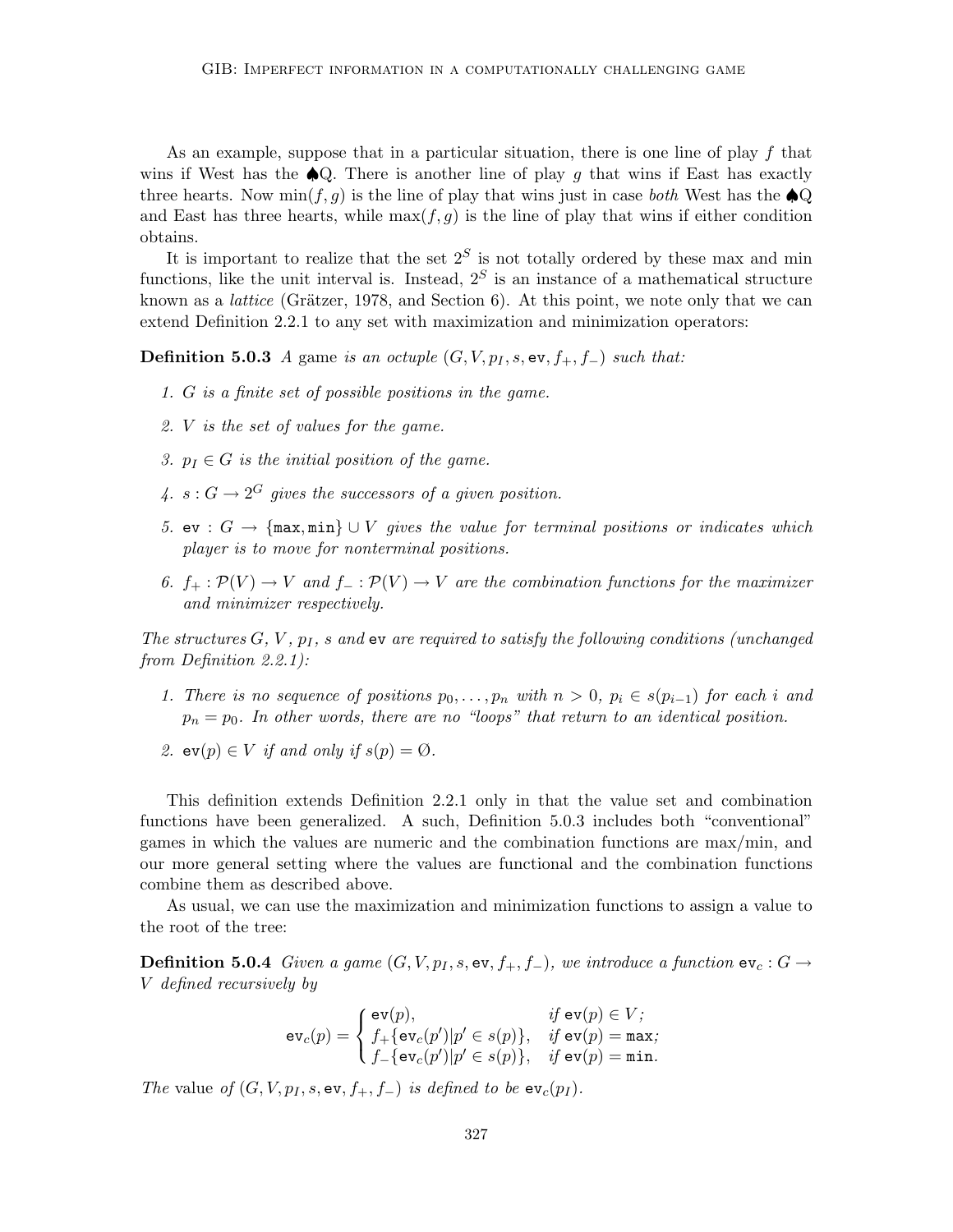As an example, suppose that in a particular situation, there is one line of play $f$ that wins if West has the ♠Q. There is another line of play $g$ that wins if East has exactly three hearts. Now $\min(f, g)$ is the line of play that wins just in case *both* West has the ♠Q and East has three hearts, while $\max(f, g)$ is the line of play that wins if either condition obtains.

It is important to realize that the set $2^S$ is not totally ordered by these max and min functions, like the unit interval is. Instead, $2^S$ is an instance of a mathematical structure known as a *lattice* (Grätzer, 1978, and Section 6). At this point, we note only that we can extend Definition 2.2.1 to any set with maximization and minimization operators:

**Definition 5.0.3** *A* game *is an octuple* $(G, V, p_I, s, \mathtt{ev}, f_+, f_-)$ *such that:*

1. *$G$ is a finite set of possible positions in the game.*
2. *$V$ is the set of values for the game.*
3. *$p_I \in G$ is the initial position of the game.*
4. *$s : G \rightarrow 2^G$ gives the successors of a given position.*
5. *$\mathtt{ev} : G \rightarrow \{\mathtt{max}, \mathtt{min}\} \cup V$ gives the value for terminal positions or indicates which player is to move for nonterminal positions.*
6. *$f_+ : \mathcal{P}(V) \rightarrow V$ and $f_- : \mathcal{P}(V) \rightarrow V$ are the combination functions for the maximizer and minimizer respectively.*

*The structures $G$, $V$, $p_I$, $s$ and $\mathtt{ev}$ are required to satisfy the following conditions (unchanged from Definition 2.2.1):*

1. *There is no sequence of positions $p_0, \ldots, p_n$ with $n > 0$, $p_i \in s(p_{i-1})$ for each $i$ and $p_n = p_0$. In other words, there are no "loops" that return to an identical position.*
2. *$\mathtt{ev}(p) \in V$ if and only if $s(p) = \emptyset$.*

This definition extends Definition 2.2.1 only in that the value set and combination functions have been generalized. A such, Definition 5.0.3 includes both "conventional" games in which the values are numeric and the combination functions are max/min, and our more general setting where the values are functional and the combination functions combine them as described above.

As usual, we can use the maximization and minimization functions to assign a value to the root of the tree:

**Definition 5.0.4** *Given a game $(G, V, p_I, s, \mathtt{ev}, f_+, f_-)$, we introduce a function $\mathtt{ev}_c : G \rightarrow V$ defined recursively by*

$$\mathtt{ev}_c(p) = \begin{cases} \mathtt{ev}(p), & \text{if } \mathtt{ev}(p) \in V; \\ f_+\{\mathtt{ev}_c(p') | p' \in s(p)\}, & \text{if } \mathtt{ev}(p) = \mathtt{max}; \\ f_-\{\mathtt{ev}_c(p') | p' \in s(p)\}, & \text{if } \mathtt{ev}(p) = \mathtt{min}. \end{cases}$$

*The* value *of $(G, V, p_I, s, \mathtt{ev}, f_+, f_-)$ is defined to be $\mathtt{ev}_c(p_I)$.*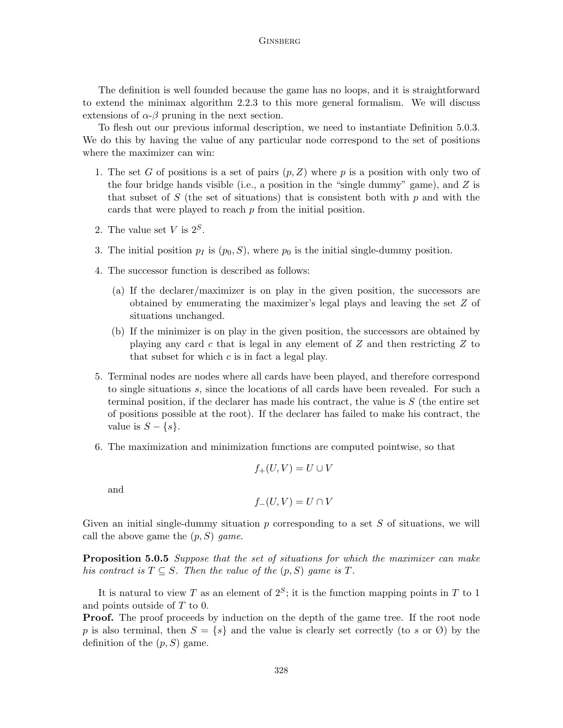The definition is well founded because the game has no loops, and it is straightforward to extend the minimax algorithm 2.2.3 to this more general formalism. We will discuss extensions of $\alpha$-$\beta$ pruning in the next section.

To flesh out our previous informal description, we need to instantiate Definition 5.0.3. We do this by having the value of any particular node correspond to the set of positions where the maximizer can win:

1. The set $G$ of positions is a set of pairs $(p, Z)$ where $p$ is a position with only two of the four bridge hands visible (i.e., a position in the "single dummy" game), and $Z$ is that subset of $S$ (the set of situations) that is consistent both with $p$ and with the cards that were played to reach $p$ from the initial position.
2. The value set $V$ is $2^S$.
3. The initial position $p_I$ is $(p_0, S)$, where $p_0$ is the initial single-dummy position.
4. The successor function is described as follows:
   (a) If the declarer/maximizer is on play in the given position, the successors are obtained by enumerating the maximizer's legal plays and leaving the set $Z$ of situations unchanged.
   (b) If the minimizer is on play in the given position, the successors are obtained by playing any card $c$ that is legal in any element of $Z$ and then restricting $Z$ to that subset for which $c$ is in fact a legal play.
5. Terminal nodes are nodes where all cards have been played, and therefore correspond to single situations $s$, since the locations of all cards have been revealed. For such a terminal position, if the declarer has made his contract, the value is $S$ (the entire set of positions possible at the root). If the declarer has failed to make his contract, the value is $S - \{s\}$.
6. The maximization and minimization functions are computed pointwise, so that

$$f_+(U, V) = U \cup V$$

   and

$$f_-(U, V) = U \cap V$$

Given an initial single-dummy situation $p$ corresponding to a set $S$ of situations, we will call the above game the $(p, S)$ *game*.

**Proposition 5.0.5** *Suppose that the set of situations for which the maximizer can make his contract is $T \subseteq S$. Then the value of the $(p, S)$ game is $T$.*

It is natural to view $T$ as an element of $2^S$; it is the function mapping points in $T$ to 1 and points outside of $T$ to 0.

**Proof.** The proof proceeds by induction on the depth of the game tree. If the root node $p$ is also terminal, then $S = \{s\}$ and the value is clearly set correctly (to $s$ or $\emptyset$) by the definition of the $(p, S)$ game.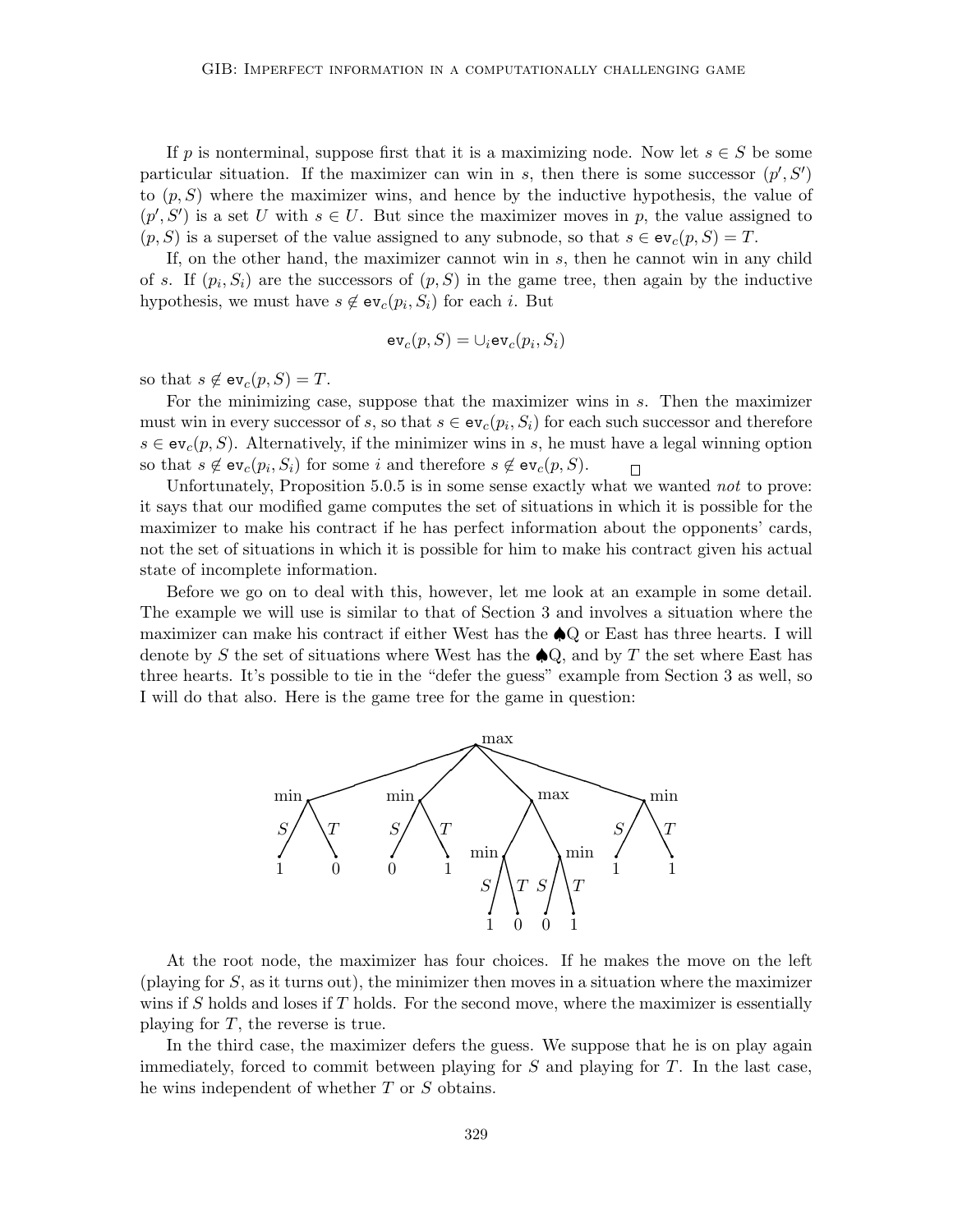If $p$ is nonterminal, suppose first that it is a maximizing node. Now let $s \in S$ be some particular situation. If the maximizer can win in $s$, then there is some successor $(p', S')$ to $(p, S)$ where the maximizer wins, and hence by the inductive hypothesis, the value of $(p', S')$ is a set $U$ with $s \in U$. But since the maximizer moves in $p$, the value assigned to $(p, S)$ is a superset of the value assigned to any subnode, so that $s \in \texttt{ev}_c(p, S) = T$.

If, on the other hand, the maximizer cannot win in $s$, then he cannot win in any child of $s$. If $(p_i, S_i)$ are the successors of $(p, S)$ in the game tree, then again by the inductive hypothesis, we must have $s \notin \texttt{ev}_c(p_i, S_i)$ for each $i$. But

$$\texttt{ev}_c(p, S) = \cup_i \texttt{ev}_c(p_i, S_i)$$

so that $s \notin \texttt{ev}_c(p, S) = T$.

For the minimizing case, suppose that the maximizer wins in $s$. Then the maximizer must win in every successor of $s$, so that $s \in \texttt{ev}_c(p_i, S_i)$ for each such successor and therefore $s \in \texttt{ev}_c(p, S)$. Alternatively, if the minimizer wins in $s$, he must have a legal winning option so that $s \notin \texttt{ev}_c(p_i, S_i)$ for some $i$ and therefore $s \notin \texttt{ev}_c(p, S)$. □

Unfortunately, Proposition 5.0.5 is in some sense exactly what we wanted *not* to prove: it says that our modified game computes the set of situations in which it is possible for the maximizer to make his contract if he has perfect information about the opponents' cards, not the set of situations in which it is possible for him to make his contract given his actual state of incomplete information.

Before we go on to deal with this, however, let me look at an example in some detail. The example we will use is similar to that of Section 3 and involves a situation where the maximizer can make his contract if either West has the ♠Q or East has three hearts. I will denote by $S$ the set of situations where West has the ♠Q, and by $T$ the set where East has three hearts. It's possible to tie in the "defer the guess" example from Section 3 as well, so I will do that also. Here is the game tree for the game in question:

```
                              max
        ┌──────────┬───────────┴────────────┬──────────────┐
       min        min                      max             min
      S/ \T      S/ \T              ┌───────┴───────┐     S/ \T
      1   0      0   1             min             min    1   1
                                  S/ \T           S/ \T
                                  1   0           0   1
```

At the root node, the maximizer has four choices. If he makes the move on the left (playing for $S$, as it turns out), the minimizer then moves in a situation where the maximizer wins if $S$ holds and loses if $T$ holds. For the second move, where the maximizer is essentially playing for $T$, the reverse is true.

In the third case, the maximizer defers the guess. We suppose that he is on play again immediately, forced to commit between playing for $S$ and playing for $T$. In the last case, he wins independent of whether $T$ or $S$ obtains.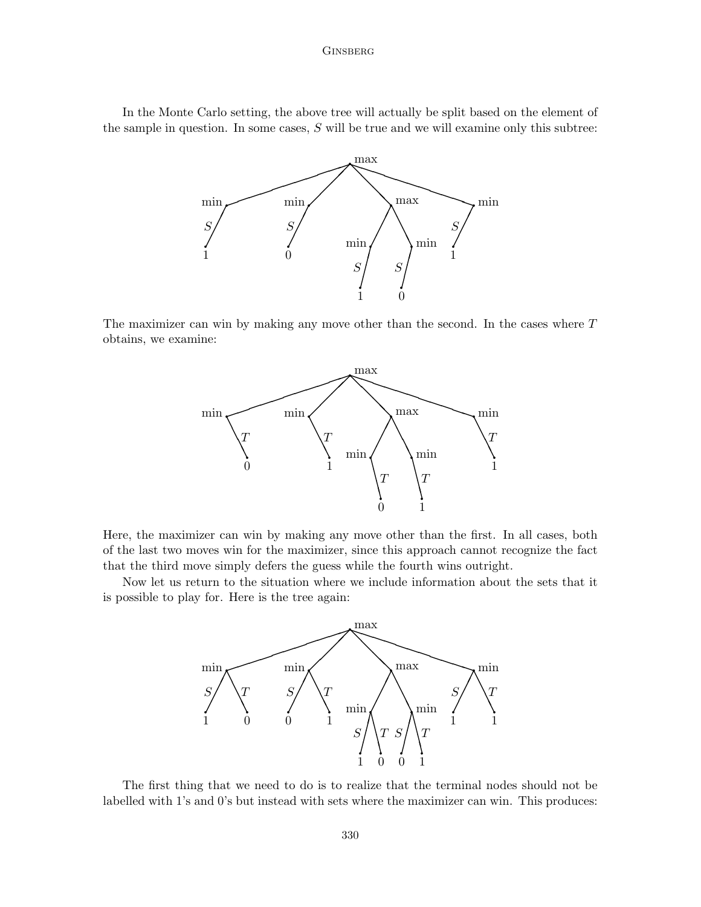In the Monte Carlo setting, the above tree will actually be split based on the element of the sample in question. In some cases, $S$ will be true and we will examine only this subtree:

The maximizer can win by making any move other than the second. In the cases where $T$ obtains, we examine:

Here, the maximizer can win by making any move other than the first. In all cases, both of the last two moves win for the maximizer, since this approach cannot recognize the fact that the third move simply defers the guess while the fourth wins outright.

Now let us return to the situation where we include information about the sets that it is possible to play for. Here is the tree again:

The first thing that we need to do is to realize that the terminal nodes should not be labelled with 1's and 0's but instead with sets where the maximizer can win. This produces: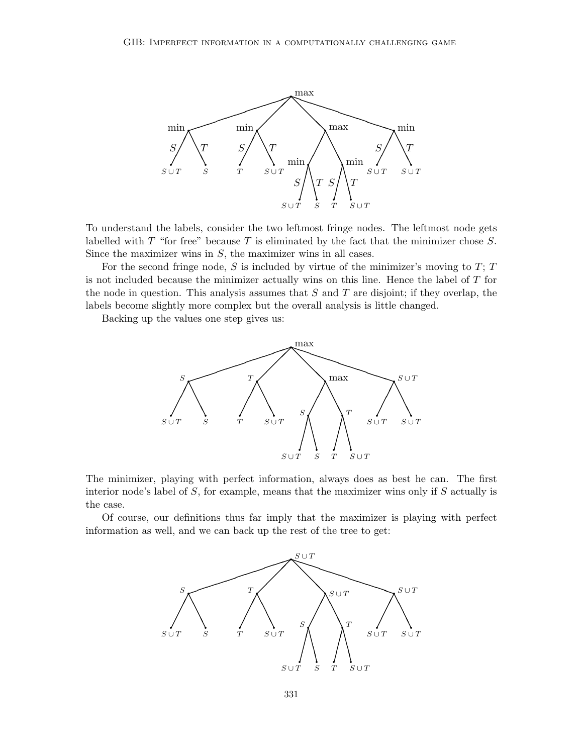To understand the labels, consider the two leftmost fringe nodes. The leftmost node gets labelled with $T$ "for free" because $T$ is eliminated by the fact that the minimizer chose $S$. Since the maximizer wins in $S$, the maximizer wins in all cases.

For the second fringe node, $S$ is included by virtue of the minimizer's moving to $T$; $T$ is not included because the minimizer actually wins on this line. Hence the label of $T$ for the node in question. This analysis assumes that $S$ and $T$ are disjoint; if they overlap, the labels become slightly more complex but the overall analysis is little changed.

Backing up the values one step gives us:

The minimizer, playing with perfect information, always does as best he can. The first interior node's label of $S$, for example, means that the maximizer wins only if $S$ actually is the case.

Of course, our definitions thus far imply that the maximizer is playing with perfect information as well, and we can back up the rest of the tree to get: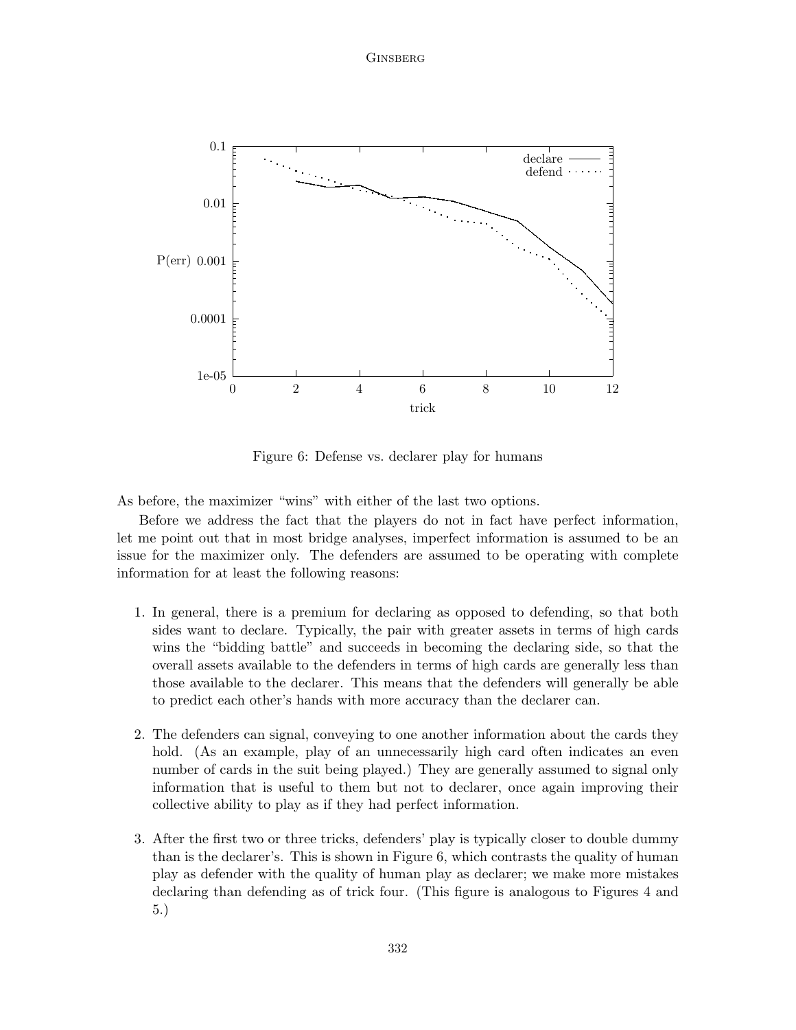Figure 6: Defense vs. declarer play for humans

As before, the maximizer "wins" with either of the last two options.

Before we address the fact that the players do not in fact have perfect information, let me point out that in most bridge analyses, imperfect information is assumed to be an issue for the maximizer only. The defenders are assumed to be operating with complete information for at least the following reasons:

1. In general, there is a premium for declaring as opposed to defending, so that both sides want to declare. Typically, the pair with greater assets in terms of high cards wins the "bidding battle" and succeeds in becoming the declaring side, so that the overall assets available to the defenders in terms of high cards are generally less than those available to the declarer. This means that the defenders will generally be able to predict each other's hands with more accuracy than the declarer can.

2. The defenders can signal, conveying to one another information about the cards they hold. (As an example, play of an unnecessarily high card often indicates an even number of cards in the suit being played.) They are generally assumed to signal only information that is useful to them but not to declarer, once again improving their collective ability to play as if they had perfect information.

3. After the first two or three tricks, defenders' play is typically closer to double dummy than is the declarer's. This is shown in Figure 6, which contrasts the quality of human play as defender with the quality of human play as declarer; we make more mistakes declaring than defending as of trick four. (This figure is analogous to Figures 4 and 5.)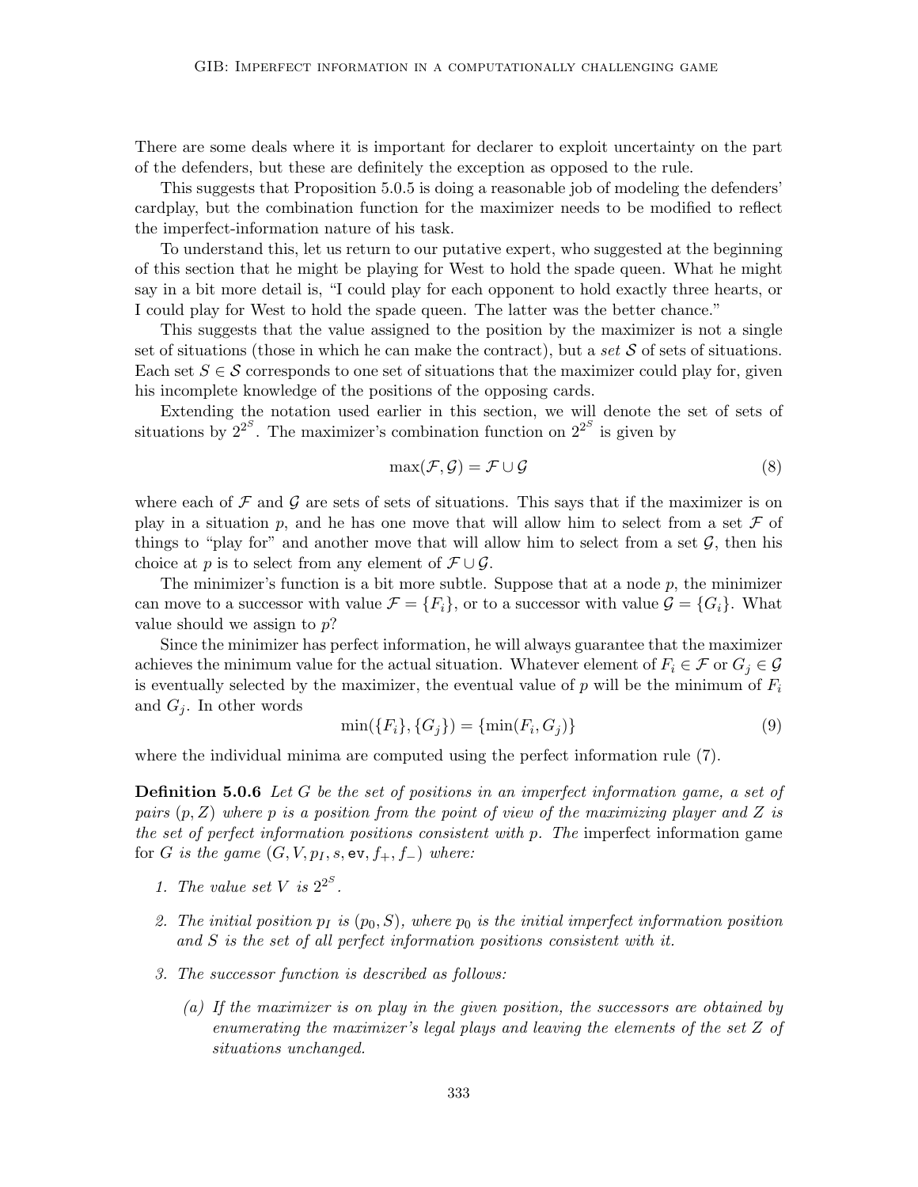There are some deals where it is important for declarer to exploit uncertainty on the part of the defenders, but these are definitely the exception as opposed to the rule.

This suggests that Proposition 5.0.5 is doing a reasonable job of modeling the defenders' cardplay, but the combination function for the maximizer needs to be modified to reflect the imperfect-information nature of his task.

To understand this, let us return to our putative expert, who suggested at the beginning of this section that he might be playing for West to hold the spade queen. What he might say in a bit more detail is, "I could play for each opponent to hold exactly three hearts, or I could play for West to hold the spade queen. The latter was the better chance."

This suggests that the value assigned to the position by the maximizer is not a single set of situations (those in which he can make the contract), but a *set* $\mathcal{S}$ of sets of situations. Each set $S \in \mathcal{S}$ corresponds to one set of situations that the maximizer could play for, given his incomplete knowledge of the positions of the opposing cards.

Extending the notation used earlier in this section, we will denote the set of sets of situations by $2^{2^S}$. The maximizer's combination function on $2^{2^S}$ is given by

$$\max(\mathcal{F}, \mathcal{G}) = \mathcal{F} \cup \mathcal{G} \tag{8}$$

where each of $\mathcal{F}$ and $\mathcal{G}$ are sets of sets of situations. This says that if the maximizer is on play in a situation $p$, and he has one move that will allow him to select from a set $\mathcal{F}$ of things to "play for" and another move that will allow him to select from a set $\mathcal{G}$, then his choice at $p$ is to select from any element of $\mathcal{F} \cup \mathcal{G}$.

The minimizer's function is a bit more subtle. Suppose that at a node $p$, the minimizer can move to a successor with value $\mathcal{F} = \{F_i\}$, or to a successor with value $\mathcal{G} = \{G_i\}$. What value should we assign to $p$?

Since the minimizer has perfect information, he will always guarantee that the maximizer achieves the minimum value for the actual situation. Whatever element of $F_i \in \mathcal{F}$ or $G_j \in \mathcal{G}$ is eventually selected by the maximizer, the eventual value of $p$ will be the minimum of $F_i$ and $G_j$. In other words

$$\min(\{F_i\}, \{G_j\}) = \{\min(F_i, G_j)\} \tag{9}$$

where the individual minima are computed using the perfect information rule (7).

**Definition 5.0.6** *Let $G$ be the set of positions in an imperfect information game, a set of pairs $(p, Z)$ where $p$ is a position from the point of view of the maximizing player and $Z$ is the set of perfect information positions consistent with $p$. The* imperfect information game *for $G$ is the game $(G, V, p_I, s, \texttt{ev}, f_+, f_-)$ where:*

1. *The value set $V$ is $2^{2^S}$.*
2. *The initial position $p_I$ is $(p_0, S)$, where $p_0$ is the initial imperfect information position and $S$ is the set of all perfect information positions consistent with it.*
3. *The successor function is described as follows:*
   (a) *If the maximizer is on play in the given position, the successors are obtained by enumerating the maximizer's legal plays and leaving the elements of the set $Z$ of situations unchanged.*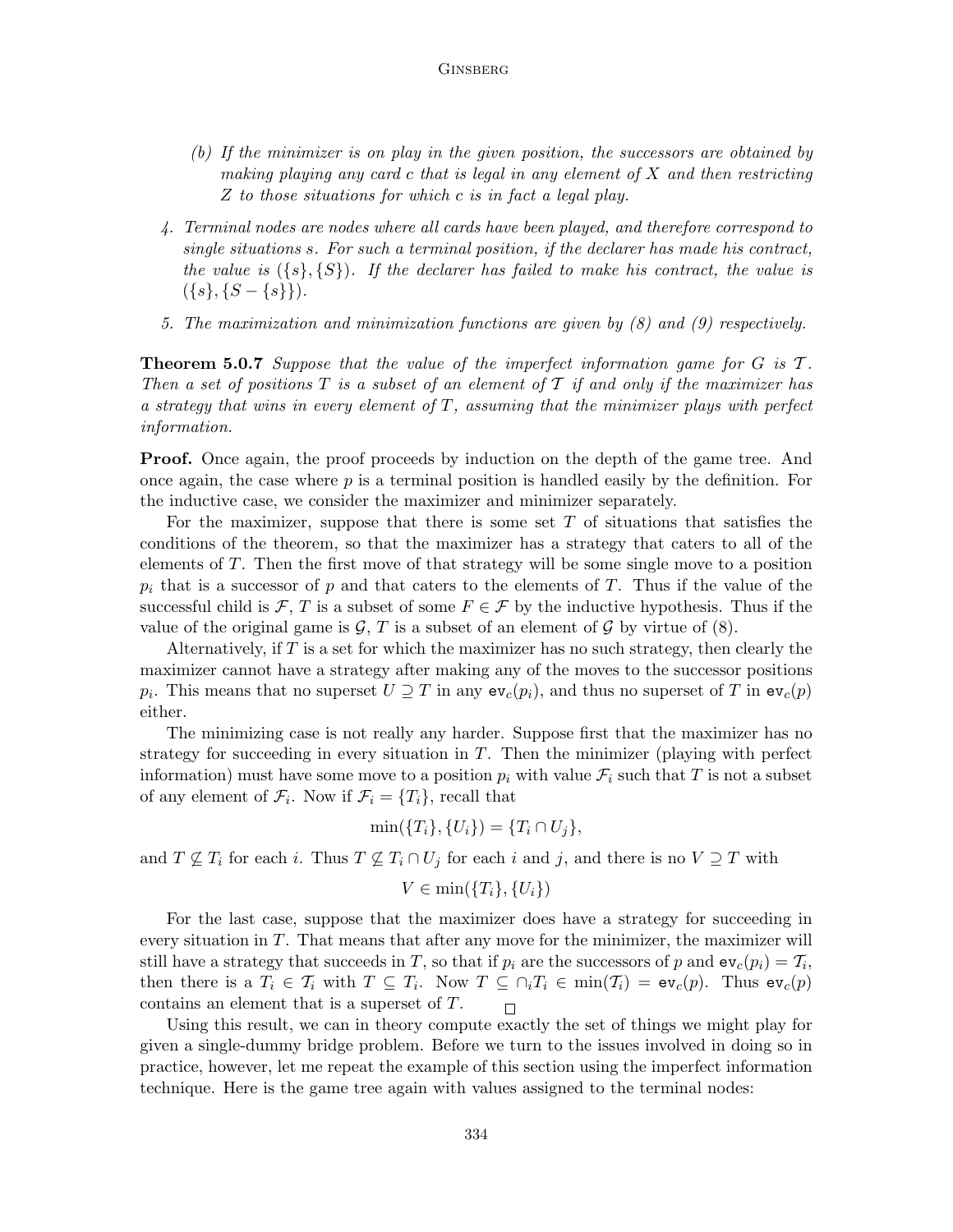(b) *If the minimizer is on play in the given position, the successors are obtained by making playing any card $c$ that is legal in any element of $X$ and then restricting $Z$ to those situations for which $c$ is in fact a legal play.*

4. *Terminal nodes are nodes where all cards have been played, and therefore correspond to single situations $s$. For such a terminal position, if the declarer has made his contract, the value is $(\{s\}, \{S\})$. If the declarer has failed to make his contract, the value is $(\{s\}, \{S - \{s\}\})$.*

5. *The maximization and minimization functions are given by (8) and (9) respectively.*

**Theorem 5.0.7** *Suppose that the value of the imperfect information game for $G$ is $\mathcal{T}$. Then a set of positions $T$ is a subset of an element of $\mathcal{T}$ if and only if the maximizer has a strategy that wins in every element of $T$, assuming that the minimizer plays with perfect information.*

**Proof.** Once again, the proof proceeds by induction on the depth of the game tree. And once again, the case where $p$ is a terminal position is handled easily by the definition. For the inductive case, we consider the maximizer and minimizer separately.

For the maximizer, suppose that there is some set $T$ of situations that satisfies the conditions of the theorem, so that the maximizer has a strategy that caters to all of the elements of $T$. Then the first move of that strategy will be some single move to a position $p_i$ that is a successor of $p$ and that caters to the elements of $T$. Thus if the value of the successful child is $\mathcal{F}$, $T$ is a subset of some $F \in \mathcal{F}$ by the inductive hypothesis. Thus if the value of the original game is $\mathcal{G}$, $T$ is a subset of an element of $\mathcal{G}$ by virtue of (8).

Alternatively, if $T$ is a set for which the maximizer has no such strategy, then clearly the maximizer cannot have a strategy after making any of the moves to the successor positions $p_i$. This means that no superset $U \supseteq T$ in any $\mathtt{ev}_c(p_i)$, and thus no superset of $T$ in $\mathtt{ev}_c(p)$ either.

The minimizing case is not really any harder. Suppose first that the maximizer has no strategy for succeeding in every situation in $T$. Then the minimizer (playing with perfect information) must have some move to a position $p_i$ with value $\mathcal{F}_i$ such that $T$ is not a subset of any element of $\mathcal{F}_i$. Now if $\mathcal{F}_i = \{T_i\}$, recall that

$$\min(\{T_i\}, \{U_i\}) = \{T_i \cap U_j\},$$

and $T \not\subseteq T_i$ for each $i$. Thus $T \not\subseteq T_i \cap U_j$ for each $i$ and $j$, and there is no $V \supseteq T$ with

$$V \in \min(\{T_i\}, \{U_i\})$$

For the last case, suppose that the maximizer does have a strategy for succeeding in every situation in $T$. That means that after any move for the minimizer, the maximizer will still have a strategy that succeeds in $T$, so that if $p_i$ are the successors of $p$ and $\mathtt{ev}_c(p_i) = \mathcal{T}_i$, then there is a $T_i \in \mathcal{T}_i$ with $T \subseteq T_i$. Now $T \subseteq \cap_i T_i \in \min(\mathcal{T}_i) = \mathtt{ev}_c(p)$. Thus $\mathtt{ev}_c(p)$ contains an element that is a superset of $T$. $\square$

Using this result, we can in theory compute exactly the set of things we might play for given a single-dummy bridge problem. Before we turn to the issues involved in doing so in practice, however, let me repeat the example of this section using the imperfect information technique. Here is the game tree again with values assigned to the terminal nodes: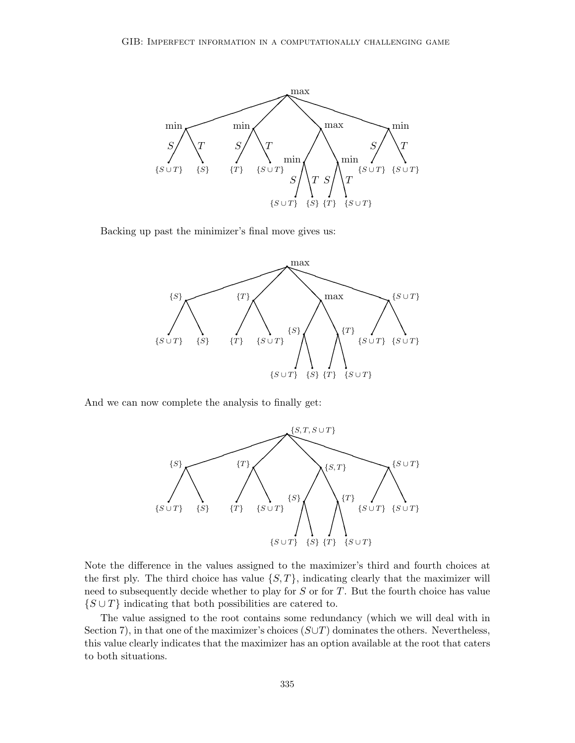Backing up past the minimizer's final move gives us:

And we can now complete the analysis to finally get:

Note the difference in the values assigned to the maximizer's third and fourth choices at the first ply. The third choice has value $\{S, T\}$, indicating clearly that the maximizer will need to subsequently decide whether to play for $S$ or for $T$. But the fourth choice has value $\{S \cup T\}$ indicating that both possibilities are catered to.

The value assigned to the root contains some redundancy (which we will deal with in Section 7), in that one of the maximizer's choices ($S \cup T$) dominates the others. Nevertheless, this value clearly indicates that the maximizer has an option available at the root that caters to both situations.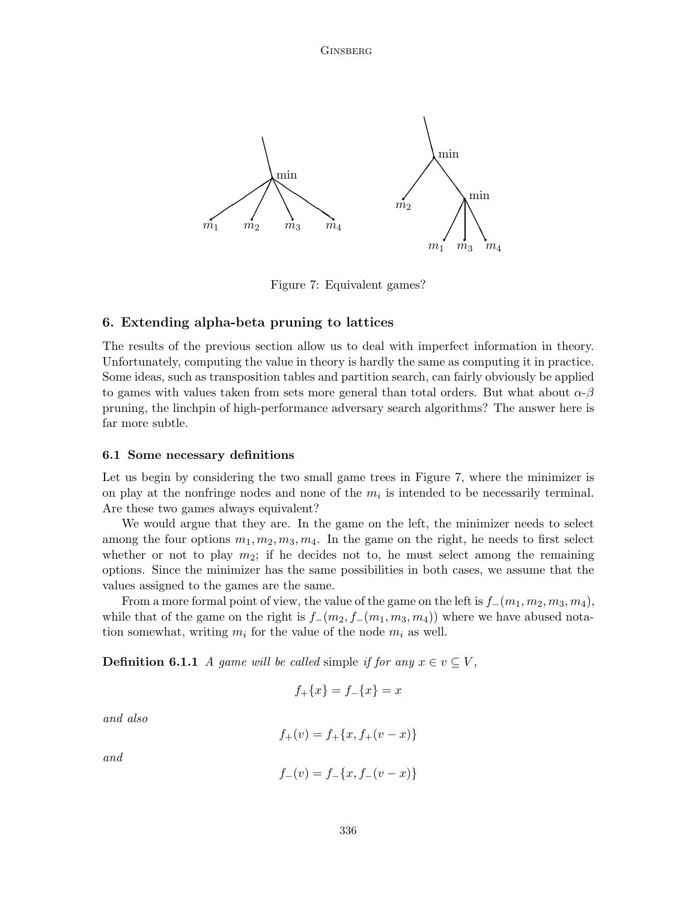Figure 7: Equivalent games?

## 6. Extending alpha-beta pruning to lattices

The results of the previous section allow us to deal with imperfect information in theory. Unfortunately, computing the value in theory is hardly the same as computing it in practice. Some ideas, such as transposition tables and partition search, can fairly obviously be applied to games with values taken from sets more general than total orders. But what about $\alpha$-$\beta$ pruning, the linchpin of high-performance adversary search algorithms? The answer here is far more subtle.

### 6.1 Some necessary definitions

Let us begin by considering the two small game trees in Figure 7, where the minimizer is on play at the nonfringe nodes and none of the $m_i$ is intended to be necessarily terminal. Are these two games always equivalent?

We would argue that they are. In the game on the left, the minimizer needs to select among the four options $m_1, m_2, m_3, m_4$. In the game on the right, he needs to first select whether or not to play $m_2$; if he decides not to, he must select among the remaining options. Since the minimizer has the same possibilities in both cases, we assume that the values assigned to the games are the same.

From a more formal point of view, the value of the game on the left is $f_-(m_1, m_2, m_3, m_4)$, while that of the game on the right is $f_-(m_2, f_-(m_1, m_3, m_4))$ where we have abused notation somewhat, writing $m_i$ for the value of the node $m_i$ as well.

**Definition 6.1.1** *A game will be called* simple *if for any $x \in v \subseteq V$,*

$$f_+\{x\} = f_-\{x\} = x$$

*and also*

$$f_+(v) = f_+\{x, f_+(v - x)\}$$

*and*

$$f_-(v) = f_-\{x, f_-(v - x)\}$$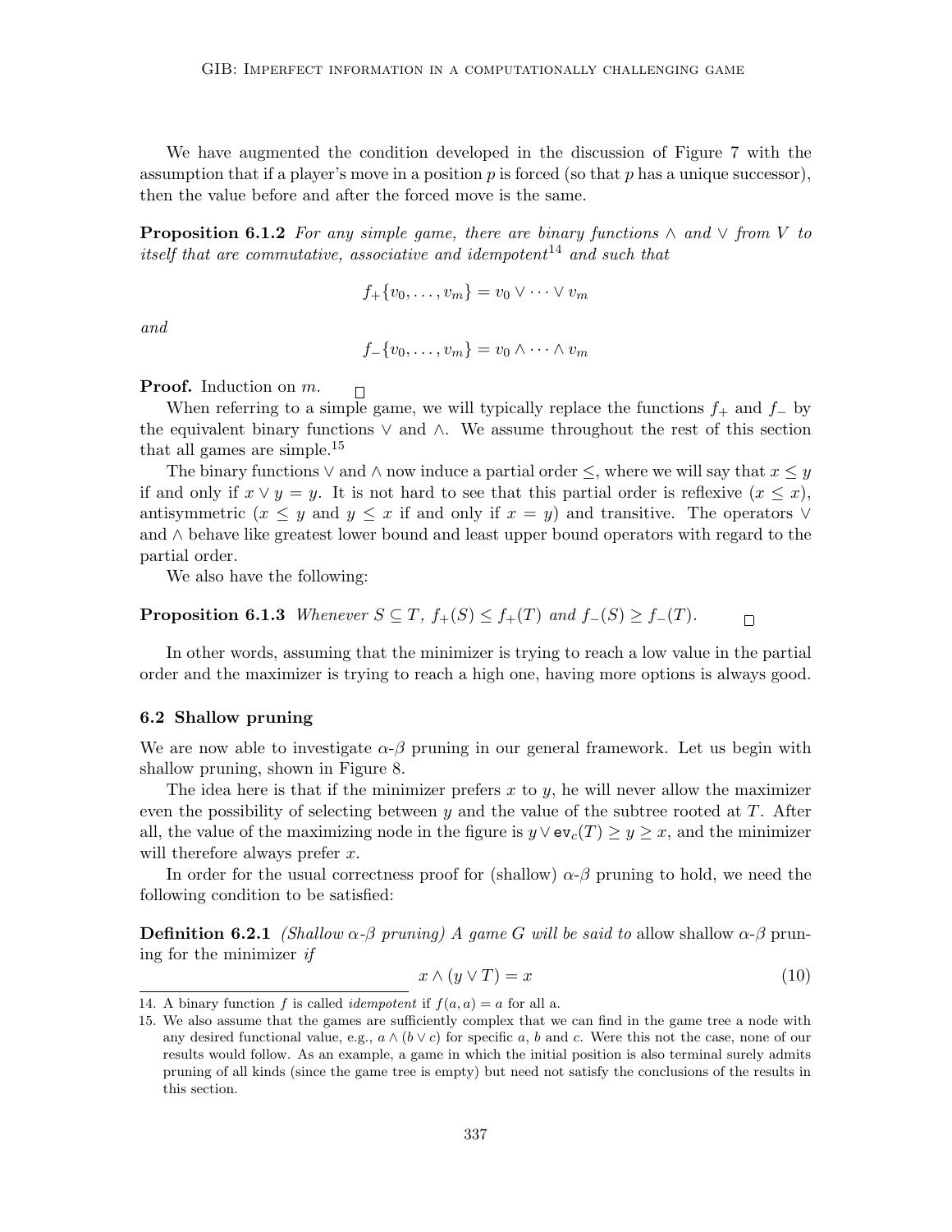We have augmented the condition developed in the discussion of Figure 7 with the assumption that if a player's move in a position $p$ is forced (so that $p$ has a unique successor), then the value before and after the forced move is the same.

**Proposition 6.1.2** *For any simple game, there are binary functions $\wedge$ and $\vee$ from $V$ to itself that are commutative, associative and idempotent*[14] *and such that*

$$f_+\{v_0, \ldots, v_m\} = v_0 \vee \cdots \vee v_m$$

*and*

$$f_-\{v_0, \ldots, v_m\} = v_0 \wedge \cdots \wedge v_m$$

**Proof.** Induction on $m$. □

When referring to a simple game, we will typically replace the functions $f_+$ and $f_-$ by the equivalent binary functions $\vee$ and $\wedge$. We assume throughout the rest of this section that all games are simple.[15]

The binary functions $\vee$ and $\wedge$ now induce a partial order $\leq$, where we will say that $x \leq y$ if and only if $x \vee y = y$. It is not hard to see that this partial order is reflexive ($x \leq x$), antisymmetric ($x \leq y$ and $y \leq x$ if and only if $x = y$) and transitive. The operators $\vee$ and $\wedge$ behave like greatest lower bound and least upper bound operators with regard to the partial order.

We also have the following:

**Proposition 6.1.3** *Whenever $S \subseteq T$, $f_+(S) \leq f_+(T)$ and $f_-(S) \geq f_-(T)$.* □

In other words, assuming that the minimizer is trying to reach a low value in the partial order and the maximizer is trying to reach a high one, having more options is always good.

### 6.2 Shallow pruning

We are now able to investigate $\alpha$-$\beta$ pruning in our general framework. Let us begin with shallow pruning, shown in Figure 8.

The idea here is that if the minimizer prefers $x$ to $y$, he will never allow the maximizer even the possibility of selecting between $y$ and the value of the subtree rooted at $T$. After all, the value of the maximizing node in the figure is $y \vee \mathtt{ev}_c(T) \geq y \geq x$, and the minimizer will therefore always prefer $x$.

In order for the usual correctness proof for (shallow) $\alpha$-$\beta$ pruning to hold, we need the following condition to be satisfied:

**Definition 6.2.1** *(Shallow $\alpha$-$\beta$ pruning) A game $G$ will be said to* allow shallow $\alpha$-$\beta$ pruning for the minimizer *if*

$$x \wedge (y \vee T) = x \tag{10}$$

---

14. A binary function $f$ is called *idempotent* if $f(a, a) = a$ for all a.

15. We also assume that the games are sufficiently complex that we can find in the game tree a node with any desired functional value, e.g., $a \wedge (b \vee c)$ for specific $a$, $b$ and $c$. Were this not the case, none of our results would follow. As an example, a game in which the initial position is also terminal surely admits pruning of all kinds (since the game tree is empty) but need not satisfy the conclusions of the results in this section.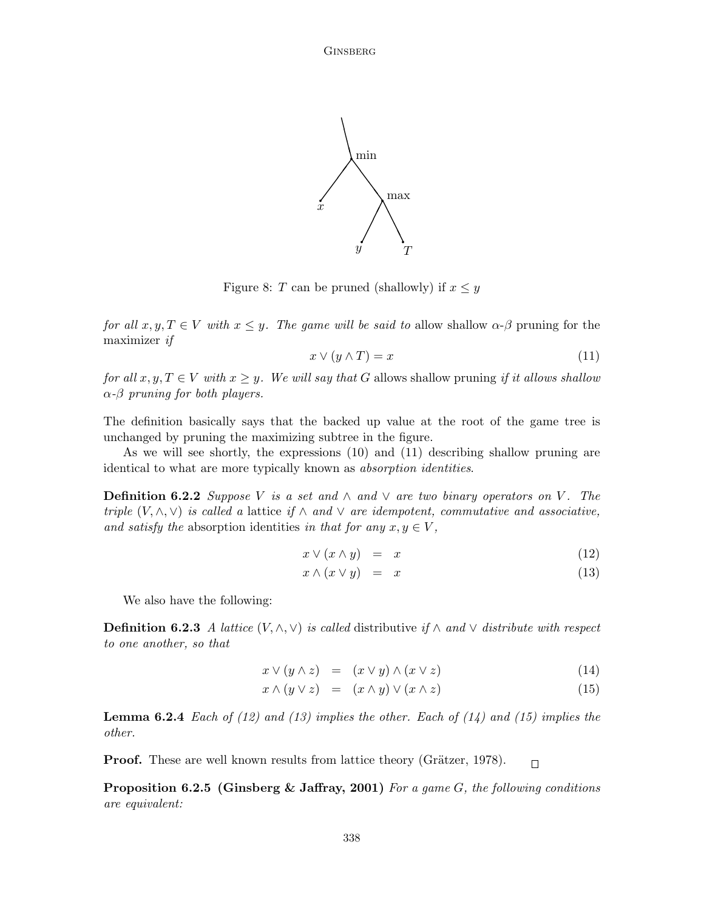Figure 8: $T$ can be pruned (shallowly) if $x \leq y$

*for all $x, y, T \in V$ with $x \leq y$. The game will be said to* allow shallow $\alpha$-$\beta$ pruning for the maximizer *if*

$$x \vee (y \wedge T) = x \tag{11}$$

*for all $x, y, T \in V$ with $x \geq y$. We will say that $G$* allows shallow pruning *if it allows shallow $\alpha$-$\beta$ pruning for both players.*

The definition basically says that the backed up value at the root of the game tree is unchanged by pruning the maximizing subtree in the figure.

As we will see shortly, the expressions (10) and (11) describing shallow pruning are identical to what are more typically known as *absorption identities*.

**Definition 6.2.2** *Suppose $V$ is a set and $\wedge$ and $\vee$ are two binary operators on $V$. The triple $(V, \wedge, \vee)$ is called a* lattice *if $\wedge$ and $\vee$ are idempotent, commutative and associative, and satisfy the* absorption identities *in that for any $x, y \in V$,*

$$x \vee (x \wedge y) = x \tag{12}$$

$$x \wedge (x \vee y) = x \tag{13}$$

We also have the following:

**Definition 6.2.3** *A lattice $(V, \wedge, \vee)$ is called* distributive *if $\wedge$ and $\vee$ distribute with respect to one another, so that*

$$x \vee (y \wedge z) = (x \vee y) \wedge (x \vee z) \tag{14}$$

$$x \wedge (y \vee z) = (x \wedge y) \vee (x \wedge z) \tag{15}$$

**Lemma 6.2.4** *Each of (12) and (13) implies the other. Each of (14) and (15) implies the other.*

**Proof.** These are well known results from lattice theory (Grätzer, 1978). □

**Proposition 6.2.5 (Ginsberg & Jaffray, 2001)** *For a game $G$, the following conditions are equivalent:*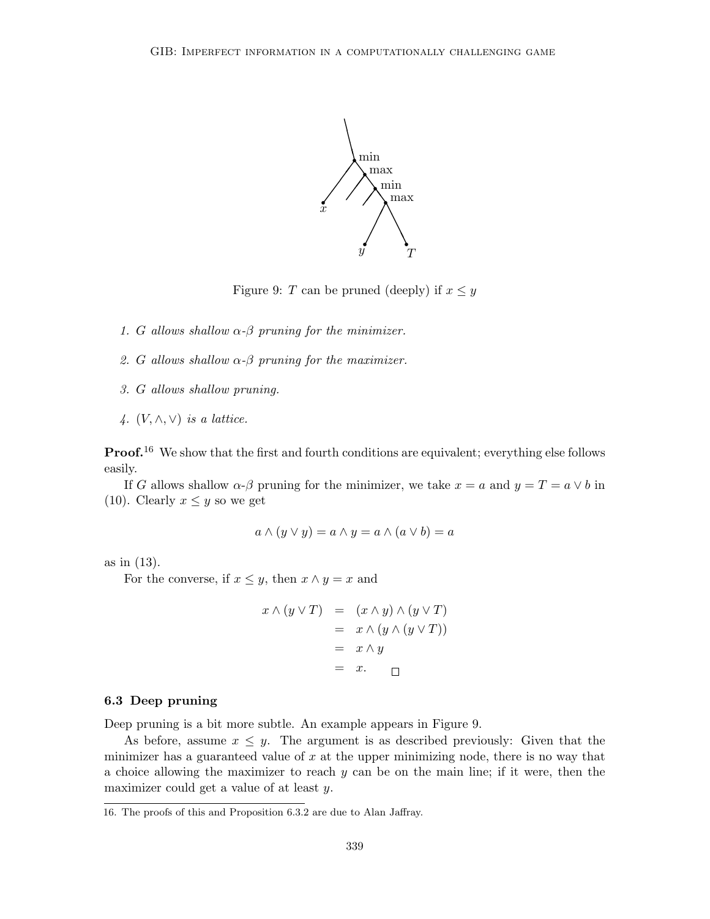Figure 9: $T$ can be pruned (deeply) if $x \leq y$

1. *$G$ allows shallow $\alpha$-$\beta$ pruning for the minimizer.*
2. *$G$ allows shallow $\alpha$-$\beta$ pruning for the maximizer.*
3. *$G$ allows shallow pruning.*
4. *$(V, \wedge, \vee)$ is a lattice.*

**Proof.**[16] We show that the first and fourth conditions are equivalent; everything else follows easily.

If $G$ allows shallow $\alpha$-$\beta$ pruning for the minimizer, we take $x = a$ and $y = T = a \vee b$ in (10). Clearly $x \leq y$ so we get

$$a \wedge (y \vee y) = a \wedge y = a \wedge (a \vee b) = a$$

as in (13).

For the converse, if $x \leq y$, then $x \wedge y = x$ and

$$\begin{aligned} x \wedge (y \vee T) &= (x \wedge y) \wedge (y \vee T) \\ &= x \wedge (y \wedge (y \vee T)) \\ &= x \wedge y \\ &= x. \qquad \square \end{aligned}$$

### 6.3 Deep pruning

Deep pruning is a bit more subtle. An example appears in Figure 9.

As before, assume $x \leq y$. The argument is as described previously: Given that the minimizer has a guaranteed value of $x$ at the upper minimizing node, there is no way that a choice allowing the maximizer to reach $y$ can be on the main line; if it were, then the maximizer could get a value of at least $y$.

16. The proofs of this and Proposition 6.3.2 are due to Alan Jaffray.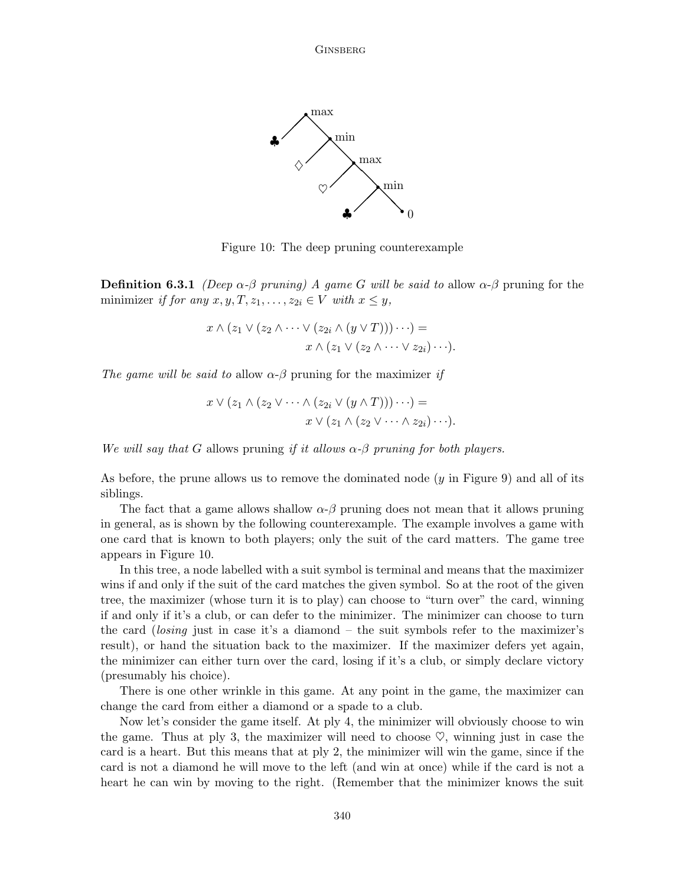Figure 10: The deep pruning counterexample

**Definition 6.3.1** *(Deep α-β pruning) A game G will be said to* allow α-β pruning for the minimizer *if for any $x, y, T, z_1, \ldots, z_{2i} \in V$ with $x \leq y$,*

$$x \wedge (z_1 \vee (z_2 \wedge \cdots \vee (z_{2i} \wedge (y \vee T))) \cdots) = x \wedge (z_1 \vee (z_2 \wedge \cdots \vee z_{2i}) \cdots).$$

*The game will be said to* allow α-β pruning for the maximizer *if*

$$x \vee (z_1 \wedge (z_2 \vee \cdots \wedge (z_{2i} \vee (y \wedge T))) \cdots) = x \vee (z_1 \wedge (z_2 \vee \cdots \wedge z_{2i}) \cdots).$$

*We will say that* G allows pruning *if it allows α-β pruning for both players.*

As before, the prune allows us to remove the dominated node ($y$ in Figure 9) and all of its siblings.

The fact that a game allows shallow α-β pruning does not mean that it allows pruning in general, as is shown by the following counterexample. The example involves a game with one card that is known to both players; only the suit of the card matters. The game tree appears in Figure 10.

In this tree, a node labelled with a suit symbol is terminal and means that the maximizer wins if and only if the suit of the card matches the given symbol. So at the root of the given tree, the maximizer (whose turn it is to play) can choose to "turn over" the card, winning if and only if it's a club, or can defer to the minimizer. The minimizer can choose to turn the card (*losing* just in case it's a diamond – the suit symbols refer to the maximizer's result), or hand the situation back to the maximizer. If the maximizer defers yet again, the minimizer can either turn over the card, losing if it's a club, or simply declare victory (presumably his choice).

There is one other wrinkle in this game. At any point in the game, the maximizer can change the card from either a diamond or a spade to a club.

Now let's consider the game itself. At ply 4, the minimizer will obviously choose to win the game. Thus at ply 3, the maximizer will need to choose ♡, winning just in case the card is a heart. But this means that at ply 2, the minimizer will win the game, since if the card is not a diamond he will move to the left (and win at once) while if the card is not a heart he can win by moving to the right. (Remember that the minimizer knows the suit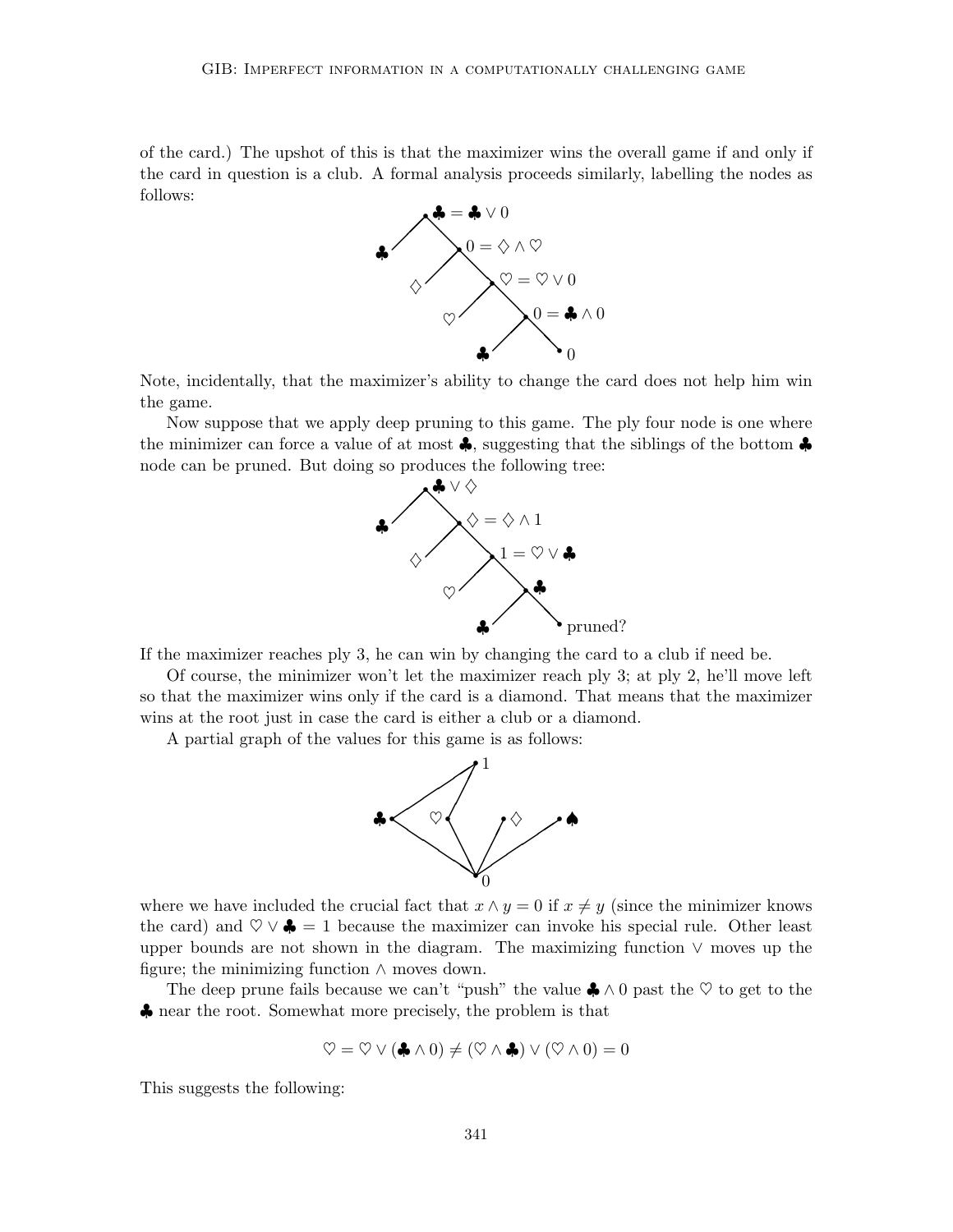of the card.) The upshot of this is that the maximizer wins the overall game if and only if the card in question is a club. A formal analysis proceeds similarly, labelling the nodes as follows:

$$
\begin{array}{l}
\clubsuit = \clubsuit \vee 0 \\
0 = \diamondsuit \wedge \heartsuit \\
\heartsuit = \heartsuit \vee 0 \\
0 = \clubsuit \wedge 0 \\
0
\end{array}
$$

Note, incidentally, that the maximizer's ability to change the card does not help him win the game.

Now suppose that we apply deep pruning to this game. The ply four node is one where the minimizer can force a value of at most $\clubsuit$, suggesting that the siblings of the bottom $\clubsuit$ node can be pruned. But doing so produces the following tree:

$$
\begin{array}{l}
\clubsuit \vee \diamondsuit \\
\diamondsuit = \diamondsuit \wedge 1 \\
1 = \heartsuit \vee \clubsuit \\
\clubsuit \\
\text{pruned?}
\end{array}
$$

If the maximizer reaches ply 3, he can win by changing the card to a club if need be.

Of course, the minimizer won't let the maximizer reach ply 3; at ply 2, he'll move left so that the maximizer wins only if the card is a diamond. That means that the maximizer wins at the root just in case the card is either a club or a diamond.

A partial graph of the values for this game is as follows:

where we have included the crucial fact that $x \wedge y = 0$ if $x \neq y$ (since the minimizer knows the card) and $\heartsuit \vee \clubsuit = 1$ because the maximizer can invoke his special rule. Other least upper bounds are not shown in the diagram. The maximizing function $\vee$ moves up the figure; the minimizing function $\wedge$ moves down.

The deep prune fails because we can't "push" the value $\clubsuit \wedge 0$ past the $\heartsuit$ to get to the $\clubsuit$ near the root. Somewhat more precisely, the problem is that

$$\heartsuit = \heartsuit \vee (\clubsuit \wedge 0) \neq (\heartsuit \wedge \clubsuit) \vee (\heartsuit \wedge 0) = 0$$

This suggests the following: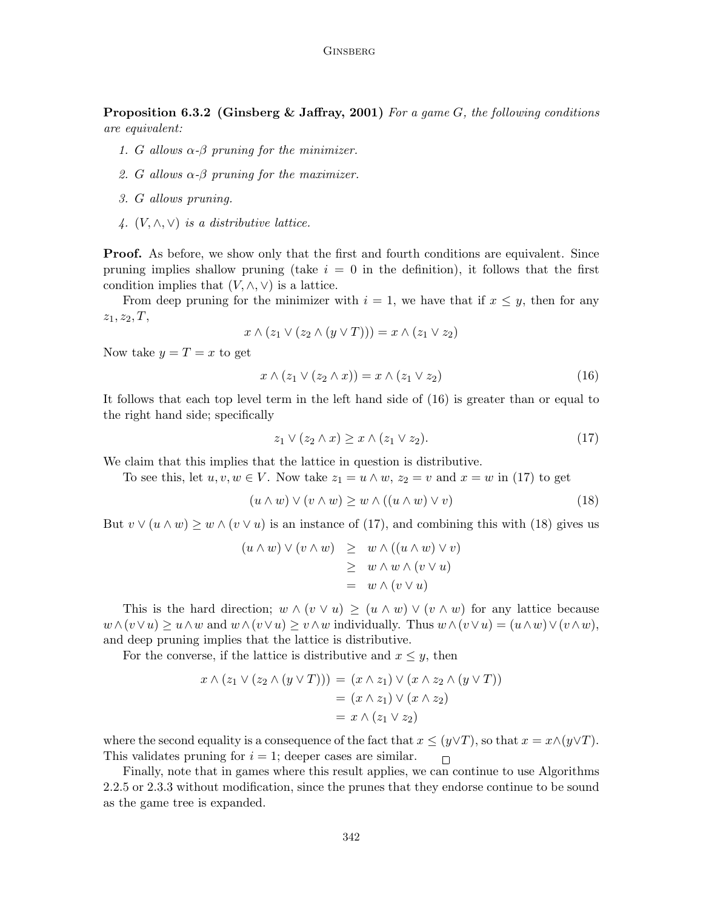**Proposition 6.3.2 (Ginsberg & Jaffray, 2001)** *For a game $G$, the following conditions are equivalent:*

1. *$G$ allows $\alpha$-$\beta$ pruning for the minimizer.*
2. *$G$ allows $\alpha$-$\beta$ pruning for the maximizer.*
3. *$G$ allows pruning.*
4. *$(V, \wedge, \vee)$ is a distributive lattice.*

**Proof.** As before, we show only that the first and fourth conditions are equivalent. Since pruning implies shallow pruning (take $i = 0$ in the definition), it follows that the first condition implies that $(V, \wedge, \vee)$ is a lattice.

From deep pruning for the minimizer with $i = 1$, we have that if $x \leq y$, then for any $z_1, z_2, T$,

$$x \wedge (z_1 \vee (z_2 \wedge (y \vee T))) = x \wedge (z_1 \vee z_2)$$

Now take $y = T = x$ to get

$$x \wedge (z_1 \vee (z_2 \wedge x)) = x \wedge (z_1 \vee z_2) \tag{16}$$

It follows that each top level term in the left hand side of (16) is greater than or equal to the right hand side; specifically

$$z_1 \vee (z_2 \wedge x) \geq x \wedge (z_1 \vee z_2). \tag{17}$$

We claim that this implies that the lattice in question is distributive.

To see this, let $u, v, w \in V$. Now take $z_1 = u \wedge w$, $z_2 = v$ and $x = w$ in (17) to get

$$(u \wedge w) \vee (v \wedge w) \geq w \wedge ((u \wedge w) \vee v) \tag{18}$$

But $v \vee (u \wedge w) \geq w \wedge (v \vee u)$ is an instance of (17), and combining this with (18) gives us

$$\begin{aligned}
(u \wedge w) \vee (v \wedge w) &\geq w \wedge ((u \wedge w) \vee v) \\
&\geq w \wedge w \wedge (v \vee u) \\
&= w \wedge (v \vee u)
\end{aligned}$$

This is the hard direction; $w \wedge (v \vee u) \geq (u \wedge w) \vee (v \wedge w)$ for any lattice because $w \wedge (v \vee u) \geq u \wedge w$ and $w \wedge (v \vee u) \geq v \wedge w$ individually. Thus $w \wedge (v \vee u) = (u \wedge w) \vee (v \wedge w)$, and deep pruning implies that the lattice is distributive.

For the converse, if the lattice is distributive and $x \leq y$, then

$$\begin{aligned}
x \wedge (z_1 \vee (z_2 \wedge (y \vee T))) &= (x \wedge z_1) \vee (x \wedge z_2 \wedge (y \vee T)) \\
&= (x \wedge z_1) \vee (x \wedge z_2) \\
&= x \wedge (z_1 \vee z_2)
\end{aligned}$$

where the second equality is a consequence of the fact that $x \leq (y \vee T)$, so that $x = x \wedge (y \vee T)$. This validates pruning for $i = 1$; deeper cases are similar. $\square$

Finally, note that in games where this result applies, we can continue to use Algorithms 2.2.5 or 2.3.3 without modification, since the prunes that they endorse continue to be sound as the game tree is expanded.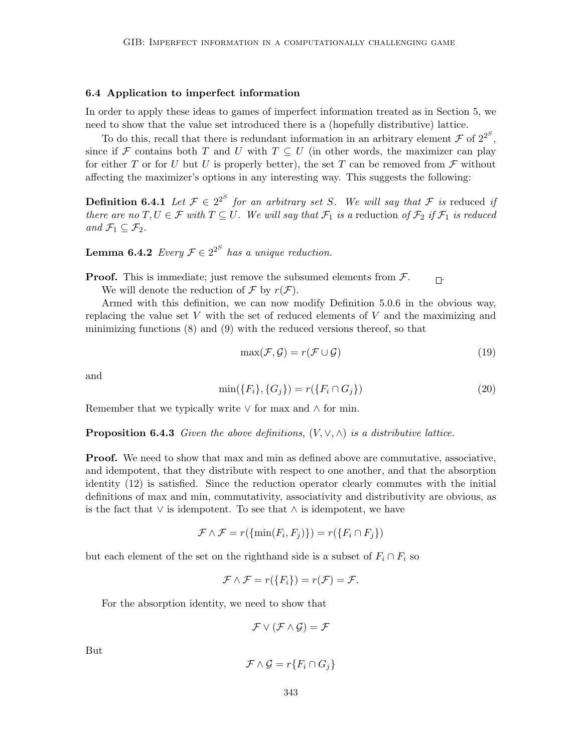### 6.4 Application to imperfect information

In order to apply these ideas to games of imperfect information treated as in Section 5, we need to show that the value set introduced there is a (hopefully distributive) lattice.

To do this, recall that there is redundant information in an arbitrary element $\mathcal{F}$ of $2^{2^S}$, since if $\mathcal{F}$ contains both $T$ and $U$ with $T \subseteq U$ (in other words, the maximizer can play for either $T$ or for $U$ but $U$ is properly better), the set $T$ can be removed from $\mathcal{F}$ without affecting the maximizer's options in any interesting way. This suggests the following:

**Definition 6.4.1** *Let $\mathcal{F} \in 2^{2^S}$ for an arbitrary set $S$. We will say that $\mathcal{F}$ is* reduced *if there are no $T, U \in \mathcal{F}$ with $T \subseteq U$. We will say that $\mathcal{F}_1$ is a* reduction *of $\mathcal{F}_2$ if $\mathcal{F}_1$ is reduced and $\mathcal{F}_1 \subseteq \mathcal{F}_2$.*

**Lemma 6.4.2** *Every $\mathcal{F} \in 2^{2^S}$ has a unique reduction.*

**Proof.** This is immediate; just remove the subsumed elements from $\mathcal{F}$. □.

We will denote the reduction of $\mathcal{F}$ by $r(\mathcal{F})$.

Armed with this definition, we can now modify Definition 5.0.6 in the obvious way, replacing the value set $V$ with the set of reduced elements of $V$ and the maximizing and minimizing functions (8) and (9) with the reduced versions thereof, so that

$$\max(\mathcal{F}, \mathcal{G}) = r(\mathcal{F} \cup \mathcal{G}) \tag{19}$$

and

$$\min(\{F_i\}, \{G_j\}) = r(\{F_i \cap G_j\}) \tag{20}$$

Remember that we typically write $\vee$ for max and $\wedge$ for min.

**Proposition 6.4.3** *Given the above definitions, $(V, \vee, \wedge)$ is a distributive lattice.*

**Proof.** We need to show that max and min as defined above are commutative, associative, and idempotent, that they distribute with respect to one another, and that the absorption identity (12) is satisfied. Since the reduction operator clearly commutes with the initial definitions of max and min, commutativity, associativity and distributivity are obvious, as is the fact that $\vee$ is idempotent. To see that $\wedge$ is idempotent, we have

$$\mathcal{F} \wedge \mathcal{F} = r(\{\min(F_i, F_j)\}) = r(\{F_i \cap F_j\})$$

but each element of the set on the righthand side is a subset of $F_i \cap F_i$ so

$$\mathcal{F} \wedge \mathcal{F} = r(\{F_i\}) = r(\mathcal{F}) = \mathcal{F}.$$

For the absorption identity, we need to show that

$$\mathcal{F} \vee (\mathcal{F} \wedge \mathcal{G}) = \mathcal{F}$$

But

$$\mathcal{F} \wedge \mathcal{G} = r\{F_i \cap G_j\}$$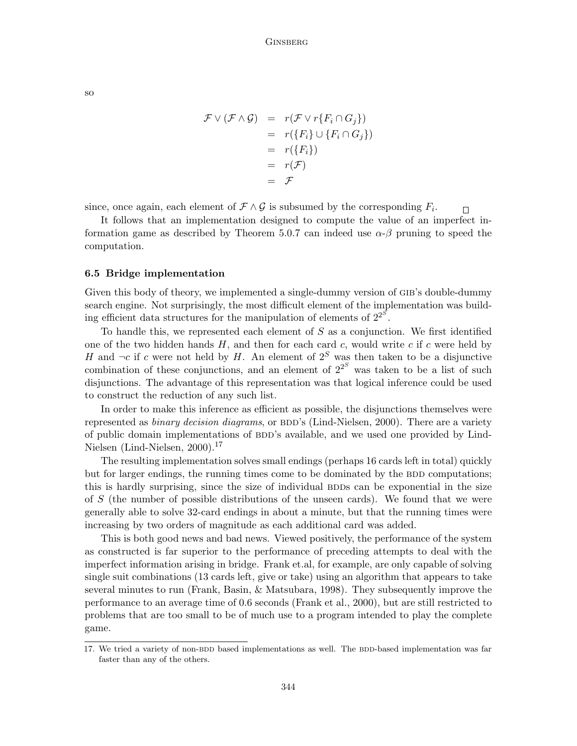so

$$
\begin{aligned}
\mathcal{F} \vee (\mathcal{F} \wedge \mathcal{G}) &= r(\mathcal{F} \vee r\{F_i \cap G_j\}) \\
&= r(\{F_i\} \cup \{F_i \cap G_j\}) \\
&= r(\{F_i\}) \\
&= r(\mathcal{F}) \\
&= \mathcal{F}
\end{aligned}
$$

since, once again, each element of $\mathcal{F} \wedge \mathcal{G}$ is subsumed by the corresponding $F_i$. □

It follows that an implementation designed to compute the value of an imperfect information game as described by Theorem 5.0.7 can indeed use $\alpha$-$\beta$ pruning to speed the computation.

### 6.5 Bridge implementation

Given this body of theory, we implemented a single-dummy version of GIB's double-dummy search engine. Not surprisingly, the most difficult element of the implementation was building efficient data structures for the manipulation of elements of $2^{2^S}$.

To handle this, we represented each element of $S$ as a conjunction. We first identified one of the two hidden hands $H$, and then for each card $c$, would write $c$ if $c$ were held by $H$ and $\neg c$ if $c$ were not held by $H$. An element of $2^S$ was then taken to be a disjunctive combination of these conjunctions, and an element of $2^{2^S}$ was taken to be a list of such disjunctions. The advantage of this representation was that logical inference could be used to construct the reduction of any such list.

In order to make this inference as efficient as possible, the disjunctions themselves were represented as *binary decision diagrams*, or BDD's (Lind-Nielsen, 2000). There are a variety of public domain implementations of BDD's available, and we used one provided by Lind-Nielsen (Lind-Nielsen, 2000).[17]

The resulting implementation solves small endings (perhaps 16 cards left in total) quickly but for larger endings, the running times come to be dominated by the BDD computations; this is hardly surprising, since the size of individual BDDs can be exponential in the size of $S$ (the number of possible distributions of the unseen cards). We found that we were generally able to solve 32-card endings in about a minute, but that the running times were increasing by two orders of magnitude as each additional card was added.

This is both good news and bad news. Viewed positively, the performance of the system as constructed is far superior to the performance of preceding attempts to deal with the imperfect information arising in bridge. Frank et.al, for example, are only capable of solving single suit combinations (13 cards left, give or take) using an algorithm that appears to take several minutes to run (Frank, Basin, & Matsubara, 1998). They subsequently improve the performance to an average time of 0.6 seconds (Frank et al., 2000), but are still restricted to problems that are too small to be of much use to a program intended to play the complete game.

17. We tried a variety of non-BDD based implementations as well. The BDD-based implementation was far faster than any of the others.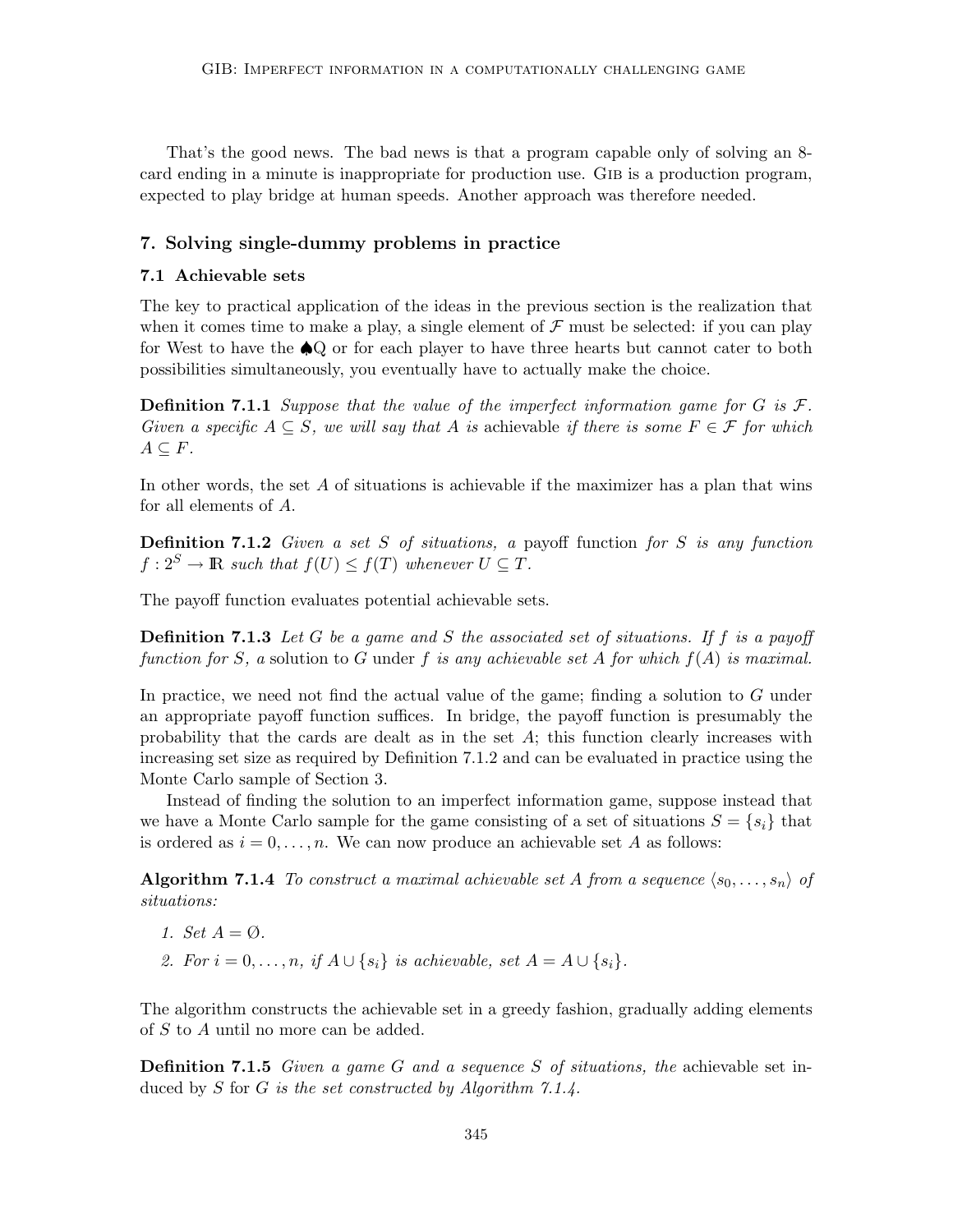That's the good news. The bad news is that a program capable only of solving an 8-card ending in a minute is inappropriate for production use. GIB is a production program, expected to play bridge at human speeds. Another approach was therefore needed.

## 7. Solving single-dummy problems in practice

### 7.1 Achievable sets

The key to practical application of the ideas in the previous section is the realization that when it comes time to make a play, a single element of $\mathcal{F}$ must be selected: if you can play for West to have the ♠Q or for each player to have three hearts but cannot cater to both possibilities simultaneously, you eventually have to actually make the choice.

**Definition 7.1.1** *Suppose that the value of the imperfect information game for $G$ is $\mathcal{F}$. Given a specific $A \subseteq S$, we will say that $A$ is* achievable *if there is some $F \in \mathcal{F}$ for which $A \subseteq F$.*

In other words, the set $A$ of situations is achievable if the maximizer has a plan that wins for all elements of $A$.

**Definition 7.1.2** *Given a set $S$ of situations, a* payoff function *for $S$ is any function $f : 2^S \rightarrow \mathbb{R}$ such that $f(U) \leq f(T)$ whenever $U \subseteq T$.*

The payoff function evaluates potential achievable sets.

**Definition 7.1.3** *Let $G$ be a game and $S$ the associated set of situations. If $f$ is a payoff function for $S$, a* solution to $G$ under $f$ *is any achievable set $A$ for which $f(A)$ is maximal.*

In practice, we need not find the actual value of the game; finding a solution to $G$ under an appropriate payoff function suffices. In bridge, the payoff function is presumably the probability that the cards are dealt as in the set $A$; this function clearly increases with increasing set size as required by Definition 7.1.2 and can be evaluated in practice using the Monte Carlo sample of Section 3.

Instead of finding the solution to an imperfect information game, suppose instead that we have a Monte Carlo sample for the game consisting of a set of situations $S = \{s_i\}$ that is ordered as $i = 0, \ldots, n$. We can now produce an achievable set $A$ as follows:

**Algorithm 7.1.4** *To construct a maximal achievable set $A$ from a sequence $\langle s_0, \ldots, s_n \rangle$ of situations:*

1. *Set $A = \emptyset$.*
2. *For $i = 0, \ldots, n$, if $A \cup \{s_i\}$ is achievable, set $A = A \cup \{s_i\}$.*

The algorithm constructs the achievable set in a greedy fashion, gradually adding elements of $S$ to $A$ until no more can be added.

**Definition 7.1.5** *Given a game $G$ and a sequence $S$ of situations, the* achievable set induced by $S$ for $G$ *is the set constructed by Algorithm 7.1.4.*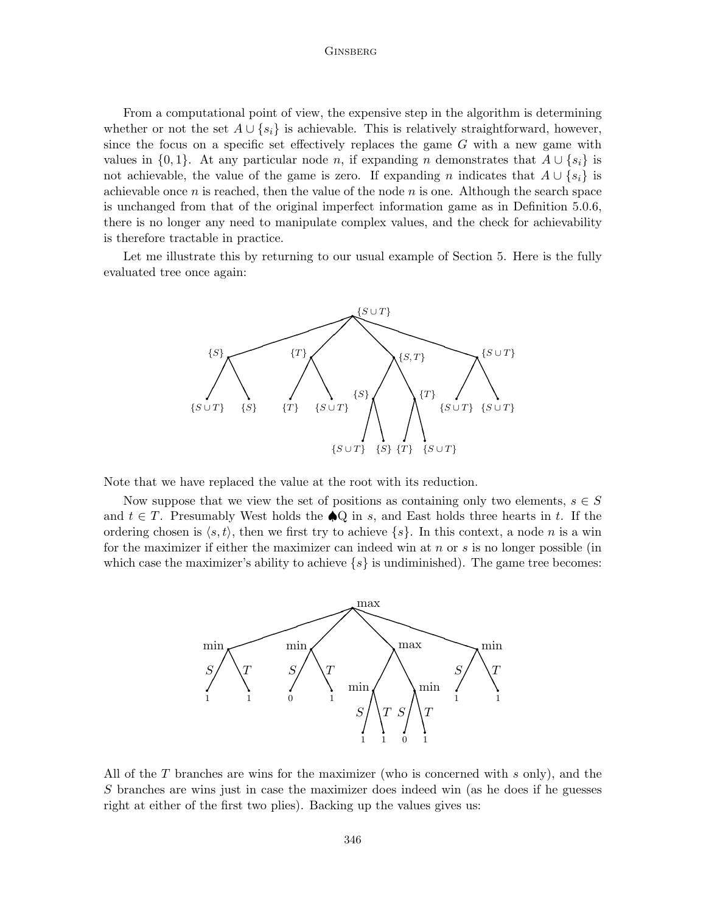From a computational point of view, the expensive step in the algorithm is determining whether or not the set $A \cup \{s_i\}$ is achievable. This is relatively straightforward, however, since the focus on a specific set effectively replaces the game $G$ with a new game with values in $\{0, 1\}$. At any particular node $n$, if expanding $n$ demonstrates that $A \cup \{s_i\}$ is not achievable, the value of the game is zero. If expanding $n$ indicates that $A \cup \{s_i\}$ is achievable once $n$ is reached, then the value of the node $n$ is one. Although the search space is unchanged from that of the original imperfect information game as in Definition 5.0.6, there is no longer any need to manipulate complex values, and the check for achievability is therefore tractable in practice.

Let me illustrate this by returning to our usual example of Section 5. Here is the fully evaluated tree once again:

Note that we have replaced the value at the root with its reduction.

Now suppose that we view the set of positions as containing only two elements, $s \in S$ and $t \in T$. Presumably West holds the ♠Q in $s$, and East holds three hearts in $t$. If the ordering chosen is $\langle s, t \rangle$, then we first try to achieve $\{s\}$. In this context, a node $n$ is a win for the maximizer if either the maximizer can indeed win at $n$ or $s$ is no longer possible (in which case the maximizer's ability to achieve $\{s\}$ is undiminished). The game tree becomes:

All of the $T$ branches are wins for the maximizer (who is concerned with $s$ only), and the $S$ branches are wins just in case the maximizer does indeed win (as he does if he guesses right at either of the first two plies). Backing up the values gives us: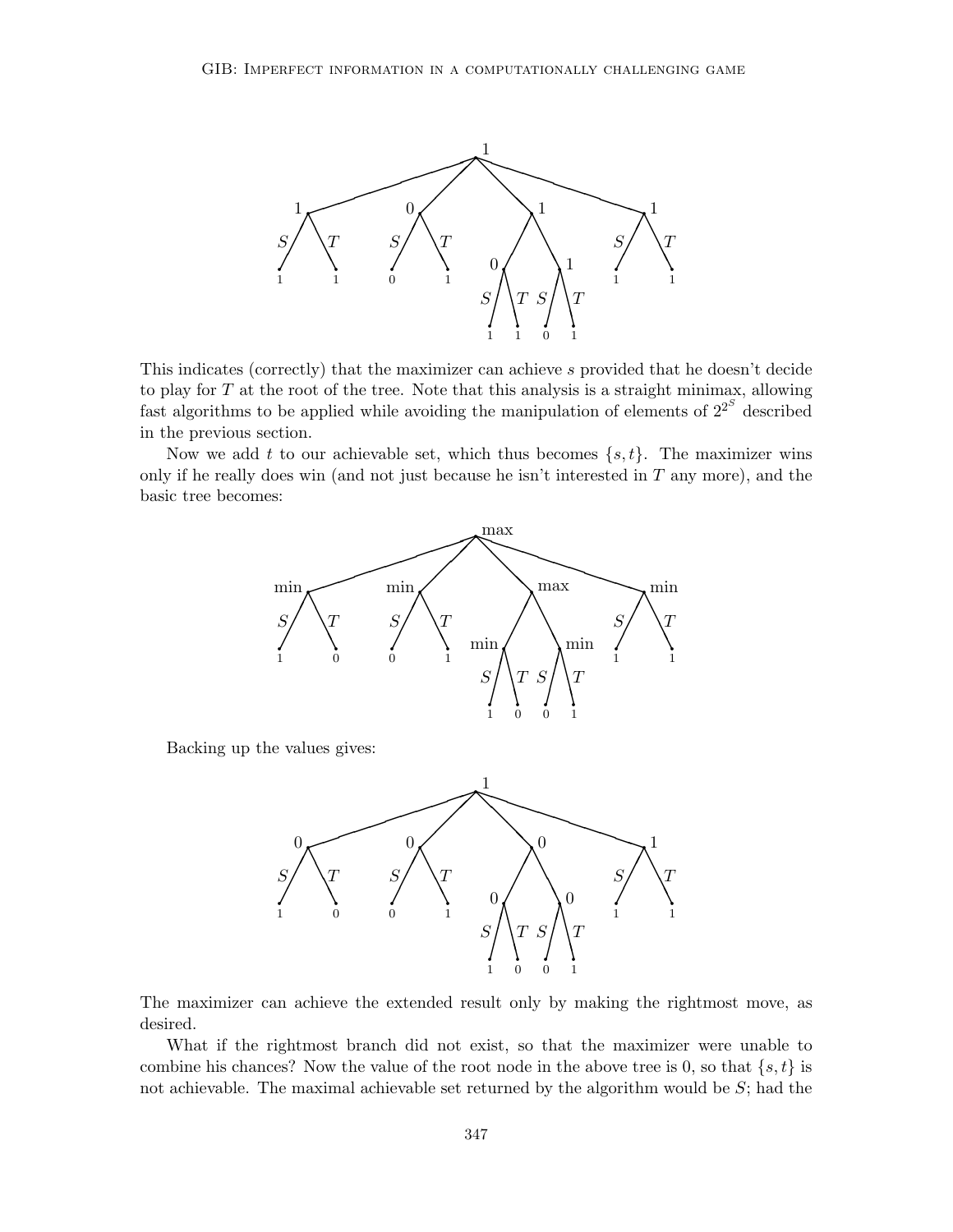This indicates (correctly) that the maximizer can achieve $s$ provided that he doesn't decide to play for $T$ at the root of the tree. Note that this analysis is a straight minimax, allowing fast algorithms to be applied while avoiding the manipulation of elements of $2^{2^S}$ described in the previous section.

Now we add $t$ to our achievable set, which thus becomes $\{s, t\}$. The maximizer wins only if he really does win (and not just because he isn't interested in $T$ any more), and the basic tree becomes:

Backing up the values gives:

The maximizer can achieve the extended result only by making the rightmost move, as desired.

What if the rightmost branch did not exist, so that the maximizer were unable to combine his chances? Now the value of the root node in the above tree is 0, so that $\{s, t\}$ is not achievable. The maximal achievable set returned by the algorithm would be $S$; had the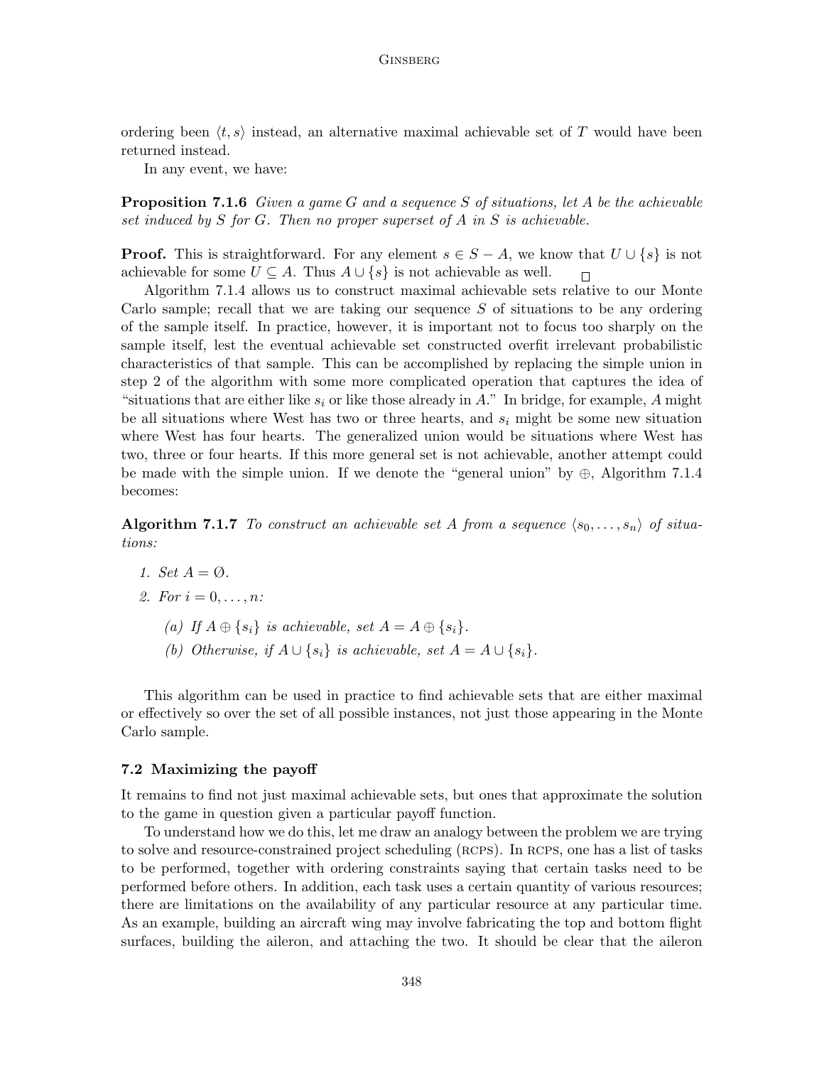ordering been $\langle t, s \rangle$ instead, an alternative maximal achievable set of $T$ would have been returned instead.

In any event, we have:

**Proposition 7.1.6** *Given a game $G$ and a sequence $S$ of situations, let $A$ be the achievable set induced by $S$ for $G$. Then no proper superset of $A$ in $S$ is achievable.*

**Proof.** This is straightforward. For any element $s \in S - A$, we know that $U \cup \{s\}$ is not achievable for some $U \subseteq A$. Thus $A \cup \{s\}$ is not achievable as well. $\square$

Algorithm 7.1.4 allows us to construct maximal achievable sets relative to our Monte Carlo sample; recall that we are taking our sequence $S$ of situations to be any ordering of the sample itself. In practice, however, it is important not to focus too sharply on the sample itself, lest the eventual achievable set constructed overfit irrelevant probabilistic characteristics of that sample. This can be accomplished by replacing the simple union in step 2 of the algorithm with some more complicated operation that captures the idea of "situations that are either like $s_i$ or like those already in $A$." In bridge, for example, $A$ might be all situations where West has two or three hearts, and $s_i$ might be some new situation where West has four hearts. The generalized union would be situations where West has two, three or four hearts. If this more general set is not achievable, another attempt could be made with the simple union. If we denote the "general union" by $\oplus$, Algorithm 7.1.4 becomes:

**Algorithm 7.1.7** *To construct an achievable set $A$ from a sequence $\langle s_0, \ldots, s_n \rangle$ of situations:*

1. *Set $A = \emptyset$.*
2. *For $i = 0, \ldots, n$:*
   - *(a) If $A \oplus \{s_i\}$ is achievable, set $A = A \oplus \{s_i\}$.*
   - *(b) Otherwise, if $A \cup \{s_i\}$ is achievable, set $A = A \cup \{s_i\}$.*

This algorithm can be used in practice to find achievable sets that are either maximal or effectively so over the set of all possible instances, not just those appearing in the Monte Carlo sample.

### 7.2 Maximizing the payoff

It remains to find not just maximal achievable sets, but ones that approximate the solution to the game in question given a particular payoff function.

To understand how we do this, let me draw an analogy between the problem we are trying to solve and resource-constrained project scheduling (RCPS). In RCPS, one has a list of tasks to be performed, together with ordering constraints saying that certain tasks need to be performed before others. In addition, each task uses a certain quantity of various resources; there are limitations on the availability of any particular resource at any particular time. As an example, building an aircraft wing may involve fabricating the top and bottom flight surfaces, building the aileron, and attaching the two. It should be clear that the aileron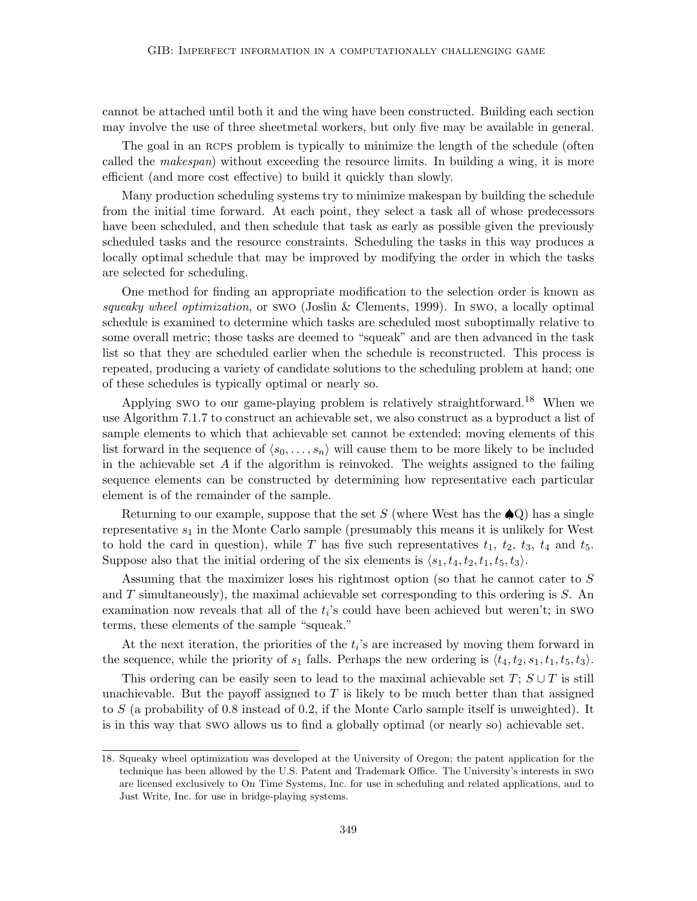cannot be attached until both it and the wing have been constructed. Building each section may involve the use of three sheetmetal workers, but only five may be available in general.

The goal in an RCPS problem is typically to minimize the length of the schedule (often called the *makespan*) without exceeding the resource limits. In building a wing, it is more efficient (and more cost effective) to build it quickly than slowly.

Many production scheduling systems try to minimize makespan by building the schedule from the initial time forward. At each point, they select a task all of whose predecessors have been scheduled, and then schedule that task as early as possible given the previously scheduled tasks and the resource constraints. Scheduling the tasks in this way produces a locally optimal schedule that may be improved by modifying the order in which the tasks are selected for scheduling.

One method for finding an appropriate modification to the selection order is known as *squeaky wheel optimization*, or SWO (Joslin & Clements, 1999). In SWO, a locally optimal schedule is examined to determine which tasks are scheduled most suboptimally relative to some overall metric; those tasks are deemed to "squeak" and are then advanced in the task list so that they are scheduled earlier when the schedule is reconstructed. This process is repeated, producing a variety of candidate solutions to the scheduling problem at hand; one of these schedules is typically optimal or nearly so.

Applying SWO to our game-playing problem is relatively straightforward.[18] When we use Algorithm 7.1.7 to construct an achievable set, we also construct as a byproduct a list of sample elements to which that achievable set cannot be extended; moving elements of this list forward in the sequence of $\langle s_0, \ldots, s_n \rangle$ will cause them to be more likely to be included in the achievable set $A$ if the algorithm is reinvoked. The weights assigned to the failing sequence elements can be constructed by determining how representative each particular element is of the remainder of the sample.

Returning to our example, suppose that the set $S$ (where West has the ♠Q) has a single representative $s_1$ in the Monte Carlo sample (presumably this means it is unlikely for West to hold the card in question), while $T$ has five such representatives $t_1$, $t_2$, $t_3$, $t_4$ and $t_5$. Suppose also that the initial ordering of the six elements is $\langle s_1, t_4, t_2, t_1, t_5, t_3 \rangle$.

Assuming that the maximizer loses his rightmost option (so that he cannot cater to $S$ and $T$ simultaneously), the maximal achievable set corresponding to this ordering is $S$. An examination now reveals that all of the $t_i$'s could have been achieved but weren't; in SWO terms, these elements of the sample "squeak."

At the next iteration, the priorities of the $t_i$'s are increased by moving them forward in the sequence, while the priority of $s_1$ falls. Perhaps the new ordering is $\langle t_4, t_2, s_1, t_1, t_5, t_3 \rangle$.

This ordering can be easily seen to lead to the maximal achievable set $T$; $S \cup T$ is still unachievable. But the payoff assigned to $T$ is likely to be much better than that assigned to $S$ (a probability of 0.8 instead of 0.2, if the Monte Carlo sample itself is unweighted). It is in this way that SWO allows us to find a globally optimal (or nearly so) achievable set.

18. Squeaky wheel optimization was developed at the University of Oregon; the patent application for the technique has been allowed by the U.S. Patent and Trademark Office. The University's interests in SWO are licensed exclusively to On Time Systems, Inc. for use in scheduling and related applications, and to Just Write, Inc. for use in bridge-playing systems.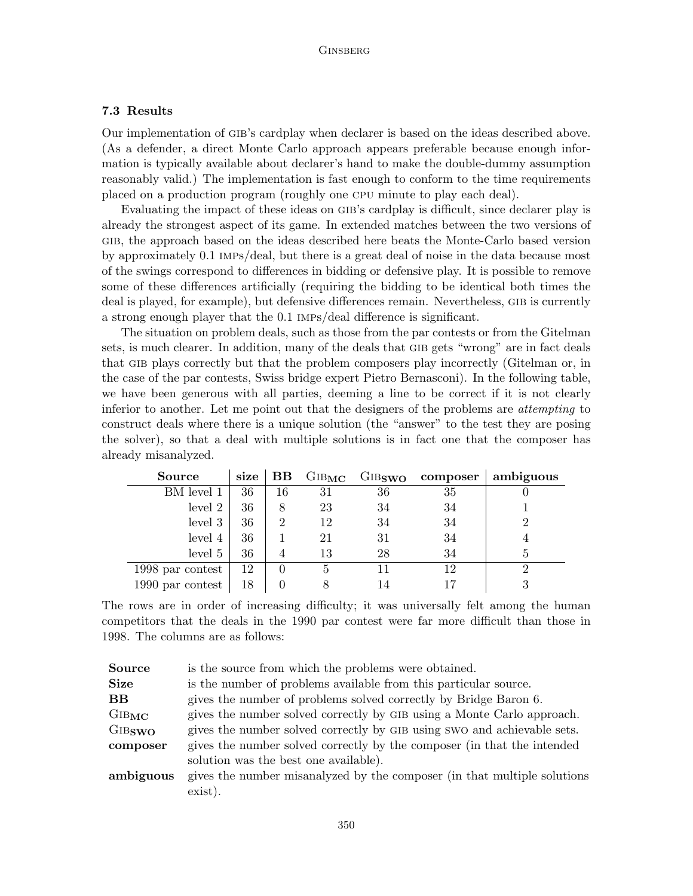### 7.3 Results

Our implementation of GIB's cardplay when declarer is based on the ideas described above. (As a defender, a direct Monte Carlo approach appears preferable because enough information is typically available about declarer's hand to make the double-dummy assumption reasonably valid.) The implementation is fast enough to conform to the time requirements placed on a production program (roughly one CPU minute to play each deal).

Evaluating the impact of these ideas on GIB's cardplay is difficult, since declarer play is already the strongest aspect of its game. In extended matches between the two versions of GIB, the approach based on the ideas described here beats the Monte-Carlo based version by approximately 0.1 IMPs/deal, but there is a great deal of noise in the data because most of the swings correspond to differences in bidding or defensive play. It is possible to remove some of these differences artificially (requiring the bidding to be identical both times the deal is played, for example), but defensive differences remain. Nevertheless, GIB is currently a strong enough player that the 0.1 IMPs/deal difference is significant.

The situation on problem deals, such as those from the par contests or from the Gitelman sets, is much clearer. In addition, many of the deals that GIB gets "wrong" are in fact deals that GIB plays correctly but that the problem composers play incorrectly (Gitelman or, in the case of the par contests, Swiss bridge expert Pietro Bernasconi). In the following table, we have been generous with all parties, deeming a line to be correct if it is not clearly inferior to another. Let me point out that the designers of the problems are *attempting* to construct deals where there is a unique solution (the "answer" to the test they are posing the solver), so that a deal with multiple solutions is in fact one that the composer has already misanalyzed.

| Source | size | BB | GIB$_{MC}$ | GIB$_{SWO}$ | composer | ambiguous |
|---|---|---|---|---|---|---|
| BM level 1 | 36 | 16 | 31 | 36 | 35 | 0 |
| level 2 | 36 | 8 | 23 | 34 | 34 | 1 |
| level 3 | 36 | 2 | 12 | 34 | 34 | 2 |
| level 4 | 36 | 1 | 21 | 31 | 34 | 4 |
| level 5 | 36 | 4 | 13 | 28 | 34 | 5 |
| 1998 par contest | 12 | 0 | 5 | 11 | 12 | 2 |
| 1990 par contest | 18 | 0 | 8 | 14 | 17 | 3 |

The rows are in order of increasing difficulty; it was universally felt among the human competitors that the deals in the 1990 par contest were far more difficult than those in 1998. The columns are as follows:

| | |
|---|---|
| **Source** | is the source from which the problems were obtained. |
| **Size** | is the number of problems available from this particular source. |
| **BB** | gives the number of problems solved correctly by Bridge Baron 6. |
| GIB$_{MC}$ | gives the number solved correctly by GIB using a Monte Carlo approach. |
| GIB$_{SWO}$ | gives the number solved correctly by GIB using SWO and achievable sets. |
| **composer** | gives the number solved correctly by the composer (in that the intended solution was the best one available). |
| **ambiguous** | gives the number misanalyzed by the composer (in that multiple solutions exist). |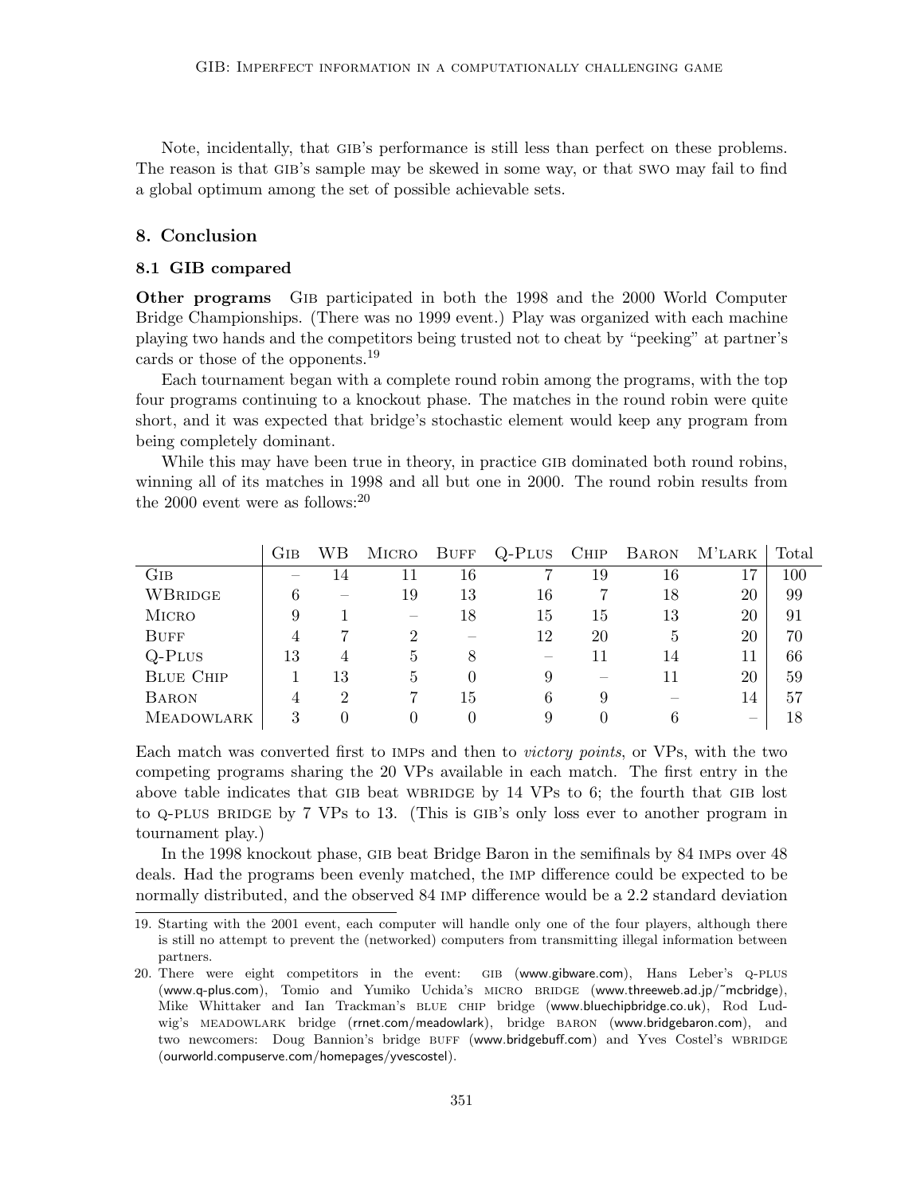Note, incidentally, that GIB's performance is still less than perfect on these problems. The reason is that GIB's sample may be skewed in some way, or that SWO may fail to find a global optimum among the set of possible achievable sets.

## 8. Conclusion

### 8.1 GIB compared

**Other programs** GIB participated in both the 1998 and the 2000 World Computer Bridge Championships. (There was no 1999 event.) Play was organized with each machine playing two hands and the competitors being trusted not to cheat by "peeking" at partner's cards or those of the opponents.[19]

Each tournament began with a complete round robin among the programs, with the top four programs continuing to a knockout phase. The matches in the round robin were quite short, and it was expected that bridge's stochastic element would keep any program from being completely dominant.

While this may have been true in theory, in practice GIB dominated both round robins, winning all of its matches in 1998 and all but one in 2000. The round robin results from the 2000 event were as follows:[20]

| | GIB | WB | MICRO | BUFF | Q-PLUS | CHIP | BARON | M'LARK | Total |
|---|---|---|---|---|---|---|---|---|---|
| GIB | – | 14 | 11 | 16 | 7 | 19 | 16 | 17 | 100 |
| WBRIDGE | 6 | – | 19 | 13 | 16 | 7 | 18 | 20 | 99 |
| MICRO | 9 | 1 | – | 18 | 15 | 15 | 13 | 20 | 91 |
| BUFF | 4 | 7 | 2 | – | 12 | 20 | 5 | 20 | 70 |
| Q-PLUS | 13 | 4 | 5 | 8 | – | 11 | 14 | 11 | 66 |
| BLUE CHIP | 1 | 13 | 5 | 0 | 9 | – | 11 | 20 | 59 |
| BARON | 4 | 2 | 7 | 15 | 6 | 9 | – | 14 | 57 |
| MEADOWLARK | 3 | 0 | 0 | 0 | 9 | 0 | 6 | – | 18 |

Each match was converted first to IMPs and then to *victory points*, or VPs, with the two competing programs sharing the 20 VPs available in each match. The first entry in the above table indicates that GIB beat WBRIDGE by 14 VPs to 6; the fourth that GIB lost to Q-PLUS BRIDGE by 7 VPs to 13. (This is GIB's only loss ever to another program in tournament play.)

In the 1998 knockout phase, GIB beat Bridge Baron in the semifinals by 84 IMPs over 48 deals. Had the programs been evenly matched, the IMP difference could be expected to be normally distributed, and the observed 84 IMP difference would be a 2.2 standard deviation

---

19. Starting with the 2001 event, each computer will handle only one of the four players, although there is still no attempt to prevent the (networked) computers from transmitting illegal information between partners.

20. There were eight competitors in the event: GIB (www.gibware.com), Hans Leber's Q-PLUS (www.q-plus.com), Tomio and Yumiko Uchida's MICRO BRIDGE (www.threeweb.ad.jp/~mcbridge), Mike Whittaker and Ian Trackman's BLUE CHIP bridge (www.bluechipbridge.co.uk), Rod Ludwig's MEADOWLARK bridge (rrnet.com/meadowlark), bridge BARON (www.bridgebaron.com), and two newcomers: Doug Bannion's bridge BUFF (www.bridgebuff.com) and Yves Costel's WBRIDGE (ourworld.compuserve.com/homepages/yvescostel).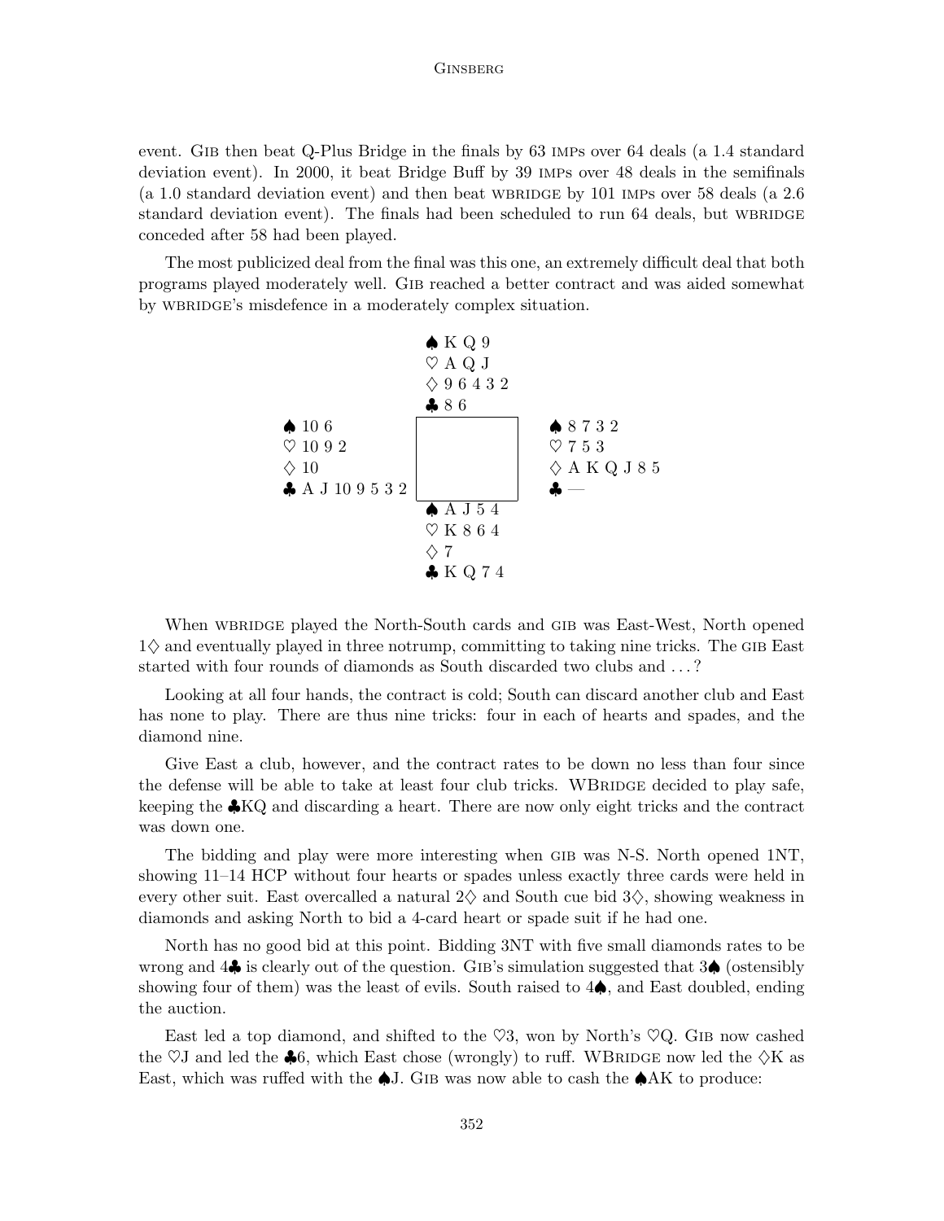event. GIB then beat Q-Plus Bridge in the finals by 63 IMPs over 64 deals (a 1.4 standard deviation event). In 2000, it beat Bridge Buff by 39 IMPs over 48 deals in the semifinals (a 1.0 standard deviation event) and then beat WBRIDGE by 101 IMPs over 58 deals (a 2.6 standard deviation event). The finals had been scheduled to run 64 deals, but WBRIDGE conceded after 58 had been played.

The most publicized deal from the final was this one, an extremely difficult deal that both programs played moderately well. GIB reached a better contract and was aided somewhat by WBRIDGE's misdefence in a moderately complex situation.

| West | North | East |
|---|---|---|
| | ♠ K Q 9<br>♡ A Q J<br>♢ 9 6 4 3 2<br>♣ 8 6 | |
| ♠ 10 6<br>♡ 10 9 2<br>♢ 10<br>♣ A J 10 9 5 3 2 | | ♠ 8 7 3 2<br>♡ 7 5 3<br>♢ A K Q J 8 5<br>♣ — |
| | ♠ A J 5 4<br>♡ K 8 6 4<br>♢ 7<br>♣ K Q 7 4 | |

When WBRIDGE played the North-South cards and GIB was East-West, North opened 1♢ and eventually played in three notrump, committing to taking nine tricks. The GIB East started with four rounds of diamonds as South discarded two clubs and ...?

Looking at all four hands, the contract is cold; South can discard another club and East has none to play. There are thus nine tricks: four in each of hearts and spades, and the diamond nine.

Give East a club, however, and the contract rates to be down no less than four since the defense will be able to take at least four club tricks. WBRIDGE decided to play safe, keeping the ♣KQ and discarding a heart. There are now only eight tricks and the contract was down one.

The bidding and play were more interesting when GIB was N-S. North opened 1NT, showing 11–14 HCP without four hearts or spades unless exactly three cards were held in every other suit. East overcalled a natural 2♢ and South cue bid 3♢, showing weakness in diamonds and asking North to bid a 4-card heart or spade suit if he had one.

North has no good bid at this point. Bidding 3NT with five small diamonds rates to be wrong and 4♣ is clearly out of the question. GIB's simulation suggested that 3♠ (ostensibly showing four of them) was the least of evils. South raised to 4♠, and East doubled, ending the auction.

East led a top diamond, and shifted to the ♡3, won by North's ♡Q. GIB now cashed the ♡J and led the ♣6, which East chose (wrongly) to ruff. WBRIDGE now led the ♢K as East, which was ruffed with the ♠J. GIB was now able to cash the ♠AK to produce: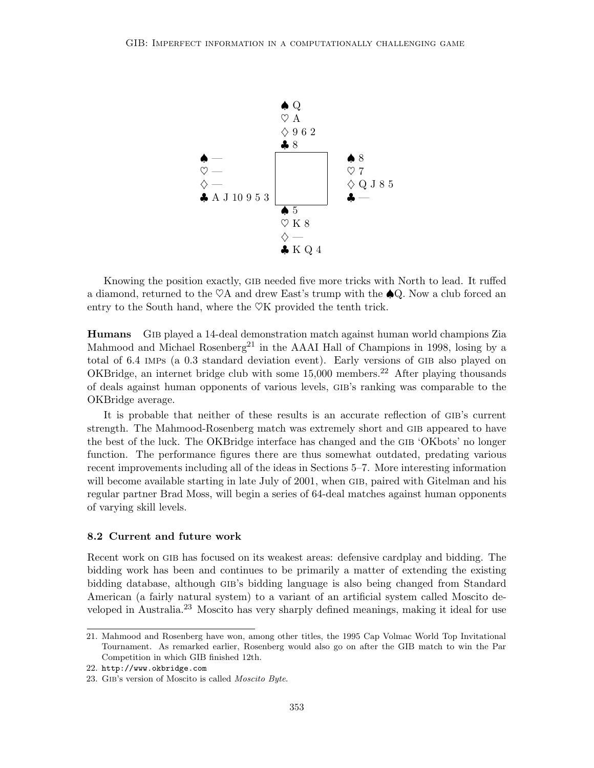North:
♠ Q
♡ A
♢ 9 6 2
♣ 8

West:
♠ —
♡ —
♢ —
♣ A J 10 9 5 3

East:
♠ 8
♡ 7
♢ Q J 8 5
♣ —

South:
♠ 5
♡ K 8
♢ —
♣ K Q 4

Knowing the position exactly, GIB needed five more tricks with North to lead. It ruffed a diamond, returned to the ♡A and drew East's trump with the ♠Q. Now a club forced an entry to the South hand, where the ♡K provided the tenth trick.

**Humans** GIB played a 14-deal demonstration match against human world champions Zia Mahmood and Michael Rosenberg[21] in the AAAI Hall of Champions in 1998, losing by a total of 6.4 IMPs (a 0.3 standard deviation event). Early versions of GIB also played on OKBridge, an internet bridge club with some 15,000 members.[22] After playing thousands of deals against human opponents of various levels, GIB's ranking was comparable to the OKBridge average.

It is probable that neither of these results is an accurate reflection of GIB's current strength. The Mahmood-Rosenberg match was extremely short and GIB appeared to have the best of the luck. The OKBridge interface has changed and the GIB 'OKbots' no longer function. The performance figures there are thus somewhat outdated, predating various recent improvements including all of the ideas in Sections 5–7. More interesting information will become available starting in late July of 2001, when GIB, paired with Gitelman and his regular partner Brad Moss, will begin a series of 64-deal matches against human opponents of varying skill levels.

### 8.2 Current and future work

Recent work on GIB has focused on its weakest areas: defensive cardplay and bidding. The bidding work has been and continues to be primarily a matter of extending the existing bidding database, although GIB's bidding language is also being changed from Standard American (a fairly natural system) to a variant of an artificial system called Moscito developed in Australia.[23] Moscito has very sharply defined meanings, making it ideal for use

---

21. Mahmood and Rosenberg have won, among other titles, the 1995 Cap Volmac World Top Invitational Tournament. As remarked earlier, Rosenberg would also go on after the GIB match to win the Par Competition in which GIB finished 12th.
22. http://www.okbridge.com
23. GIB's version of Moscito is called *Moscito Byte*.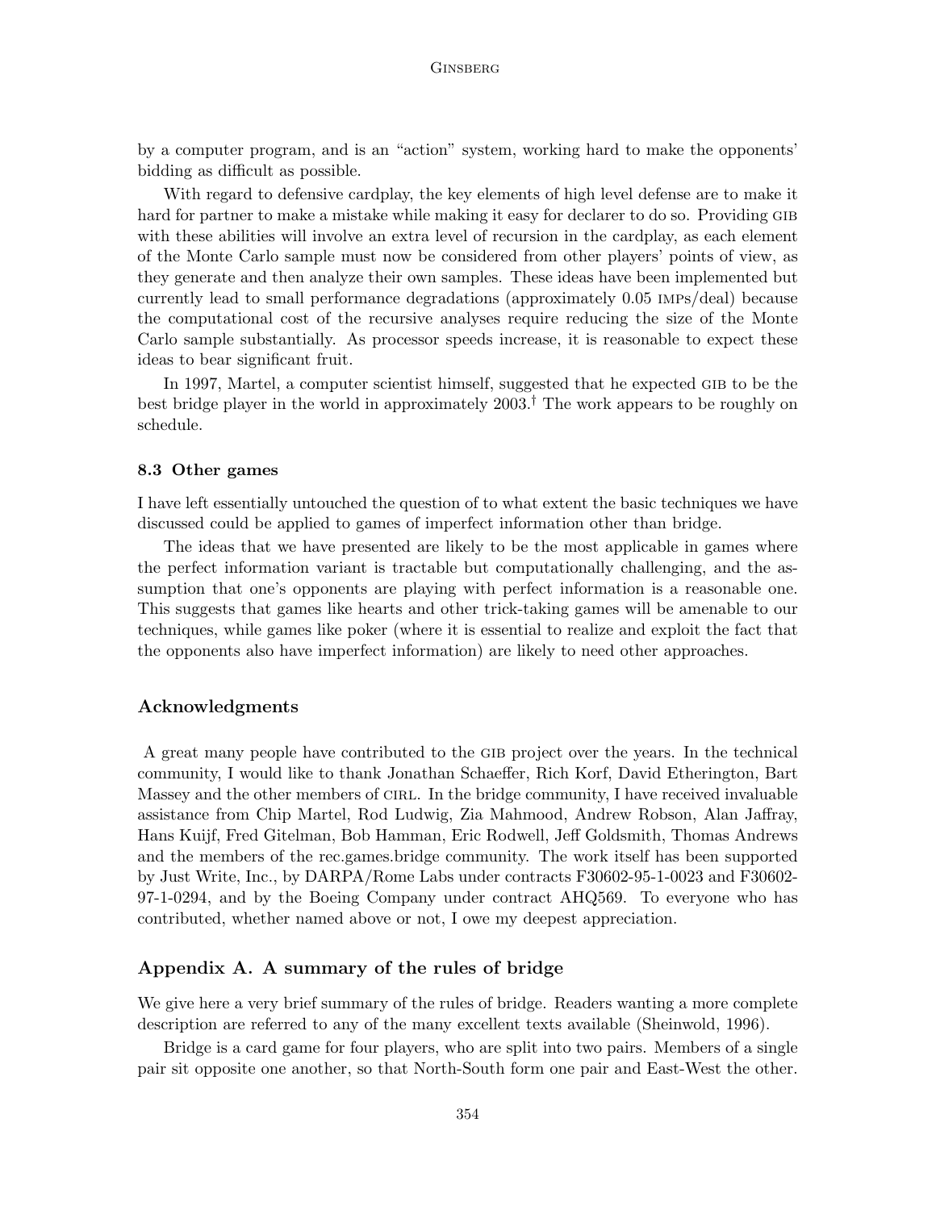by a computer program, and is an "action" system, working hard to make the opponents' bidding as difficult as possible.

With regard to defensive cardplay, the key elements of high level defense are to make it hard for partner to make a mistake while making it easy for declarer to do so. Providing GIB with these abilities will involve an extra level of recursion in the cardplay, as each element of the Monte Carlo sample must now be considered from other players' points of view, as they generate and then analyze their own samples. These ideas have been implemented but currently lead to small performance degradations (approximately 0.05 IMPs/deal) because the computational cost of the recursive analyses require reducing the size of the Monte Carlo sample substantially. As processor speeds increase, it is reasonable to expect these ideas to bear significant fruit.

In 1997, Martel, a computer scientist himself, suggested that he expected GIB to be the best bridge player in the world in approximately 2003.† The work appears to be roughly on schedule.

### 8.3 Other games

I have left essentially untouched the question of to what extent the basic techniques we have discussed could be applied to games of imperfect information other than bridge.

The ideas that we have presented are likely to be the most applicable in games where the perfect information variant is tractable but computationally challenging, and the assumption that one's opponents are playing with perfect information is a reasonable one. This suggests that games like hearts and other trick-taking games will be amenable to our techniques, while games like poker (where it is essential to realize and exploit the fact that the opponents also have imperfect information) are likely to need other approaches.

## Acknowledgments

A great many people have contributed to the GIB project over the years. In the technical community, I would like to thank Jonathan Schaeffer, Rich Korf, David Etherington, Bart Massey and the other members of CIRL. In the bridge community, I have received invaluable assistance from Chip Martel, Rod Ludwig, Zia Mahmood, Andrew Robson, Alan Jaffray, Hans Kuijf, Fred Gitelman, Bob Hamman, Eric Rodwell, Jeff Goldsmith, Thomas Andrews and the members of the rec.games.bridge community. The work itself has been supported by Just Write, Inc., by DARPA/Rome Labs under contracts F30602-95-1-0023 and F30602-97-1-0294, and by the Boeing Company under contract AHQ569. To everyone who has contributed, whether named above or not, I owe my deepest appreciation.

## Appendix A. A summary of the rules of bridge

We give here a very brief summary of the rules of bridge. Readers wanting a more complete description are referred to any of the many excellent texts available (Sheinwold, 1996).

Bridge is a card game for four players, who are split into two pairs. Members of a single pair sit opposite one another, so that North-South form one pair and East-West the other.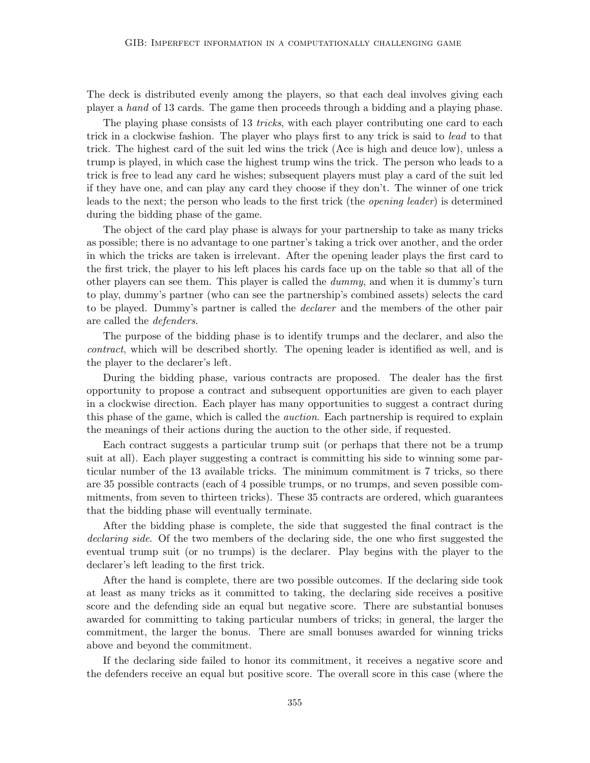The deck is distributed evenly among the players, so that each deal involves giving each player a *hand* of 13 cards. The game then proceeds through a bidding and a playing phase.

The playing phase consists of 13 *tricks*, with each player contributing one card to each trick in a clockwise fashion. The player who plays first to any trick is said to *lead* to that trick. The highest card of the suit led wins the trick (Ace is high and deuce low), unless a trump is played, in which case the highest trump wins the trick. The person who leads to a trick is free to lead any card he wishes; subsequent players must play a card of the suit led if they have one, and can play any card they choose if they don't. The winner of one trick leads to the next; the person who leads to the first trick (the *opening leader*) is determined during the bidding phase of the game.

The object of the card play phase is always for your partnership to take as many tricks as possible; there is no advantage to one partner's taking a trick over another, and the order in which the tricks are taken is irrelevant. After the opening leader plays the first card to the first trick, the player to his left places his cards face up on the table so that all of the other players can see them. This player is called the *dummy*, and when it is dummy's turn to play, dummy's partner (who can see the partnership's combined assets) selects the card to be played. Dummy's partner is called the *declarer* and the members of the other pair are called the *defenders*.

The purpose of the bidding phase is to identify trumps and the declarer, and also the *contract*, which will be described shortly. The opening leader is identified as well, and is the player to the declarer's left.

During the bidding phase, various contracts are proposed. The dealer has the first opportunity to propose a contract and subsequent opportunities are given to each player in a clockwise direction. Each player has many opportunities to suggest a contract during this phase of the game, which is called the *auction*. Each partnership is required to explain the meanings of their actions during the auction to the other side, if requested.

Each contract suggests a particular trump suit (or perhaps that there not be a trump suit at all). Each player suggesting a contract is committing his side to winning some particular number of the 13 available tricks. The minimum commitment is 7 tricks, so there are 35 possible contracts (each of 4 possible trumps, or no trumps, and seven possible commitments, from seven to thirteen tricks). These 35 contracts are ordered, which guarantees that the bidding phase will eventually terminate.

After the bidding phase is complete, the side that suggested the final contract is the *declaring side*. Of the two members of the declaring side, the one who first suggested the eventual trump suit (or no trumps) is the declarer. Play begins with the player to the declarer's left leading to the first trick.

After the hand is complete, there are two possible outcomes. If the declaring side took at least as many tricks as it committed to taking, the declaring side receives a positive score and the defending side an equal but negative score. There are substantial bonuses awarded for committing to taking particular numbers of tricks; in general, the larger the commitment, the larger the bonus. There are small bonuses awarded for winning tricks above and beyond the commitment.

If the declaring side failed to honor its commitment, it receives a negative score and the defenders receive an equal but positive score. The overall score in this case (where the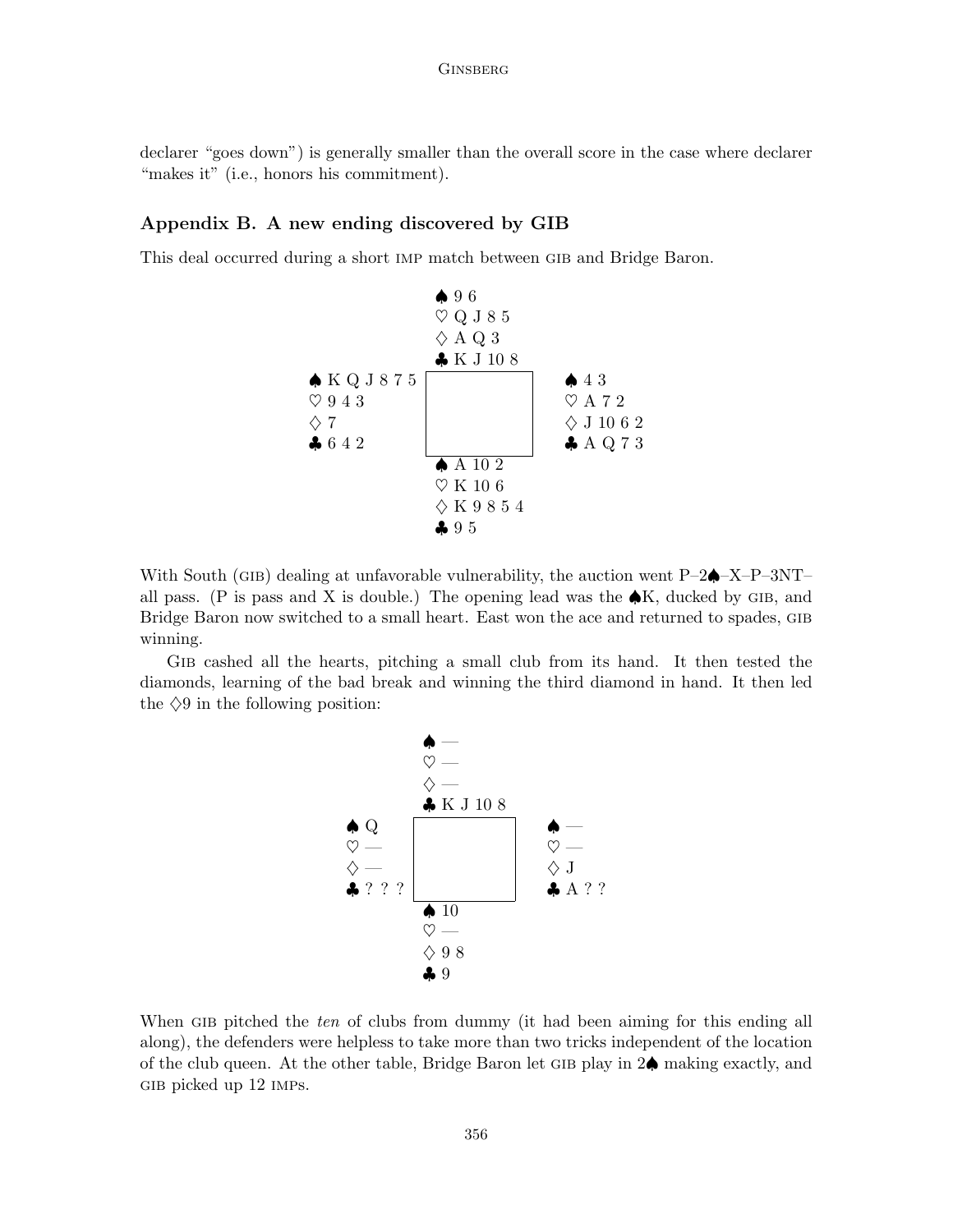declarer "goes down") is generally smaller than the overall score in the case where declarer "makes it" (i.e., honors his commitment).

## Appendix B. A new ending discovered by GIB

This deal occurred during a short IMP match between GIB and Bridge Baron.

```
                ♠ 9 6
                ♡ Q J 8 5
                ♢ A Q 3
                ♣ K J 10 8
♠ K Q J 8 7 5                  ♠ 4 3
♡ 9 4 3                        ♡ A 7 2
♢ 7                            ♢ J 10 6 2
♣ 6 4 2                        ♣ A Q 7 3
                ♠ A 10 2
                ♡ K 10 6
                ♢ K 9 8 5 4
                ♣ 9 5
```

With South (GIB) dealing at unfavorable vulnerability, the auction went P–2♠–X–P–3NT–all pass. (P is pass and X is double.) The opening lead was the ♠K, ducked by GIB, and Bridge Baron now switched to a small heart. East won the ace and returned to spades, GIB winning.

GIB cashed all the hearts, pitching a small club from its hand. It then tested the diamonds, learning of the bad break and winning the third diamond in hand. It then led the ♢9 in the following position:

```
            ♠ —
            ♡ —
            ♢ —
            ♣ K J 10 8
♠ Q                    ♠ —
♡ —                    ♡ —
♢ —                    ♢ J
♣ ? ? ?                ♣ A ? ?
            ♠ 10
            ♡ —
            ♢ 9 8
            ♣ 9
```

When GIB pitched the *ten* of clubs from dummy (it had been aiming for this ending all along), the defenders were helpless to take more than two tricks independent of the location of the club queen. At the other table, Bridge Baron let GIB play in 2♠ making exactly, and GIB picked up 12 IMPs.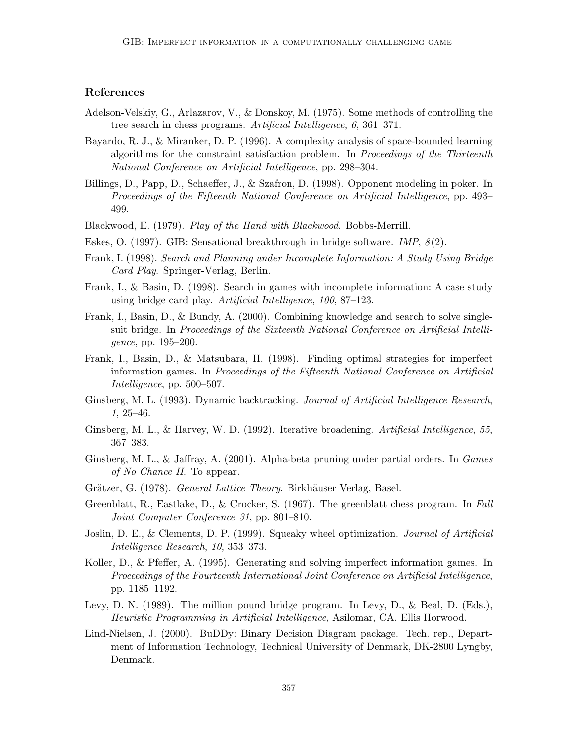## References

Adelson-Velskiy, G., Arlazarov, V., & Donskoy, M. (1975). Some methods of controlling the tree search in chess programs. *Artificial Intelligence*, *6*, 361–371.

Bayardo, R. J., & Miranker, D. P. (1996). A complexity analysis of space-bounded learning algorithms for the constraint satisfaction problem. In *Proceedings of the Thirteenth National Conference on Artificial Intelligence*, pp. 298–304.

Billings, D., Papp, D., Schaeffer, J., & Szafron, D. (1998). Opponent modeling in poker. In *Proceedings of the Fifteenth National Conference on Artificial Intelligence*, pp. 493–499.

Blackwood, E. (1979). *Play of the Hand with Blackwood*. Bobbs-Merrill.

Eskes, O. (1997). GIB: Sensational breakthrough in bridge software. *IMP*, *8*(2).

Frank, I. (1998). *Search and Planning under Incomplete Information: A Study Using Bridge Card Play*. Springer-Verlag, Berlin.

Frank, I., & Basin, D. (1998). Search in games with incomplete information: A case study using bridge card play. *Artificial Intelligence*, *100*, 87–123.

Frank, I., Basin, D., & Bundy, A. (2000). Combining knowledge and search to solve single-suit bridge. In *Proceedings of the Sixteenth National Conference on Artificial Intelligence*, pp. 195–200.

Frank, I., Basin, D., & Matsubara, H. (1998). Finding optimal strategies for imperfect information games. In *Proceedings of the Fifteenth National Conference on Artificial Intelligence*, pp. 500–507.

Ginsberg, M. L. (1993). Dynamic backtracking. *Journal of Artificial Intelligence Research*, *1*, 25–46.

Ginsberg, M. L., & Harvey, W. D. (1992). Iterative broadening. *Artificial Intelligence*, *55*, 367–383.

Ginsberg, M. L., & Jaffray, A. (2001). Alpha-beta pruning under partial orders. In *Games of No Chance II*. To appear.

Grätzer, G. (1978). *General Lattice Theory*. Birkhäuser Verlag, Basel.

Greenblatt, R., Eastlake, D., & Crocker, S. (1967). The greenblatt chess program. In *Fall Joint Computer Conference 31*, pp. 801–810.

Joslin, D. E., & Clements, D. P. (1999). Squeaky wheel optimization. *Journal of Artificial Intelligence Research*, *10*, 353–373.

Koller, D., & Pfeffer, A. (1995). Generating and solving imperfect information games. In *Proceedings of the Fourteenth International Joint Conference on Artificial Intelligence*, pp. 1185–1192.

Levy, D. N. (1989). The million pound bridge program. In Levy, D., & Beal, D. (Eds.), *Heuristic Programming in Artificial Intelligence*, Asilomar, CA. Ellis Horwood.

Lind-Nielsen, J. (2000). BuDDy: Binary Decision Diagram package. Tech. rep., Department of Information Technology, Technical University of Denmark, DK-2800 Lyngby, Denmark.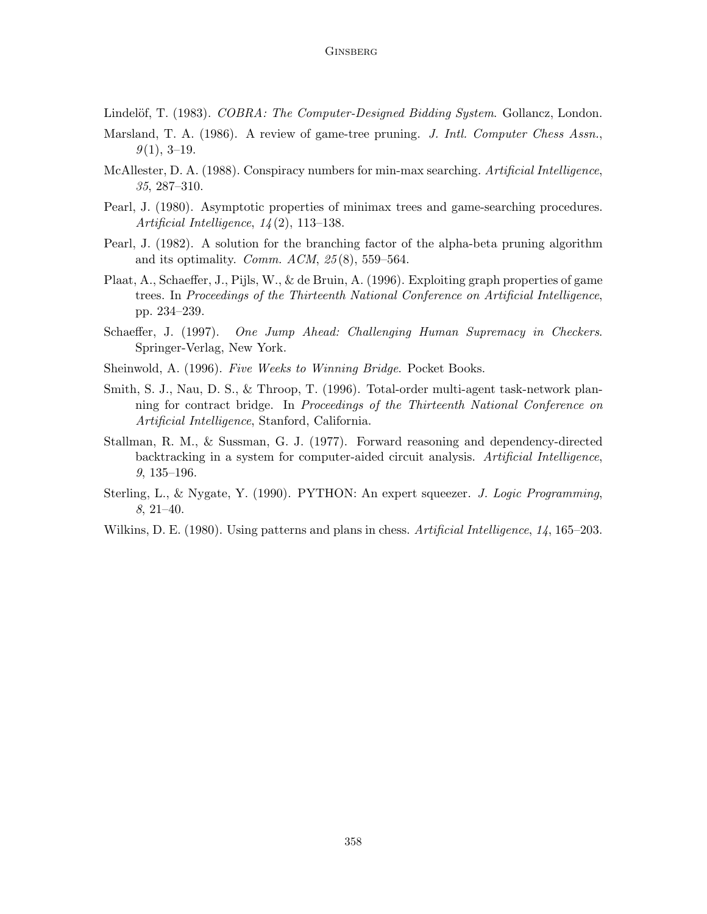Lindelöf, T. (1983). *COBRA: The Computer-Designed Bidding System*. Gollancz, London.

Marsland, T. A. (1986). A review of game-tree pruning. *J. Intl. Computer Chess Assn.*, *9*(1), 3–19.

McAllester, D. A. (1988). Conspiracy numbers for min-max searching. *Artificial Intelligence*, *35*, 287–310.

Pearl, J. (1980). Asymptotic properties of minimax trees and game-searching procedures. *Artificial Intelligence*, *14*(2), 113–138.

Pearl, J. (1982). A solution for the branching factor of the alpha-beta pruning algorithm and its optimality. *Comm. ACM*, *25*(8), 559–564.

Plaat, A., Schaeffer, J., Pijls, W., & de Bruin, A. (1996). Exploiting graph properties of game trees. In *Proceedings of the Thirteenth National Conference on Artificial Intelligence*, pp. 234–239.

Schaeffer, J. (1997). *One Jump Ahead: Challenging Human Supremacy in Checkers*. Springer-Verlag, New York.

Sheinwold, A. (1996). *Five Weeks to Winning Bridge*. Pocket Books.

Smith, S. J., Nau, D. S., & Throop, T. (1996). Total-order multi-agent task-network planning for contract bridge. In *Proceedings of the Thirteenth National Conference on Artificial Intelligence*, Stanford, California.

Stallman, R. M., & Sussman, G. J. (1977). Forward reasoning and dependency-directed backtracking in a system for computer-aided circuit analysis. *Artificial Intelligence*, *9*, 135–196.

Sterling, L., & Nygate, Y. (1990). PYTHON: An expert squeezer. *J. Logic Programming*, *8*, 21–40.

Wilkins, D. E. (1980). Using patterns and plans in chess. *Artificial Intelligence*, *14*, 165–203.